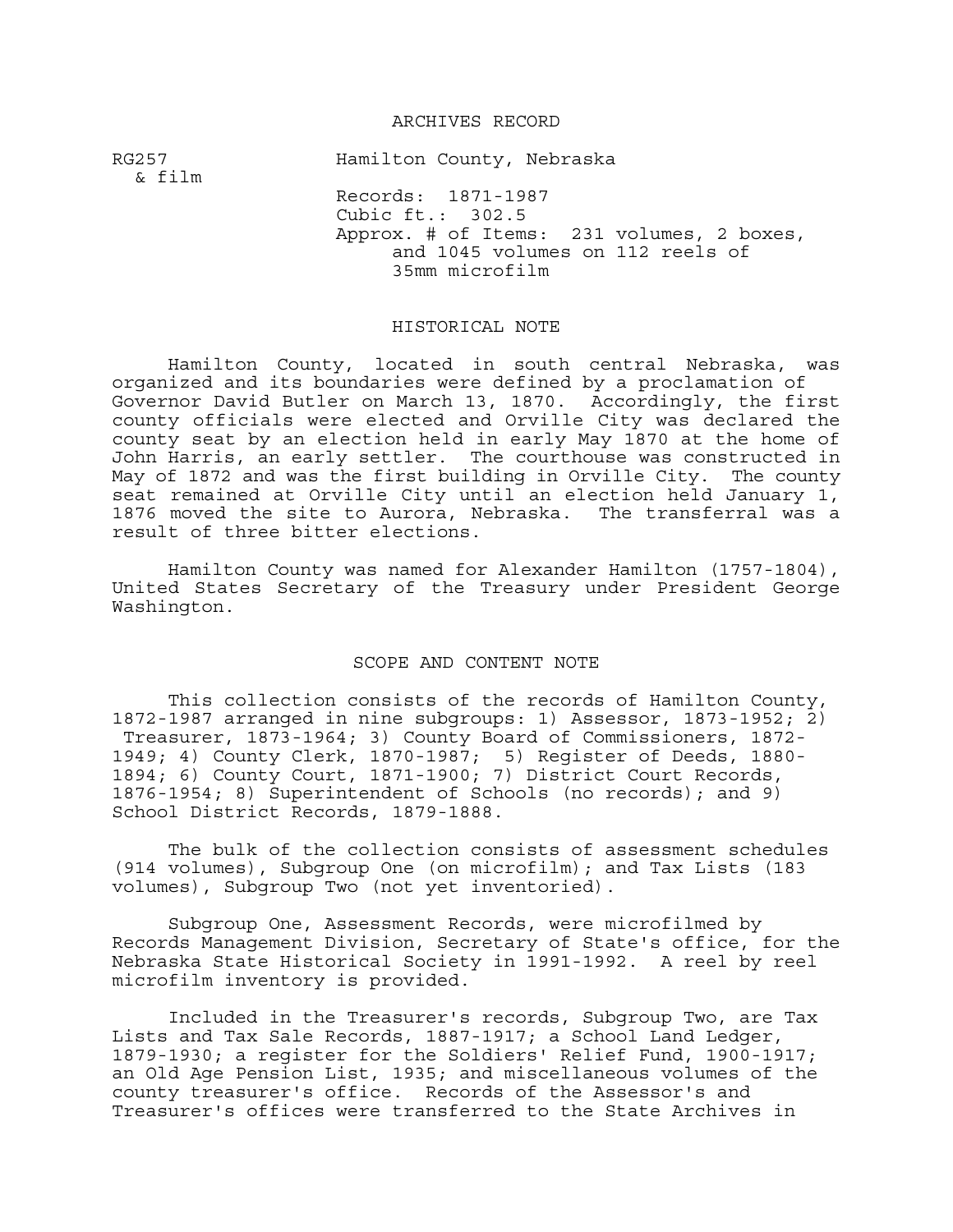# ARCHIVES RECORD

RG257 & film

Hamilton County, Nebraska

Records: 1871-1987
Cubic ft.: 302.5
Approx. # of Items: 231 volumes, 2 boxes, and 1045 volumes on 112 reels of 35mm microfilm

## HISTORICAL NOTE

Hamilton County, located in south central Nebraska, was organized and its boundaries were defined by a proclamation of Governor David Butler on March 13, 1870. Accordingly, the first county officials were elected and Orville City was declared the county seat by an election held in early May 1870 at the home of John Harris, an early settler. The courthouse was constructed in May of 1872 and was the first building in Orville City. The county seat remained at Orville City until an election held January 1, 1876 moved the site to Aurora, Nebraska. The transferral was a result of three bitter elections.

Hamilton County was named for Alexander Hamilton (1757-1804), United States Secretary of the Treasury under President George Washington.

## SCOPE AND CONTENT NOTE

This collection consists of the records of Hamilton County, 1872-1987 arranged in nine subgroups: 1) Assessor, 1873-1952; 2) Treasurer, 1873-1964; 3) County Board of Commissioners, 1872-1949; 4) County Clerk, 1870-1987; 5) Register of Deeds, 1880-1894; 6) County Court, 1871-1900; 7) District Court Records, 1876-1954; 8) Superintendent of Schools (no records); and 9) School District Records, 1879-1888.

The bulk of the collection consists of assessment schedules (914 volumes), Subgroup One (on microfilm); and Tax Lists (183 volumes), Subgroup Two (not yet inventoried).

Subgroup One, Assessment Records, were microfilmed by Records Management Division, Secretary of State's office, for the Nebraska State Historical Society in 1991-1992. A reel by reel microfilm inventory is provided.

Included in the Treasurer's records, Subgroup Two, are Tax Lists and Tax Sale Records, 1887-1917; a School Land Ledger, 1879-1930; a register for the Soldiers' Relief Fund, 1900-1917; an Old Age Pension List, 1935; and miscellaneous volumes of the county treasurer's office. Records of the Assessor's and Treasurer's offices were transferred to the State Archives in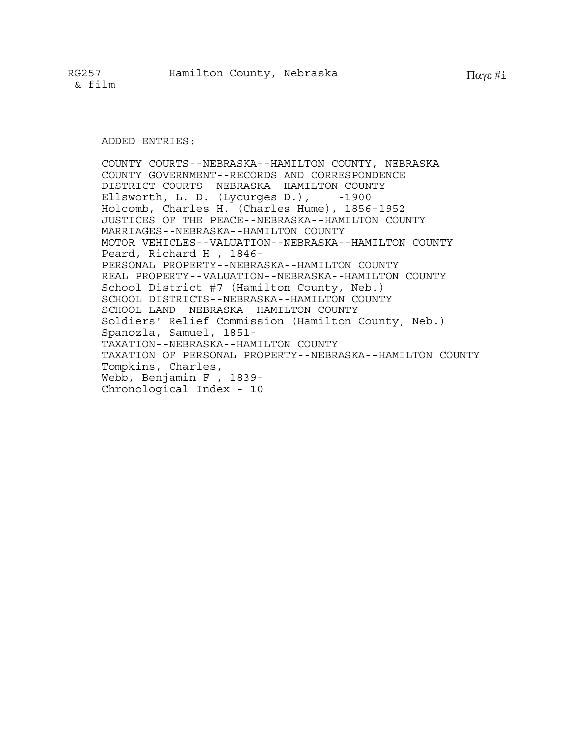ADDED ENTRIES:

COUNTY COURTS--NEBRASKA--HAMILTON COUNTY, NEBRASKA
COUNTY GOVERNMENT--RECORDS AND CORRESPONDENCE
DISTRICT COURTS--NEBRASKA--HAMILTON COUNTY
Ellsworth, L. D. (Lycurges D.), -1900
Holcomb, Charles H. (Charles Hume), 1856-1952
JUSTICES OF THE PEACE--NEBRASKA--HAMILTON COUNTY
MARRIAGES--NEBRASKA--HAMILTON COUNTY
MOTOR VEHICLES--VALUATION--NEBRASKA--HAMILTON COUNTY
Peard, Richard H , 1846-
PERSONAL PROPERTY--NEBRASKA--HAMILTON COUNTY
REAL PROPERTY--VALUATION--NEBRASKA--HAMILTON COUNTY
School District #7 (Hamilton County, Neb.)
SCHOOL DISTRICTS--NEBRASKA--HAMILTON COUNTY
SCHOOL LAND--NEBRASKA--HAMILTON COUNTY
Soldiers' Relief Commission (Hamilton County, Neb.)
Spanozla, Samuel, 1851-
TAXATION--NEBRASKA--HAMILTON COUNTY
TAXATION OF PERSONAL PROPERTY--NEBRASKA--HAMILTON COUNTY
Tompkins, Charles,
Webb, Benjamin F , 1839-
Chronological Index - 10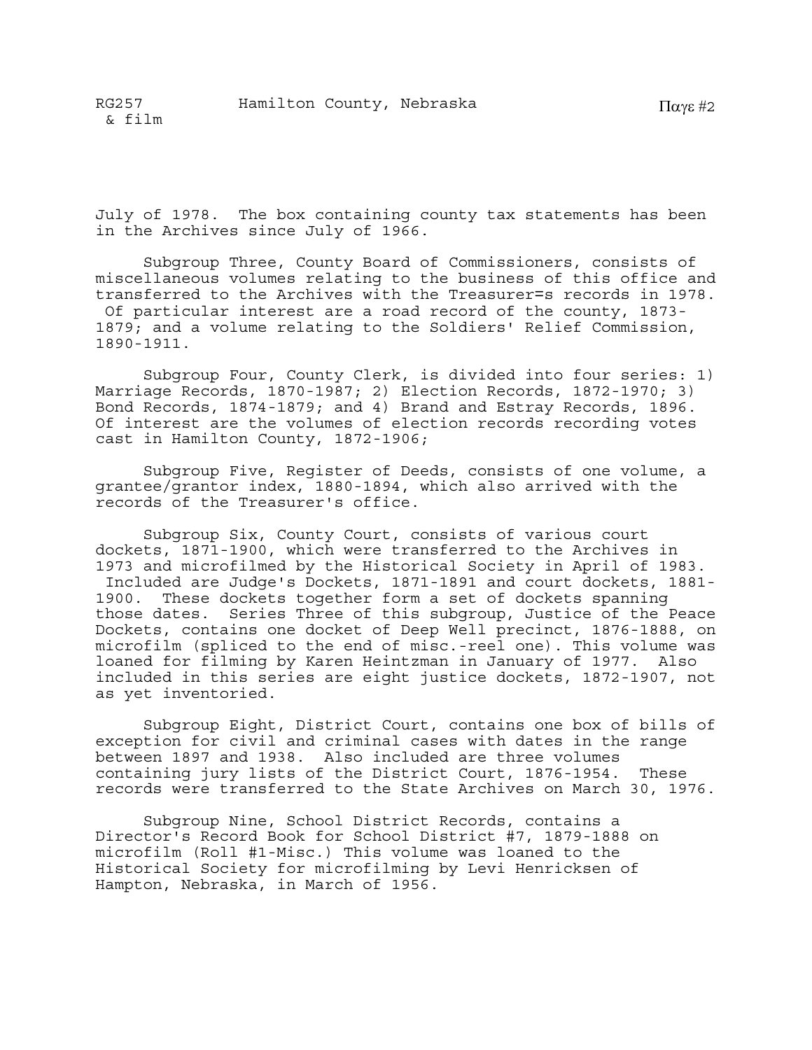July of 1978. The box containing county tax statements has been in the Archives since July of 1966.

Subgroup Three, County Board of Commissioners, consists of miscellaneous volumes relating to the business of this office and transferred to the Archives with the Treasurer=s records in 1978. Of particular interest are a road record of the county, 1873-1879; and a volume relating to the Soldiers' Relief Commission, 1890-1911.

Subgroup Four, County Clerk, is divided into four series: 1) Marriage Records, 1870-1987; 2) Election Records, 1872-1970; 3) Bond Records, 1874-1879; and 4) Brand and Estray Records, 1896. Of interest are the volumes of election records recording votes cast in Hamilton County, 1872-1906;

Subgroup Five, Register of Deeds, consists of one volume, a grantee/grantor index, 1880-1894, which also arrived with the records of the Treasurer's office.

Subgroup Six, County Court, consists of various court dockets, 1871-1900, which were transferred to the Archives in 1973 and microfilmed by the Historical Society in April of 1983. Included are Judge's Dockets, 1871-1891 and court dockets, 1881-1900. These dockets together form a set of dockets spanning those dates. Series Three of this subgroup, Justice of the Peace Dockets, contains one docket of Deep Well precinct, 1876-1888, on microfilm (spliced to the end of misc.-reel one). This volume was loaned for filming by Karen Heintzman in January of 1977. Also included in this series are eight justice dockets, 1872-1907, not as yet inventoried.

Subgroup Eight, District Court, contains one box of bills of exception for civil and criminal cases with dates in the range between 1897 and 1938. Also included are three volumes containing jury lists of the District Court, 1876-1954. These records were transferred to the State Archives on March 30, 1976.

Subgroup Nine, School District Records, contains a Director's Record Book for School District #7, 1879-1888 on microfilm (Roll #1-Misc.) This volume was loaned to the Historical Society for microfilming by Levi Henricksen of Hampton, Nebraska, in March of 1956.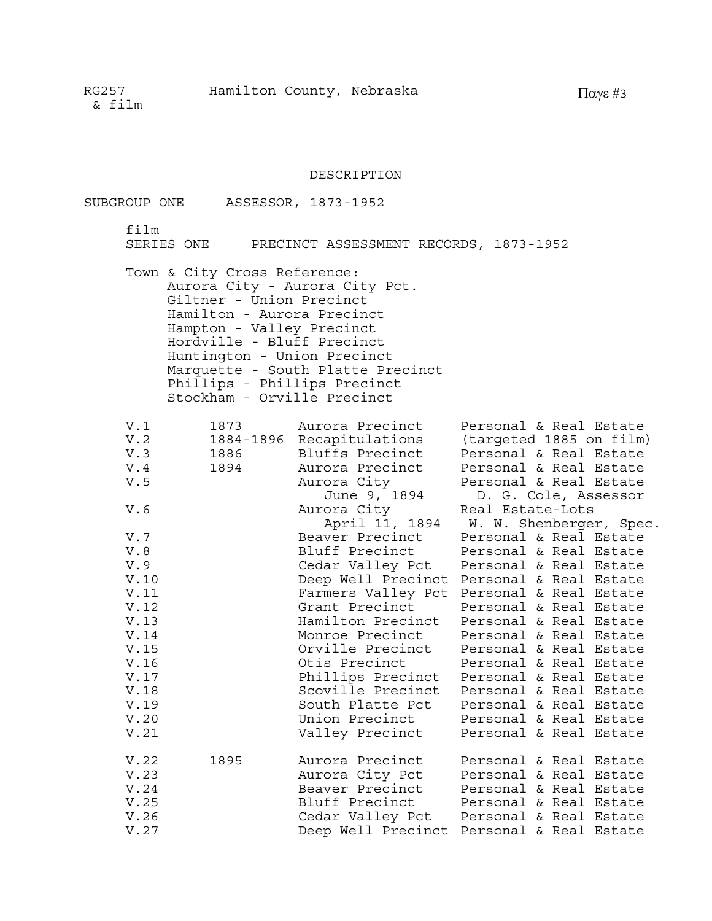## DESCRIPTION

### SUBGROUP ONE ASSESSOR, 1873-1952

film
SERIES ONE PRECINCT ASSESSMENT RECORDS, 1873-1952

Town & City Cross Reference:
- Aurora City - Aurora City Pct.
- Giltner - Union Precinct
- Hamilton - Aurora Precinct
- Hampton - Valley Precinct
- Hordville - Bluff Precinct
- Huntington - Union Precinct
- Marquette - South Platte Precinct
- Phillips - Phillips Precinct
- Stockham - Orville Precinct

| | | | |
|---|---|---|---|
| V.1 | 1873 | Aurora Precinct | Personal & Real Estate |
| V.2 | 1884-1896 | Recapitulations | (targeted 1885 on film) |
| V.3 | 1886 | Bluffs Precinct | Personal & Real Estate |
| V.4 | 1894 | Aurora Precinct | Personal & Real Estate |
| V.5 | | Aurora City<br>June 9, 1894 | Personal & Real Estate<br>D. G. Cole, Assessor |
| V.6 | | Aurora City<br>April 11, 1894 | Real Estate-Lots<br>W. W. Shenberger, Spec. |
| V.7 | | Beaver Precinct | Personal & Real Estate |
| V.8 | | Bluff Precinct | Personal & Real Estate |
| V.9 | | Cedar Valley Pct | Personal & Real Estate |
| V.10 | | Deep Well Precinct | Personal & Real Estate |
| V.11 | | Farmers Valley Pct | Personal & Real Estate |
| V.12 | | Grant Precinct | Personal & Real Estate |
| V.13 | | Hamilton Precinct | Personal & Real Estate |
| V.14 | | Monroe Precinct | Personal & Real Estate |
| V.15 | | Orville Precinct | Personal & Real Estate |
| V.16 | | Otis Precinct | Personal & Real Estate |
| V.17 | | Phillips Precinct | Personal & Real Estate |
| V.18 | | Scoville Precinct | Personal & Real Estate |
| V.19 | | South Platte Pct | Personal & Real Estate |
| V.20 | | Union Precinct | Personal & Real Estate |
| V.21 | | Valley Precinct | Personal & Real Estate |
| V.22 | 1895 | Aurora Precinct | Personal & Real Estate |
| V.23 | | Aurora City Pct | Personal & Real Estate |
| V.24 | | Beaver Precinct | Personal & Real Estate |
| V.25 | | Bluff Precinct | Personal & Real Estate |
| V.26 | | Cedar Valley Pct | Personal & Real Estate |
| V.27 | | Deep Well Precinct | Personal & Real Estate |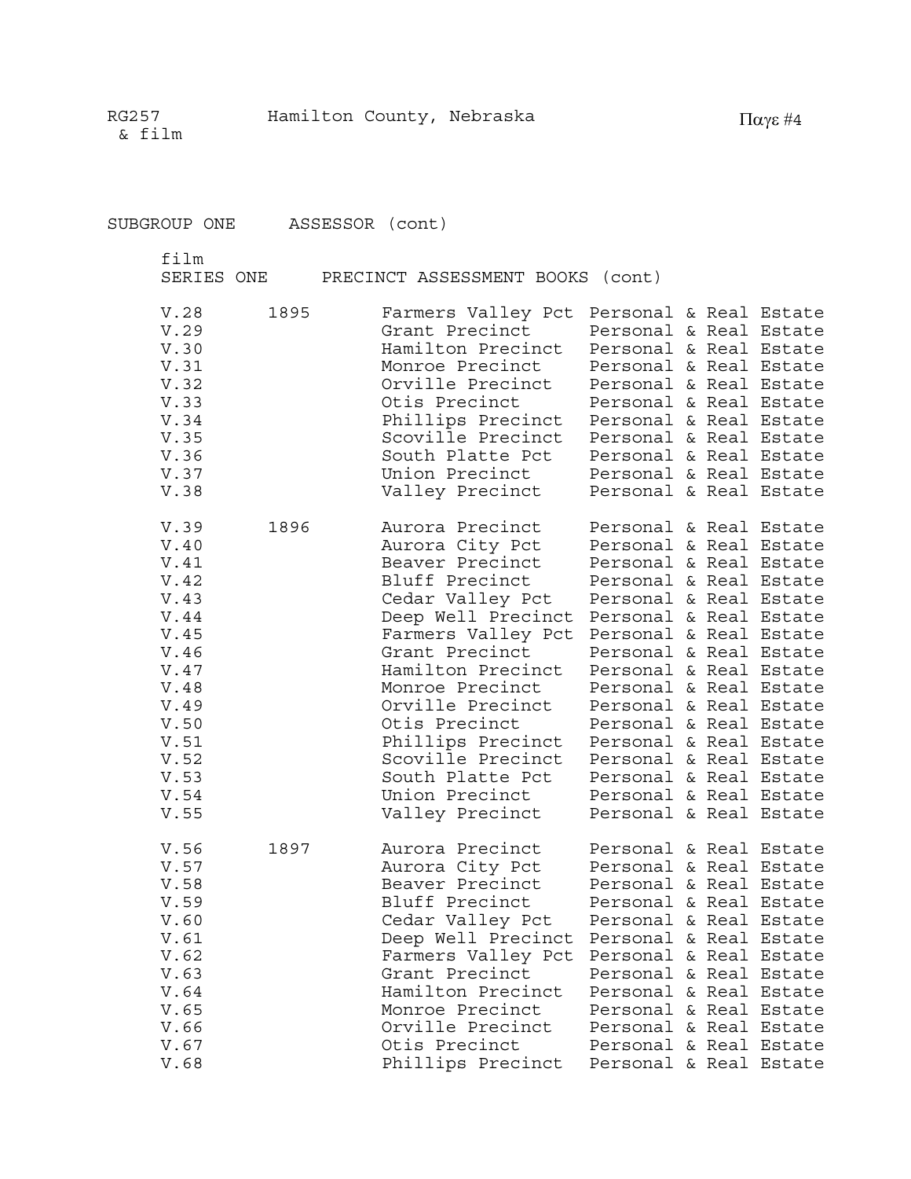SUBGROUP ONE ASSESSOR (cont)

film
SERIES ONE PRECINCT ASSESSMENT BOOKS (cont)

| | | | |
|---|---|---|---|
| V.28 | 1895 | Farmers Valley Pct | Personal & Real Estate |
| V.29 | | Grant Precinct | Personal & Real Estate |
| V.30 | | Hamilton Precinct | Personal & Real Estate |
| V.31 | | Monroe Precinct | Personal & Real Estate |
| V.32 | | Orville Precinct | Personal & Real Estate |
| V.33 | | Otis Precinct | Personal & Real Estate |
| V.34 | | Phillips Precinct | Personal & Real Estate |
| V.35 | | Scoville Precinct | Personal & Real Estate |
| V.36 | | South Platte Pct | Personal & Real Estate |
| V.37 | | Union Precinct | Personal & Real Estate |
| V.38 | | Valley Precinct | Personal & Real Estate |
| V.39 | 1896 | Aurora Precinct | Personal & Real Estate |
| V.40 | | Aurora City Pct | Personal & Real Estate |
| V.41 | | Beaver Precinct | Personal & Real Estate |
| V.42 | | Bluff Precinct | Personal & Real Estate |
| V.43 | | Cedar Valley Pct | Personal & Real Estate |
| V.44 | | Deep Well Precinct | Personal & Real Estate |
| V.45 | | Farmers Valley Pct | Personal & Real Estate |
| V.46 | | Grant Precinct | Personal & Real Estate |
| V.47 | | Hamilton Precinct | Personal & Real Estate |
| V.48 | | Monroe Precinct | Personal & Real Estate |
| V.49 | | Orville Precinct | Personal & Real Estate |
| V.50 | | Otis Precinct | Personal & Real Estate |
| V.51 | | Phillips Precinct | Personal & Real Estate |
| V.52 | | Scoville Precinct | Personal & Real Estate |
| V.53 | | South Platte Pct | Personal & Real Estate |
| V.54 | | Union Precinct | Personal & Real Estate |
| V.55 | | Valley Precinct | Personal & Real Estate |
| V.56 | 1897 | Aurora Precinct | Personal & Real Estate |
| V.57 | | Aurora City Pct | Personal & Real Estate |
| V.58 | | Beaver Precinct | Personal & Real Estate |
| V.59 | | Bluff Precinct | Personal & Real Estate |
| V.60 | | Cedar Valley Pct | Personal & Real Estate |
| V.61 | | Deep Well Precinct | Personal & Real Estate |
| V.62 | | Farmers Valley Pct | Personal & Real Estate |
| V.63 | | Grant Precinct | Personal & Real Estate |
| V.64 | | Hamilton Precinct | Personal & Real Estate |
| V.65 | | Monroe Precinct | Personal & Real Estate |
| V.66 | | Orville Precinct | Personal & Real Estate |
| V.67 | | Otis Precinct | Personal & Real Estate |
| V.68 | | Phillips Precinct | Personal & Real Estate |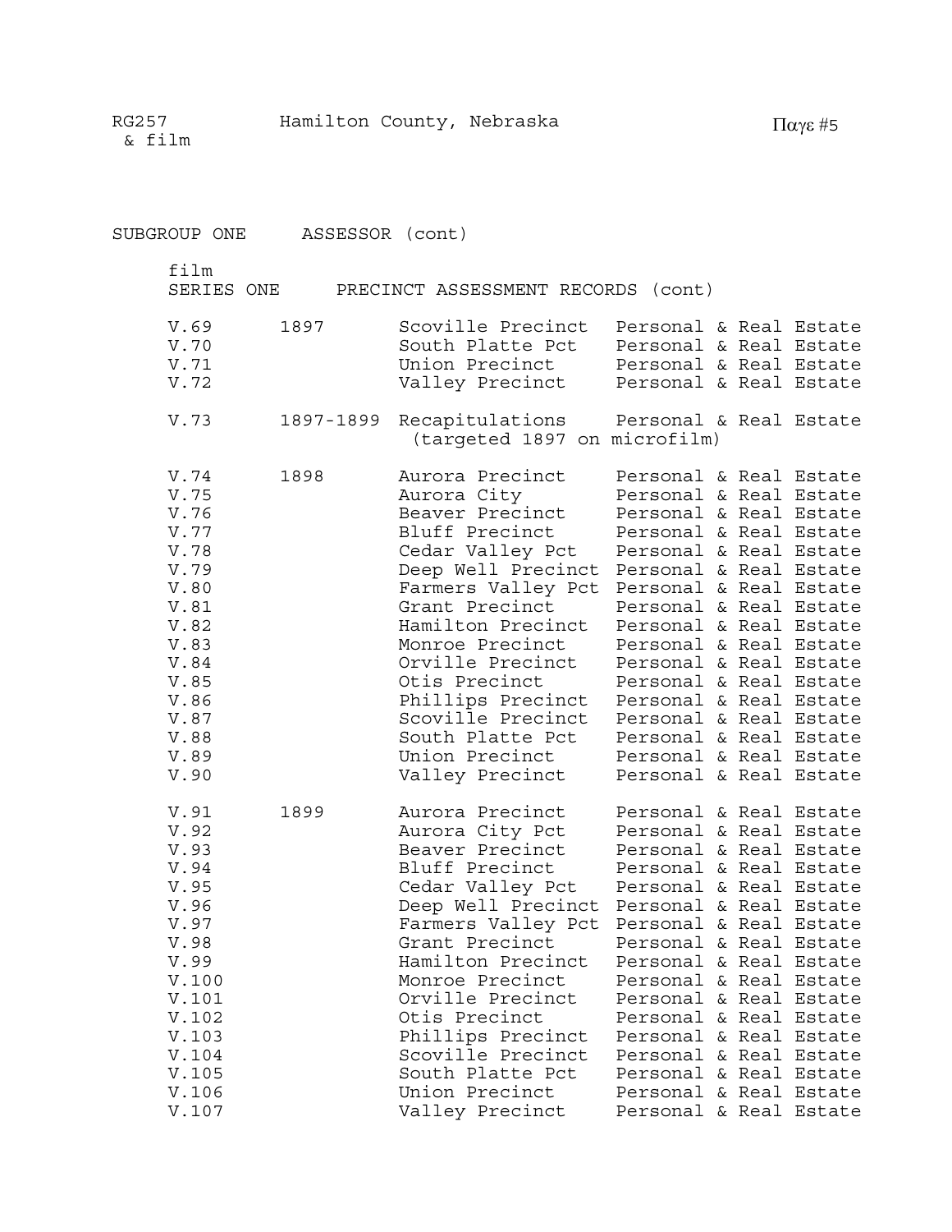SUBGROUP ONE ASSESSOR (cont)

film
SERIES ONE PRECINCT ASSESSMENT RECORDS (cont)

| | | | |
|---|---|---|---|
| V.69 | 1897 | Scoville Precinct | Personal & Real Estate |
| V.70 | | South Platte Pct | Personal & Real Estate |
| V.71 | | Union Precinct | Personal & Real Estate |
| V.72 | | Valley Precinct | Personal & Real Estate |
| | | | |
| V.73 | 1897-1899 | Recapitulations (targeted 1897 on microfilm) | Personal & Real Estate |
| | | | |
| V.74 | 1898 | Aurora Precinct | Personal & Real Estate |
| V.75 | | Aurora City | Personal & Real Estate |
| V.76 | | Beaver Precinct | Personal & Real Estate |
| V.77 | | Bluff Precinct | Personal & Real Estate |
| V.78 | | Cedar Valley Pct | Personal & Real Estate |
| V.79 | | Deep Well Precinct | Personal & Real Estate |
| V.80 | | Farmers Valley Pct | Personal & Real Estate |
| V.81 | | Grant Precinct | Personal & Real Estate |
| V.82 | | Hamilton Precinct | Personal & Real Estate |
| V.83 | | Monroe Precinct | Personal & Real Estate |
| V.84 | | Orville Precinct | Personal & Real Estate |
| V.85 | | Otis Precinct | Personal & Real Estate |
| V.86 | | Phillips Precinct | Personal & Real Estate |
| V.87 | | Scoville Precinct | Personal & Real Estate |
| V.88 | | South Platte Pct | Personal & Real Estate |
| V.89 | | Union Precinct | Personal & Real Estate |
| V.90 | | Valley Precinct | Personal & Real Estate |
| | | | |
| V.91 | 1899 | Aurora Precinct | Personal & Real Estate |
| V.92 | | Aurora City Pct | Personal & Real Estate |
| V.93 | | Beaver Precinct | Personal & Real Estate |
| V.94 | | Bluff Precinct | Personal & Real Estate |
| V.95 | | Cedar Valley Pct | Personal & Real Estate |
| V.96 | | Deep Well Precinct | Personal & Real Estate |
| V.97 | | Farmers Valley Pct | Personal & Real Estate |
| V.98 | | Grant Precinct | Personal & Real Estate |
| V.99 | | Hamilton Precinct | Personal & Real Estate |
| V.100 | | Monroe Precinct | Personal & Real Estate |
| V.101 | | Orville Precinct | Personal & Real Estate |
| V.102 | | Otis Precinct | Personal & Real Estate |
| V.103 | | Phillips Precinct | Personal & Real Estate |
| V.104 | | Scoville Precinct | Personal & Real Estate |
| V.105 | | South Platte Pct | Personal & Real Estate |
| V.106 | | Union Precinct | Personal & Real Estate |
| V.107 | | Valley Precinct | Personal & Real Estate |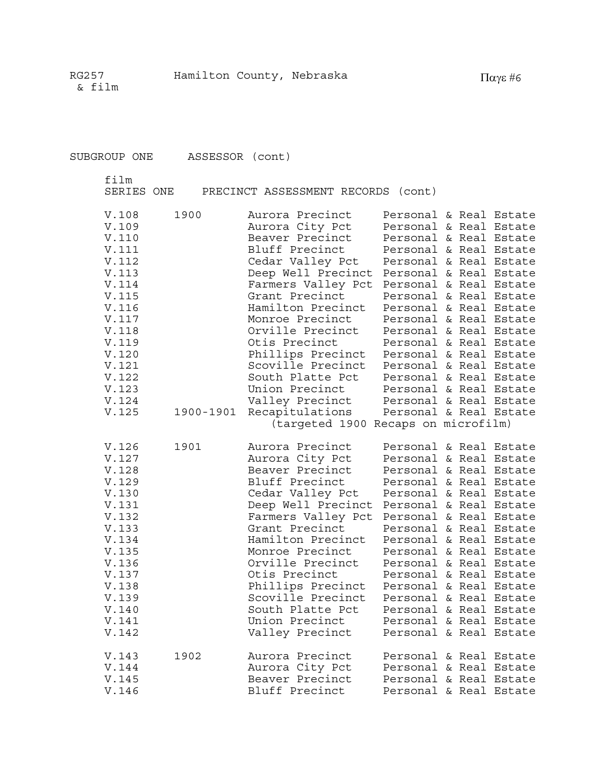SUBGROUP ONE ASSESSOR (cont)

film
SERIES ONE PRECINCT ASSESSMENT RECORDS (cont)

| | | | |
|---|---|---|---|
| V.108 | 1900 | Aurora Precinct | Personal & Real Estate |
| V.109 | | Aurora City Pct | Personal & Real Estate |
| V.110 | | Beaver Precinct | Personal & Real Estate |
| V.111 | | Bluff Precinct | Personal & Real Estate |
| V.112 | | Cedar Valley Pct | Personal & Real Estate |
| V.113 | | Deep Well Precinct | Personal & Real Estate |
| V.114 | | Farmers Valley Pct | Personal & Real Estate |
| V.115 | | Grant Precinct | Personal & Real Estate |
| V.116 | | Hamilton Precinct | Personal & Real Estate |
| V.117 | | Monroe Precinct | Personal & Real Estate |
| V.118 | | Orville Precinct | Personal & Real Estate |
| V.119 | | Otis Precinct | Personal & Real Estate |
| V.120 | | Phillips Precinct | Personal & Real Estate |
| V.121 | | Scoville Precinct | Personal & Real Estate |
| V.122 | | South Platte Pct | Personal & Real Estate |
| V.123 | | Union Precinct | Personal & Real Estate |
| V.124 | | Valley Precinct | Personal & Real Estate |
| V.125 | 1900-1901 | Recapitulations | Personal & Real Estate |
| | | (targeted 1900 Recaps on microfilm) | |
| V.126 | 1901 | Aurora Precinct | Personal & Real Estate |
| V.127 | | Aurora City Pct | Personal & Real Estate |
| V.128 | | Beaver Precinct | Personal & Real Estate |
| V.129 | | Bluff Precinct | Personal & Real Estate |
| V.130 | | Cedar Valley Pct | Personal & Real Estate |
| V.131 | | Deep Well Precinct | Personal & Real Estate |
| V.132 | | Farmers Valley Pct | Personal & Real Estate |
| V.133 | | Grant Precinct | Personal & Real Estate |
| V.134 | | Hamilton Precinct | Personal & Real Estate |
| V.135 | | Monroe Precinct | Personal & Real Estate |
| V.136 | | Orville Precinct | Personal & Real Estate |
| V.137 | | Otis Precinct | Personal & Real Estate |
| V.138 | | Phillips Precinct | Personal & Real Estate |
| V.139 | | Scoville Precinct | Personal & Real Estate |
| V.140 | | South Platte Pct | Personal & Real Estate |
| V.141 | | Union Precinct | Personal & Real Estate |
| V.142 | | Valley Precinct | Personal & Real Estate |
| V.143 | 1902 | Aurora Precinct | Personal & Real Estate |
| V.144 | | Aurora City Pct | Personal & Real Estate |
| V.145 | | Beaver Precinct | Personal & Real Estate |
| V.146 | | Bluff Precinct | Personal & Real Estate |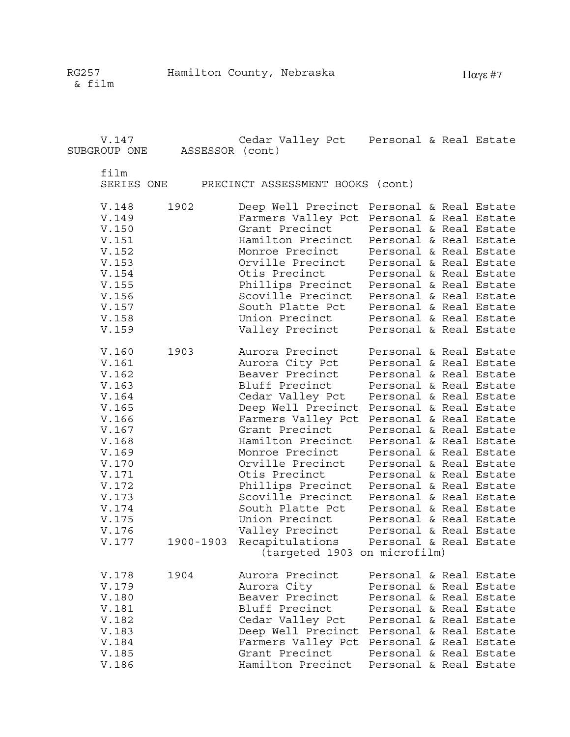V.147 Cedar Valley Pct Personal & Real Estate

SUBGROUP ONE ASSESSOR (cont)

film
SERIES ONE PRECINCT ASSESSMENT BOOKS (cont)

| | | | |
|---|---|---|---|
| V.148 | 1902 | Deep Well Precinct | Personal & Real Estate |
| V.149 | | Farmers Valley Pct | Personal & Real Estate |
| V.150 | | Grant Precinct | Personal & Real Estate |
| V.151 | | Hamilton Precinct | Personal & Real Estate |
| V.152 | | Monroe Precinct | Personal & Real Estate |
| V.153 | | Orville Precinct | Personal & Real Estate |
| V.154 | | Otis Precinct | Personal & Real Estate |
| V.155 | | Phillips Precinct | Personal & Real Estate |
| V.156 | | Scoville Precinct | Personal & Real Estate |
| V.157 | | South Platte Pct | Personal & Real Estate |
| V.158 | | Union Precinct | Personal & Real Estate |
| V.159 | | Valley Precinct | Personal & Real Estate |
| V.160 | 1903 | Aurora Precinct | Personal & Real Estate |
| V.161 | | Aurora City Pct | Personal & Real Estate |
| V.162 | | Beaver Precinct | Personal & Real Estate |
| V.163 | | Bluff Precinct | Personal & Real Estate |
| V.164 | | Cedar Valley Pct | Personal & Real Estate |
| V.165 | | Deep Well Precinct | Personal & Real Estate |
| V.166 | | Farmers Valley Pct | Personal & Real Estate |
| V.167 | | Grant Precinct | Personal & Real Estate |
| V.168 | | Hamilton Precinct | Personal & Real Estate |
| V.169 | | Monroe Precinct | Personal & Real Estate |
| V.170 | | Orville Precinct | Personal & Real Estate |
| V.171 | | Otis Precinct | Personal & Real Estate |
| V.172 | | Phillips Precinct | Personal & Real Estate |
| V.173 | | Scoville Precinct | Personal & Real Estate |
| V.174 | | South Platte Pct | Personal & Real Estate |
| V.175 | | Union Precinct | Personal & Real Estate |
| V.176 | | Valley Precinct | Personal & Real Estate |
| V.177 | 1900-1903 | Recapitulations (targeted 1903 on microfilm) | Personal & Real Estate |
| V.178 | 1904 | Aurora Precinct | Personal & Real Estate |
| V.179 | | Aurora City | Personal & Real Estate |
| V.180 | | Beaver Precinct | Personal & Real Estate |
| V.181 | | Bluff Precinct | Personal & Real Estate |
| V.182 | | Cedar Valley Pct | Personal & Real Estate |
| V.183 | | Deep Well Precinct | Personal & Real Estate |
| V.184 | | Farmers Valley Pct | Personal & Real Estate |
| V.185 | | Grant Precinct | Personal & Real Estate |
| V.186 | | Hamilton Precinct | Personal & Real Estate |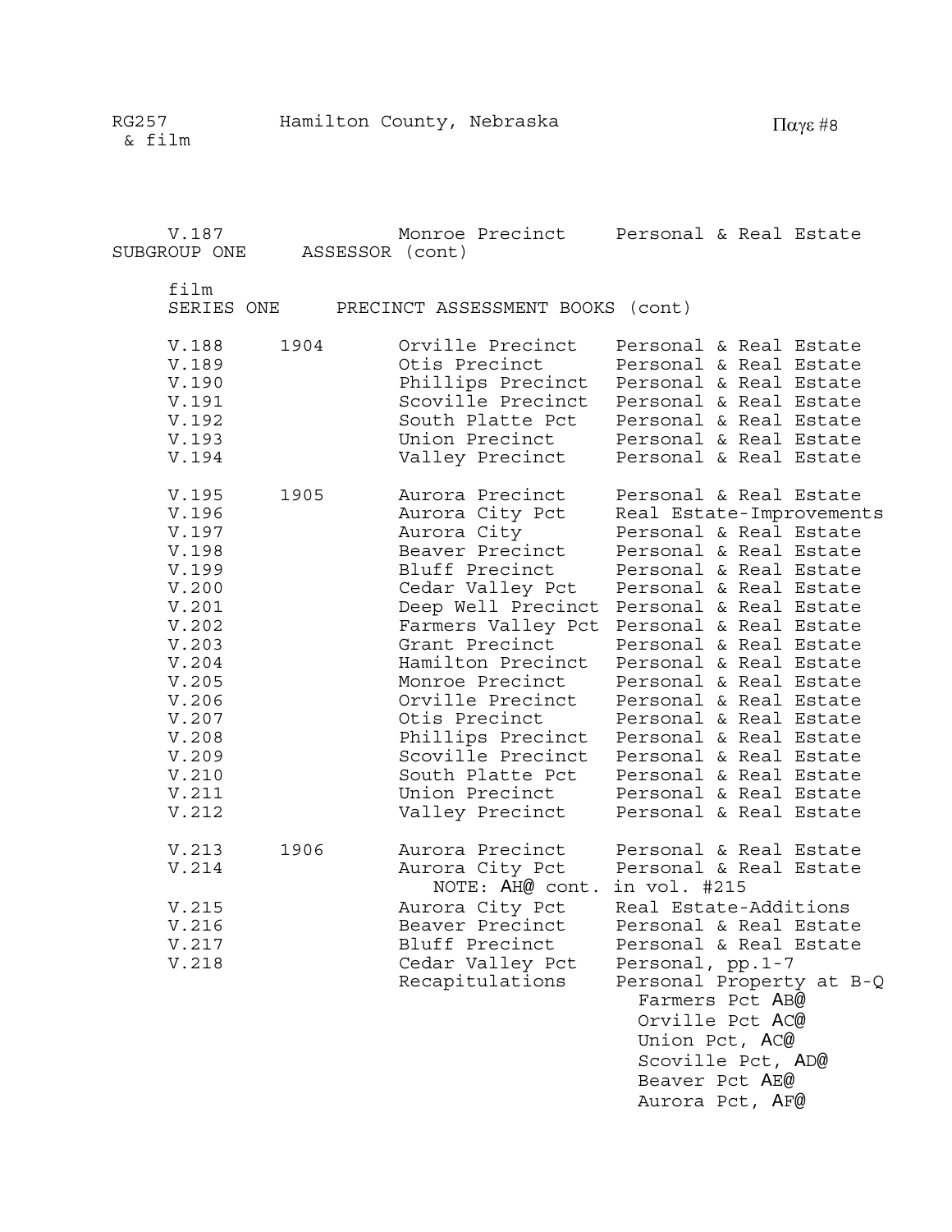V.187 Monroe Precinct Personal & Real Estate

SUBGROUP ONE ASSESSOR (cont)

film
SERIES ONE PRECINCT ASSESSMENT BOOKS (cont)

| | | | |
|---|---|---|---|
| V.188 | 1904 | Orville Precinct | Personal & Real Estate |
| V.189 | | Otis Precinct | Personal & Real Estate |
| V.190 | | Phillips Precinct | Personal & Real Estate |
| V.191 | | Scoville Precinct | Personal & Real Estate |
| V.192 | | South Platte Pct | Personal & Real Estate |
| V.193 | | Union Precinct | Personal & Real Estate |
| V.194 | | Valley Precinct | Personal & Real Estate |
| V.195 | 1905 | Aurora Precinct | Personal & Real Estate |
| V.196 | | Aurora City Pct | Real Estate-Improvements |
| V.197 | | Aurora City | Personal & Real Estate |
| V.198 | | Beaver Precinct | Personal & Real Estate |
| V.199 | | Bluff Precinct | Personal & Real Estate |
| V.200 | | Cedar Valley Pct | Personal & Real Estate |
| V.201 | | Deep Well Precinct | Personal & Real Estate |
| V.202 | | Farmers Valley Pct | Personal & Real Estate |
| V.203 | | Grant Precinct | Personal & Real Estate |
| V.204 | | Hamilton Precinct | Personal & Real Estate |
| V.205 | | Monroe Precinct | Personal & Real Estate |
| V.206 | | Orville Precinct | Personal & Real Estate |
| V.207 | | Otis Precinct | Personal & Real Estate |
| V.208 | | Phillips Precinct | Personal & Real Estate |
| V.209 | | Scoville Precinct | Personal & Real Estate |
| V.210 | | South Platte Pct | Personal & Real Estate |
| V.211 | | Union Precinct | Personal & Real Estate |
| V.212 | | Valley Precinct | Personal & Real Estate |
| V.213 | 1906 | Aurora Precinct | Personal & Real Estate |
| V.214 | | Aurora City Pct | Personal & Real Estate |
| | | NOTE: AH@ cont. in vol. #215 | |
| V.215 | | Aurora City Pct | Real Estate-Additions |
| V.216 | | Beaver Precinct | Personal & Real Estate |
| V.217 | | Bluff Precinct | Personal & Real Estate |
| V.218 | | Cedar Valley Pct | Personal, pp.1-7 |
| | | Recapitulations | Personal Property at B-Q |
| | | | Farmers Pct AB@ |
| | | | Orville Pct AC@ |
| | | | Union Pct, AC@ |
| | | | Scoville Pct, AD@ |
| | | | Beaver Pct AE@ |
| | | | Aurora Pct, AF@ |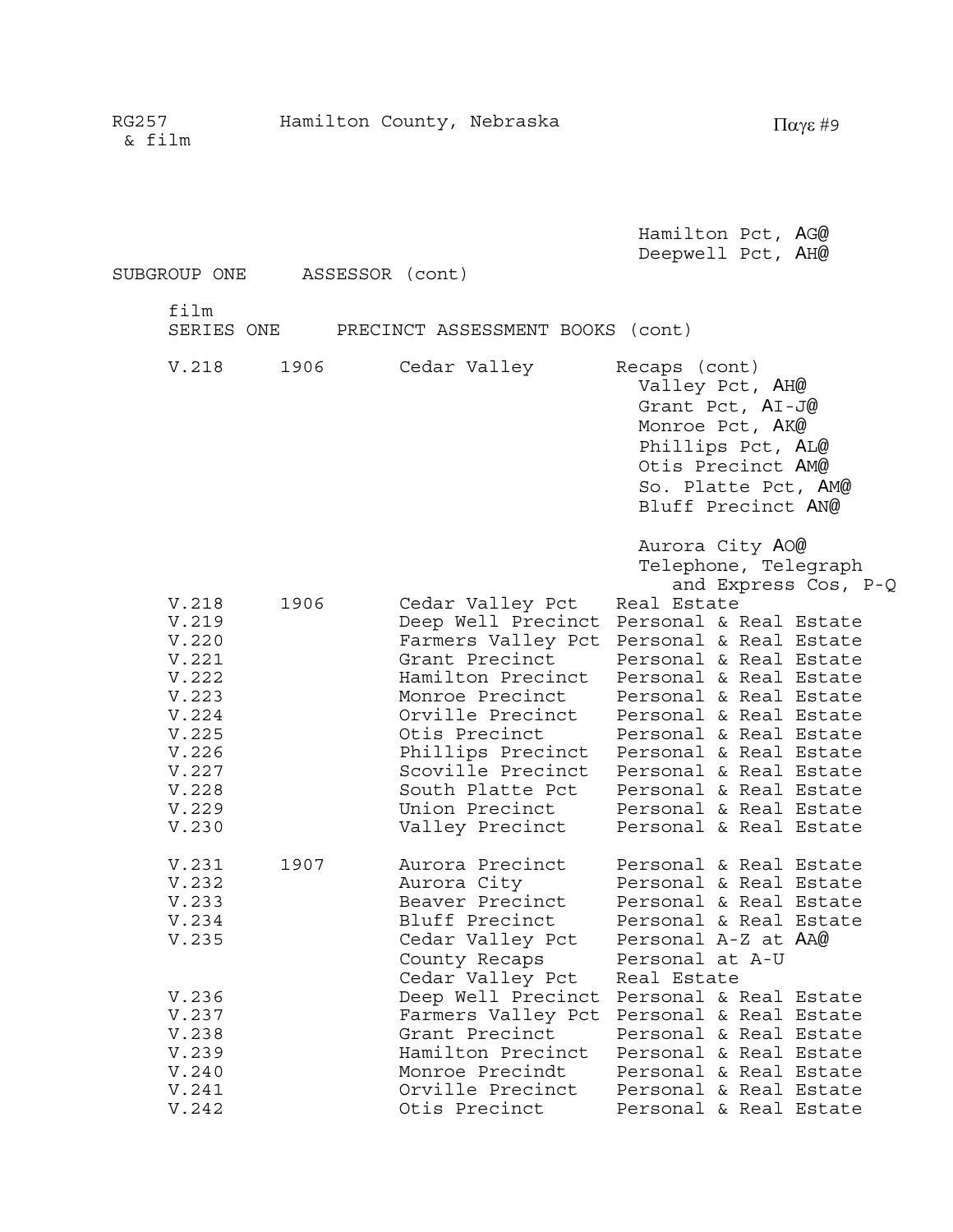Hamilton Pct, AG@
Deepwell Pct, AH@

SUBGROUP ONE ASSESSOR (cont)

film
SERIES ONE PRECINCT ASSESSMENT BOOKS (cont)

| | | | |
|---|---|---|---|
| V.218 | 1906 | Cedar Valley | Recaps (cont)<br>Valley Pct, AH@<br>Grant Pct, AI-J@<br>Monroe Pct, AK@<br>Phillips Pct, AL@<br>Otis Precinct AM@<br>So. Platte Pct, AM@<br>Bluff Precinct AN@<br><br>Aurora City AO@<br>Telephone, Telegraph and Express Cos, P-Q |
| V.218 | 1906 | Cedar Valley Pct | Real Estate |
| V.219 | | Deep Well Precinct | Personal & Real Estate |
| V.220 | | Farmers Valley Pct | Personal & Real Estate |
| V.221 | | Grant Precinct | Personal & Real Estate |
| V.222 | | Hamilton Precinct | Personal & Real Estate |
| V.223 | | Monroe Precinct | Personal & Real Estate |
| V.224 | | Orville Precinct | Personal & Real Estate |
| V.225 | | Otis Precinct | Personal & Real Estate |
| V.226 | | Phillips Precinct | Personal & Real Estate |
| V.227 | | Scoville Precinct | Personal & Real Estate |
| V.228 | | South Platte Pct | Personal & Real Estate |
| V.229 | | Union Precinct | Personal & Real Estate |
| V.230 | | Valley Precinct | Personal & Real Estate |
| V.231 | 1907 | Aurora Precinct | Personal & Real Estate |
| V.232 | | Aurora City | Personal & Real Estate |
| V.233 | | Beaver Precinct | Personal & Real Estate |
| V.234 | | Bluff Precinct | Personal & Real Estate |
| V.235 | | Cedar Valley Pct | Personal A-Z at AA@ |
| | | County Recaps | Personal at A-U |
| | | Cedar Valley Pct | Real Estate |
| V.236 | | Deep Well Precinct | Personal & Real Estate |
| V.237 | | Farmers Valley Pct | Personal & Real Estate |
| V.238 | | Grant Precinct | Personal & Real Estate |
| V.239 | | Hamilton Precinct | Personal & Real Estate |
| V.240 | | Monroe Precindt | Personal & Real Estate |
| V.241 | | Orville Precinct | Personal & Real Estate |
| V.242 | | Otis Precinct | Personal & Real Estate |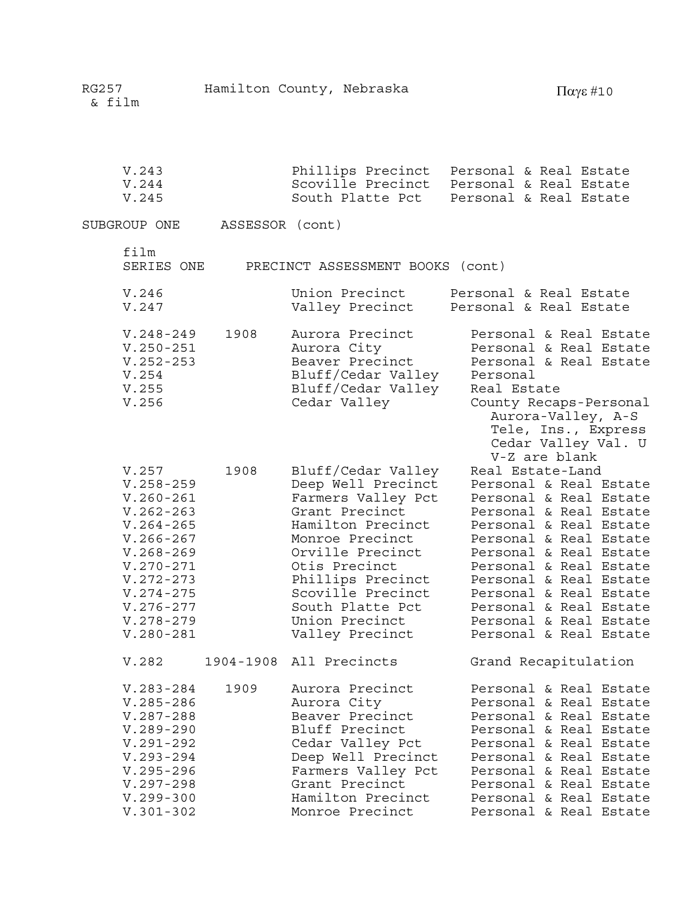V.243 | | Phillips Precinct | Personal & Real Estate
V.244 | | Scoville Precinct | Personal & Real Estate
V.245 | | South Platte Pct | Personal & Real Estate

SUBGROUP ONE ASSESSOR (cont)

film
SERIES ONE PRECINCT ASSESSMENT BOOKS (cont)

| Volume | Year | Precinct | Type |
|---|---|---|---|
| V.246 | | Union Precinct | Personal & Real Estate |
| V.247 | | Valley Precinct | Personal & Real Estate |
| V.248-249 | 1908 | Aurora Precinct | Personal & Real Estate |
| V.250-251 | | Aurora City | Personal & Real Estate |
| V.252-253 | | Beaver Precinct | Personal & Real Estate |
| V.254 | | Bluff/Cedar Valley | Personal |
| V.255 | | Bluff/Cedar Valley | Real Estate |
| V.256 | | Cedar Valley | County Recaps-Personal Aurora-Valley, A-S Tele, Ins., Express Cedar Valley Val. U V-Z are blank |
| V.257 | 1908 | Bluff/Cedar Valley | Real Estate-Land |
| V.258-259 | | Deep Well Precinct | Personal & Real Estate |
| V.260-261 | | Farmers Valley Pct | Personal & Real Estate |
| V.262-263 | | Grant Precinct | Personal & Real Estate |
| V.264-265 | | Hamilton Precinct | Personal & Real Estate |
| V.266-267 | | Monroe Precinct | Personal & Real Estate |
| V.268-269 | | Orville Precinct | Personal & Real Estate |
| V.270-271 | | Otis Precinct | Personal & Real Estate |
| V.272-273 | | Phillips Precinct | Personal & Real Estate |
| V.274-275 | | Scoville Precinct | Personal & Real Estate |
| V.276-277 | | South Platte Pct | Personal & Real Estate |
| V.278-279 | | Union Precinct | Personal & Real Estate |
| V.280-281 | | Valley Precinct | Personal & Real Estate |
| V.282 | 1904-1908 | All Precincts | Grand Recapitulation |
| V.283-284 | 1909 | Aurora Precinct | Personal & Real Estate |
| V.285-286 | | Aurora City | Personal & Real Estate |
| V.287-288 | | Beaver Precinct | Personal & Real Estate |
| V.289-290 | | Bluff Precinct | Personal & Real Estate |
| V.291-292 | | Cedar Valley Pct | Personal & Real Estate |
| V.293-294 | | Deep Well Precinct | Personal & Real Estate |
| V.295-296 | | Farmers Valley Pct | Personal & Real Estate |
| V.297-298 | | Grant Precinct | Personal & Real Estate |
| V.299-300 | | Hamilton Precinct | Personal & Real Estate |
| V.301-302 | | Monroe Precinct | Personal & Real Estate |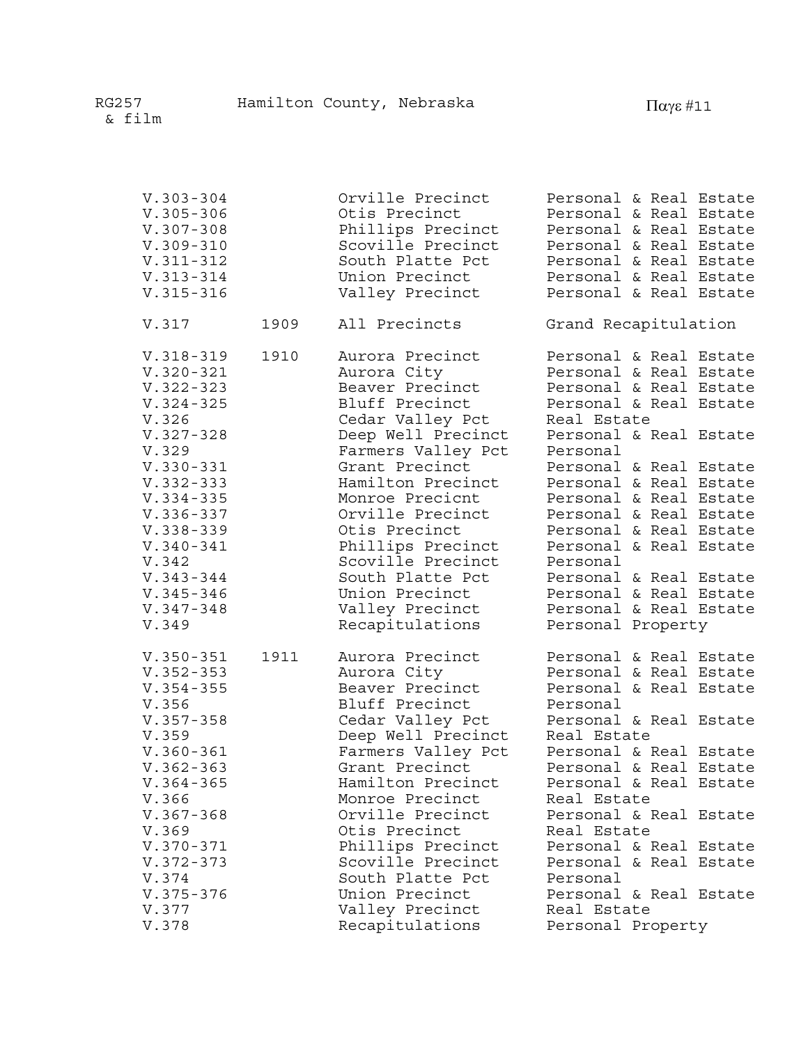| | | | |
|---|---|---|---|
| V.303-304 | | Orville Precinct | Personal & Real Estate |
| V.305-306 | | Otis Precinct | Personal & Real Estate |
| V.307-308 | | Phillips Precinct | Personal & Real Estate |
| V.309-310 | | Scoville Precinct | Personal & Real Estate |
| V.311-312 | | South Platte Pct | Personal & Real Estate |
| V.313-314 | | Union Precinct | Personal & Real Estate |
| V.315-316 | | Valley Precinct | Personal & Real Estate |
| | | | |
| V.317 | 1909 | All Precincts | Grand Recapitulation |
| | | | |
| V.318-319 | 1910 | Aurora Precinct | Personal & Real Estate |
| V.320-321 | | Aurora City | Personal & Real Estate |
| V.322-323 | | Beaver Precinct | Personal & Real Estate |
| V.324-325 | | Bluff Precinct | Personal & Real Estate |
| V.326 | | Cedar Valley Pct | Real Estate |
| V.327-328 | | Deep Well Precinct | Personal & Real Estate |
| V.329 | | Farmers Valley Pct | Personal |
| V.330-331 | | Grant Precinct | Personal & Real Estate |
| V.332-333 | | Hamilton Precinct | Personal & Real Estate |
| V.334-335 | | Monroe Precicnt | Personal & Real Estate |
| V.336-337 | | Orville Precinct | Personal & Real Estate |
| V.338-339 | | Otis Precinct | Personal & Real Estate |
| V.340-341 | | Phillips Precinct | Personal & Real Estate |
| V.342 | | Scoville Precinct | Personal |
| V.343-344 | | South Platte Pct | Personal & Real Estate |
| V.345-346 | | Union Precinct | Personal & Real Estate |
| V.347-348 | | Valley Precinct | Personal & Real Estate |
| V.349 | | Recapitulations | Personal Property |
| | | | |
| V.350-351 | 1911 | Aurora Precinct | Personal & Real Estate |
| V.352-353 | | Aurora City | Personal & Real Estate |
| V.354-355 | | Beaver Precinct | Personal & Real Estate |
| V.356 | | Bluff Precinct | Personal |
| V.357-358 | | Cedar Valley Pct | Personal & Real Estate |
| V.359 | | Deep Well Precinct | Real Estate |
| V.360-361 | | Farmers Valley Pct | Personal & Real Estate |
| V.362-363 | | Grant Precinct | Personal & Real Estate |
| V.364-365 | | Hamilton Precinct | Personal & Real Estate |
| V.366 | | Monroe Precinct | Real Estate |
| V.367-368 | | Orville Precinct | Personal & Real Estate |
| V.369 | | Otis Precinct | Real Estate |
| V.370-371 | | Phillips Precinct | Personal & Real Estate |
| V.372-373 | | Scoville Precinct | Personal & Real Estate |
| V.374 | | South Platte Pct | Personal |
| V.375-376 | | Union Precinct | Personal & Real Estate |
| V.377 | | Valley Precinct | Real Estate |
| V.378 | | Recapitulations | Personal Property |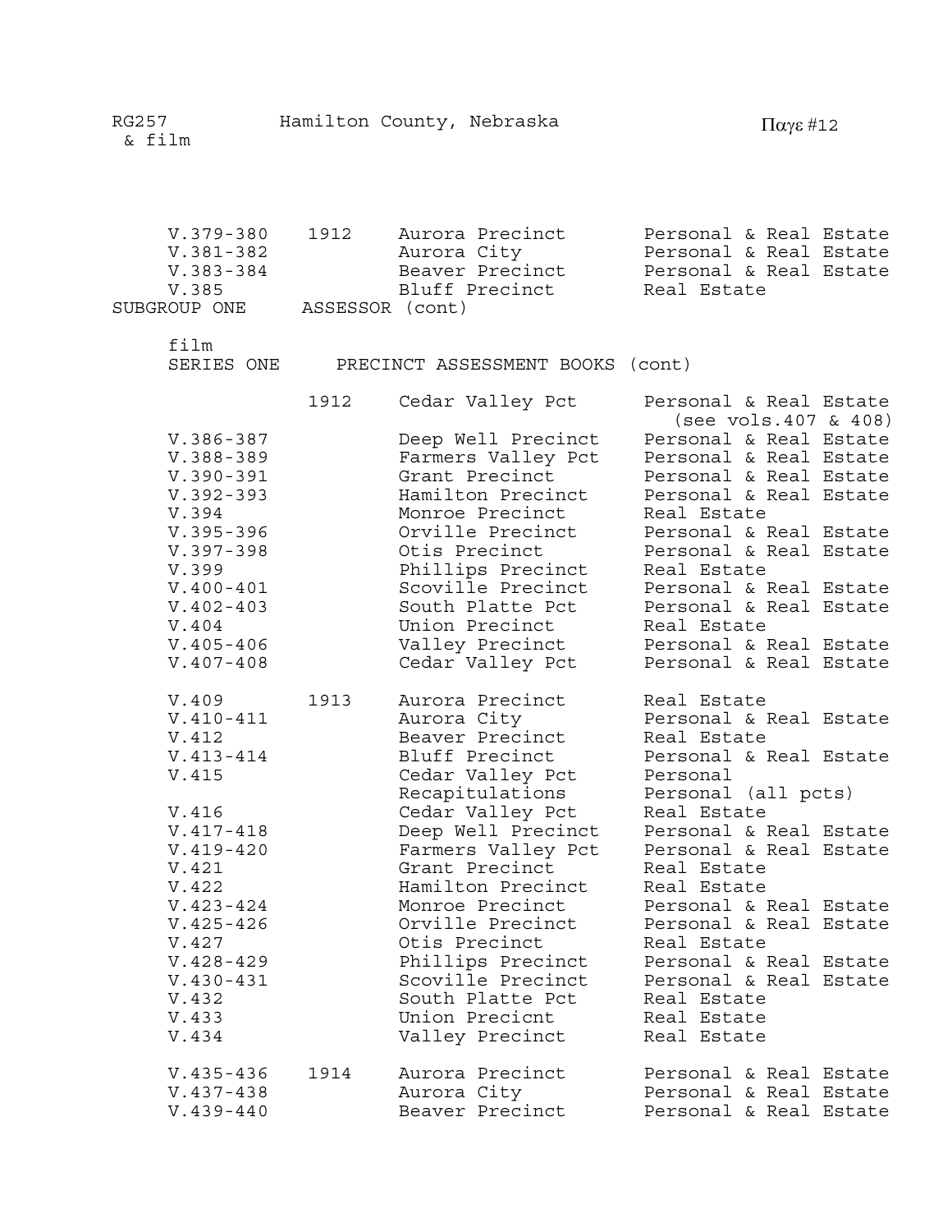| | | | |
|---|---|---|---|
| V.379-380 | 1912 | Aurora Precinct | Personal & Real Estate |
| V.381-382 | | Aurora City | Personal & Real Estate |
| V.383-384 | | Beaver Precinct | Personal & Real Estate |
| V.385 | | Bluff Precinct | Real Estate |

SUBGROUP ONE ASSESSOR (cont)

film
SERIES ONE PRECINCT ASSESSMENT BOOKS (cont)

| | | | |
|---|---|---|---|
| | 1912 | Cedar Valley Pct | Personal & Real Estate (see vols.407 & 408) |
| V.386-387 | | Deep Well Precinct | Personal & Real Estate |
| V.388-389 | | Farmers Valley Pct | Personal & Real Estate |
| V.390-391 | | Grant Precinct | Personal & Real Estate |
| V.392-393 | | Hamilton Precinct | Personal & Real Estate |
| V.394 | | Monroe Precinct | Real Estate |
| V.395-396 | | Orville Precinct | Personal & Real Estate |
| V.397-398 | | Otis Precinct | Personal & Real Estate |
| V.399 | | Phillips Precinct | Real Estate |
| V.400-401 | | Scoville Precinct | Personal & Real Estate |
| V.402-403 | | South Platte Pct | Personal & Real Estate |
| V.404 | | Union Precinct | Real Estate |
| V.405-406 | | Valley Precinct | Personal & Real Estate |
| V.407-408 | | Cedar Valley Pct | Personal & Real Estate |
| V.409 | 1913 | Aurora Precinct | Real Estate |
| V.410-411 | | Aurora City | Personal & Real Estate |
| V.412 | | Beaver Precinct | Real Estate |
| V.413-414 | | Bluff Precinct | Personal & Real Estate |
| V.415 | | Cedar Valley Pct | Personal |
| | | Recapitulations | Personal (all pcts) |
| V.416 | | Cedar Valley Pct | Real Estate |
| V.417-418 | | Deep Well Precinct | Personal & Real Estate |
| V.419-420 | | Farmers Valley Pct | Personal & Real Estate |
| V.421 | | Grant Precinct | Real Estate |
| V.422 | | Hamilton Precinct | Real Estate |
| V.423-424 | | Monroe Precinct | Personal & Real Estate |
| V.425-426 | | Orville Precinct | Personal & Real Estate |
| V.427 | | Otis Precinct | Real Estate |
| V.428-429 | | Phillips Precinct | Personal & Real Estate |
| V.430-431 | | Scoville Precinct | Personal & Real Estate |
| V.432 | | South Platte Pct | Real Estate |
| V.433 | | Union Precicnt | Real Estate |
| V.434 | | Valley Precinct | Real Estate |
| V.435-436 | 1914 | Aurora Precinct | Personal & Real Estate |
| V.437-438 | | Aurora City | Personal & Real Estate |
| V.439-440 | | Beaver Precinct | Personal & Real Estate |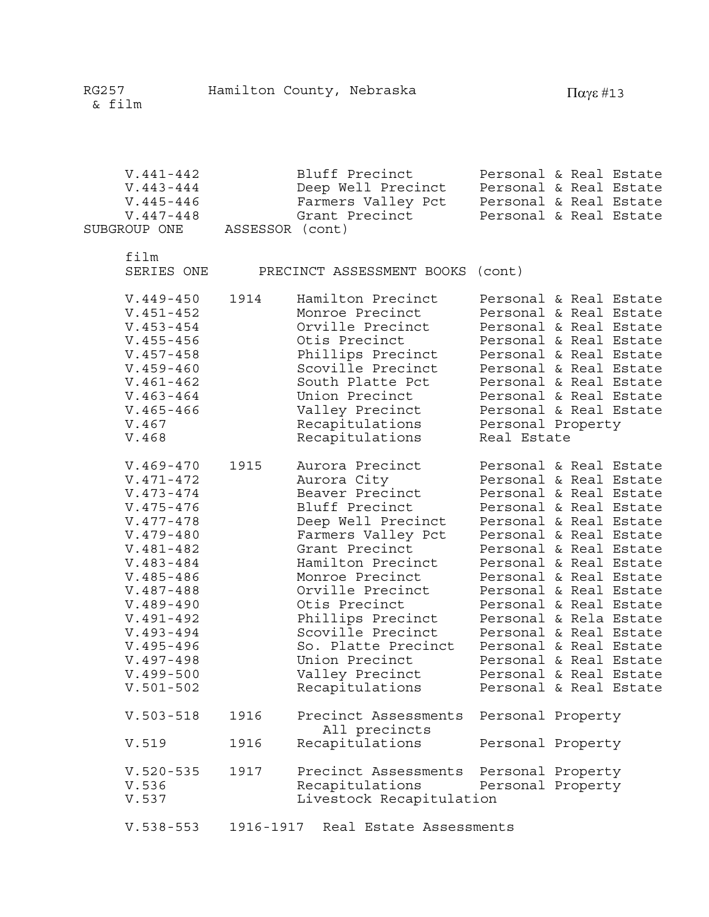| | | | |
|---|---|---|---|
| V.441-442 | | Bluff Precinct | Personal & Real Estate |
| V.443-444 | | Deep Well Precinct | Personal & Real Estate |
| V.445-446 | | Farmers Valley Pct | Personal & Real Estate |
| V.447-448 | | Grant Precinct | Personal & Real Estate |

SUBGROUP ONE ASSESSOR (cont)

film

SERIES ONE PRECINCT ASSESSMENT BOOKS (cont)

| | | | |
|---|---|---|---|
| V.449-450 | 1914 | Hamilton Precinct | Personal & Real Estate |
| V.451-452 | | Monroe Precinct | Personal & Real Estate |
| V.453-454 | | Orville Precinct | Personal & Real Estate |
| V.455-456 | | Otis Precinct | Personal & Real Estate |
| V.457-458 | | Phillips Precinct | Personal & Real Estate |
| V.459-460 | | Scoville Precinct | Personal & Real Estate |
| V.461-462 | | South Platte Pct | Personal & Real Estate |
| V.463-464 | | Union Precinct | Personal & Real Estate |
| V.465-466 | | Valley Precinct | Personal & Real Estate |
| V.467 | | Recapitulations | Personal Property |
| V.468 | | Recapitulations | Real Estate |
| V.469-470 | 1915 | Aurora Precinct | Personal & Real Estate |
| V.471-472 | | Aurora City | Personal & Real Estate |
| V.473-474 | | Beaver Precinct | Personal & Real Estate |
| V.475-476 | | Bluff Precinct | Personal & Real Estate |
| V.477-478 | | Deep Well Precinct | Personal & Real Estate |
| V.479-480 | | Farmers Valley Pct | Personal & Real Estate |
| V.481-482 | | Grant Precinct | Personal & Real Estate |
| V.483-484 | | Hamilton Precinct | Personal & Real Estate |
| V.485-486 | | Monroe Precinct | Personal & Real Estate |
| V.487-488 | | Orville Precinct | Personal & Real Estate |
| V.489-490 | | Otis Precinct | Personal & Real Estate |
| V.491-492 | | Phillips Precinct | Personal & Rela Estate |
| V.493-494 | | Scoville Precinct | Personal & Real Estate |
| V.495-496 | | So. Platte Precinct | Personal & Real Estate |
| V.497-498 | | Union Precinct | Personal & Real Estate |
| V.499-500 | | Valley Precinct | Personal & Real Estate |
| V.501-502 | | Recapitulations | Personal & Real Estate |
| V.503-518 | 1916 | Precinct Assessments All precincts | Personal Property |
| V.519 | 1916 | Recapitulations | Personal Property |
| V.520-535 | 1917 | Precinct Assessments | Personal Property |
| V.536 | | Recapitulations | Personal Property |
| V.537 | | Livestock Recapitulation | |
| V.538-553 | 1916-1917 | Real Estate Assessments | |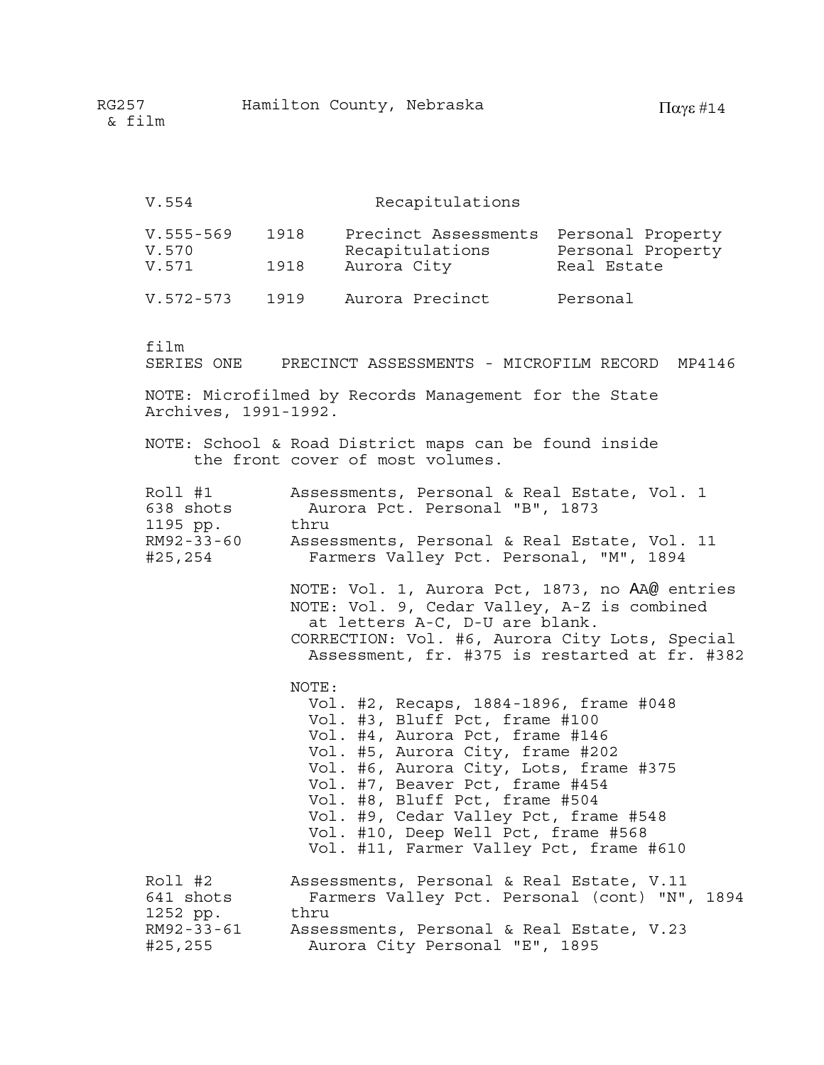V.554 Recapitulations

| | | | |
|---|---|---|---|
| V.555-569 | 1918 | Precinct Assessments | Personal Property |
| V.570 | | Recapitulations | Personal Property |
| V.571 | 1918 | Aurora City | Real Estate |
| V.572-573 | 1919 | Aurora Precinct | Personal |

film

SERIES ONE PRECINCT ASSESSMENTS - MICROFILM RECORD MP4146

NOTE: Microfilmed by Records Management for the State Archives, 1991-1992.

NOTE: School & Road District maps can be found inside the front cover of most volumes.

Roll #1
638 shots
1195 pp.
RM92-33-60
#25,254

Assessments, Personal & Real Estate, Vol. 1
Aurora Pct. Personal "B", 1873
thru
Assessments, Personal & Real Estate, Vol. 11
Farmers Valley Pct. Personal, "M", 1894

NOTE: Vol. 1, Aurora Pct, 1873, no AA@ entries
NOTE: Vol. 9, Cedar Valley, A-Z is combined at letters A-C, D-U are blank.
CORRECTION: Vol. #6, Aurora City Lots, Special Assessment, fr. #375 is restarted at fr. #382

NOTE:
- Vol. #2, Recaps, 1884-1896, frame #048
- Vol. #3, Bluff Pct, frame #100
- Vol. #4, Aurora Pct, frame #146
- Vol. #5, Aurora City, frame #202
- Vol. #6, Aurora City, Lots, frame #375
- Vol. #7, Beaver Pct, frame #454
- Vol. #8, Bluff Pct, frame #504
- Vol. #9, Cedar Valley Pct, frame #548
- Vol. #10, Deep Well Pct, frame #568
- Vol. #11, Farmer Valley Pct, frame #610

Roll #2
641 shots
1252 pp.
RM92-33-61
#25,255

Assessments, Personal & Real Estate, V.11
Farmers Valley Pct. Personal (cont) "N", 1894
thru
Assessments, Personal & Real Estate, V.23
Aurora City Personal "E", 1895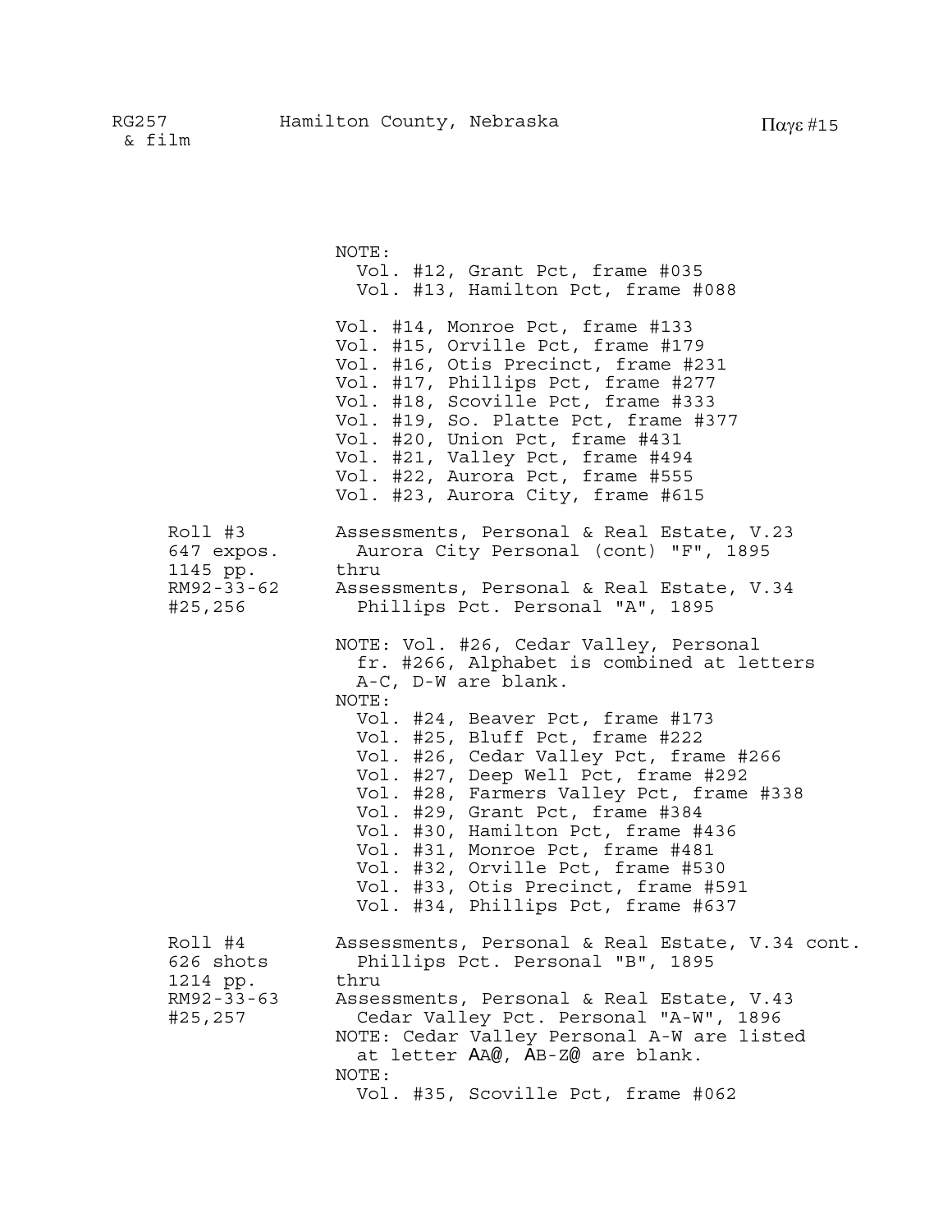NOTE:
  Vol. #12, Grant Pct, frame #035
  Vol. #13, Hamilton Pct, frame #088

Vol. #14, Monroe Pct, frame #133
Vol. #15, Orville Pct, frame #179
Vol. #16, Otis Precinct, frame #231
Vol. #17, Phillips Pct, frame #277
Vol. #18, Scoville Pct, frame #333
Vol. #19, So. Platte Pct, frame #377
Vol. #20, Union Pct, frame #431
Vol. #21, Valley Pct, frame #494
Vol. #22, Aurora Pct, frame #555
Vol. #23, Aurora City, frame #615

| | |
|---|---|
| Roll #3<br>647 expos.<br>1145 pp.<br>RM92-33-62<br>#25,256 | Assessments, Personal & Real Estate, V.23<br>Aurora City Personal (cont) "F", 1895<br>thru<br>Assessments, Personal & Real Estate, V.34<br>Phillips Pct. Personal "A", 1895<br><br>NOTE: Vol. #26, Cedar Valley, Personal fr. #266, Alphabet is combined at letters A-C, D-W are blank.<br>NOTE:<br>Vol. #24, Beaver Pct, frame #173<br>Vol. #25, Bluff Pct, frame #222<br>Vol. #26, Cedar Valley Pct, frame #266<br>Vol. #27, Deep Well Pct, frame #292<br>Vol. #28, Farmers Valley Pct, frame #338<br>Vol. #29, Grant Pct, frame #384<br>Vol. #30, Hamilton Pct, frame #436<br>Vol. #31, Monroe Pct, frame #481<br>Vol. #32, Orville Pct, frame #530<br>Vol. #33, Otis Precinct, frame #591<br>Vol. #34, Phillips Pct, frame #637 |
| Roll #4<br>626 shots<br>1214 pp.<br>RM92-33-63<br>#25,257 | Assessments, Personal & Real Estate, V.34 cont.<br>Phillips Pct. Personal "B", 1895<br>thru<br>Assessments, Personal & Real Estate, V.43<br>Cedar Valley Pct. Personal "A-W", 1896<br>NOTE: Cedar Valley Personal A-W are listed at letter AA@, AB-Z@ are blank.<br>NOTE:<br>Vol. #35, Scoville Pct, frame #062 |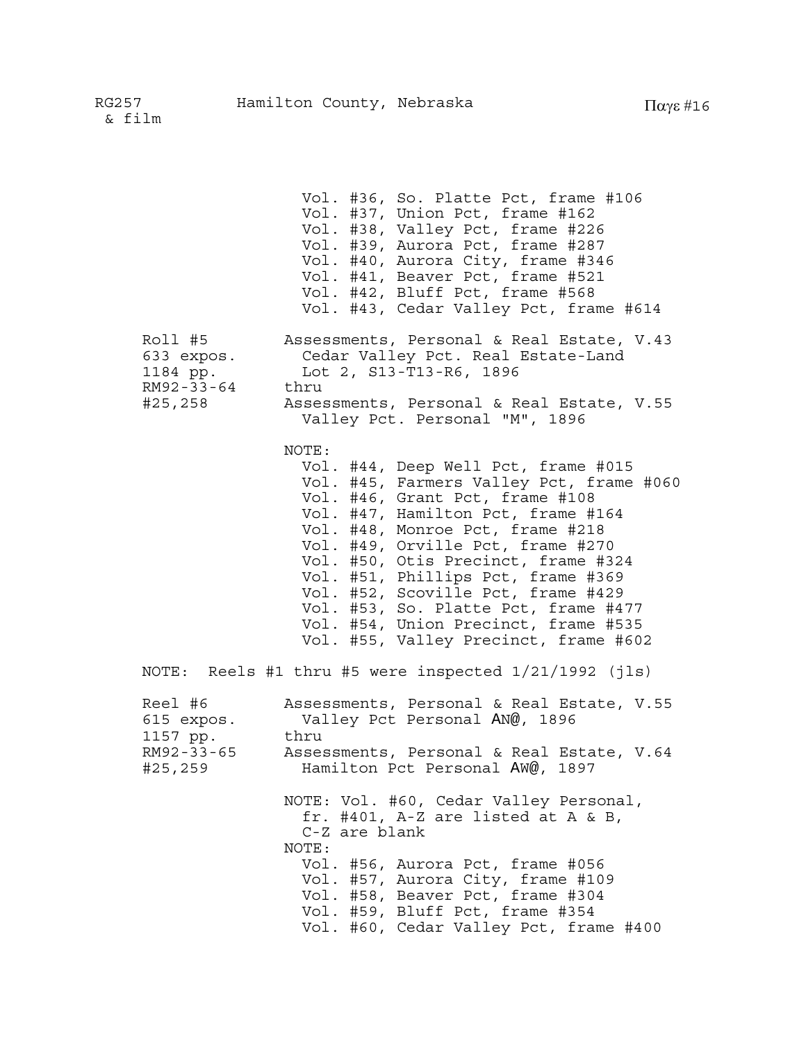Vol. #36, So. Platte Pct, frame #106
Vol. #37, Union Pct, frame #162
Vol. #38, Valley Pct, frame #226
Vol. #39, Aurora Pct, frame #287
Vol. #40, Aurora City, frame #346
Vol. #41, Beaver Pct, frame #521
Vol. #42, Bluff Pct, frame #568
Vol. #43, Cedar Valley Pct, frame #614

| | |
|---|---|
| Roll #5<br>633 expos.<br>1184 pp.<br>RM92-33-64<br>#25,258 | Assessments, Personal & Real Estate, V.43<br>Cedar Valley Pct. Real Estate-Land<br>Lot 2, S13-T13-R6, 1896<br>thru<br>Assessments, Personal & Real Estate, V.55<br>Valley Pct. Personal "M", 1896<br><br>NOTE:<br>Vol. #44, Deep Well Pct, frame #015<br>Vol. #45, Farmers Valley Pct, frame #060<br>Vol. #46, Grant Pct, frame #108<br>Vol. #47, Hamilton Pct, frame #164<br>Vol. #48, Monroe Pct, frame #218<br>Vol. #49, Orville Pct, frame #270<br>Vol. #50, Otis Precinct, frame #324<br>Vol. #51, Phillips Pct, frame #369<br>Vol. #52, Scoville Pct, frame #429<br>Vol. #53, So. Platte Pct, frame #477<br>Vol. #54, Union Precinct, frame #535<br>Vol. #55, Valley Precinct, frame #602 |

NOTE: Reels #1 thru #5 were inspected 1/21/1992 (jls)

| | |
|---|---|
| Reel #6<br>615 expos.<br>1157 pp.<br>RM92-33-65<br>#25,259 | Assessments, Personal & Real Estate, V.55<br>Valley Pct Personal AN@, 1896<br>thru<br>Assessments, Personal & Real Estate, V.64<br>Hamilton Pct Personal AW@, 1897<br><br>NOTE: Vol. #60, Cedar Valley Personal, fr. #401, A-Z are listed at A & B, C-Z are blank<br>NOTE:<br>Vol. #56, Aurora Pct, frame #056<br>Vol. #57, Aurora City, frame #109<br>Vol. #58, Beaver Pct, frame #304<br>Vol. #59, Bluff Pct, frame #354<br>Vol. #60, Cedar Valley Pct, frame #400 |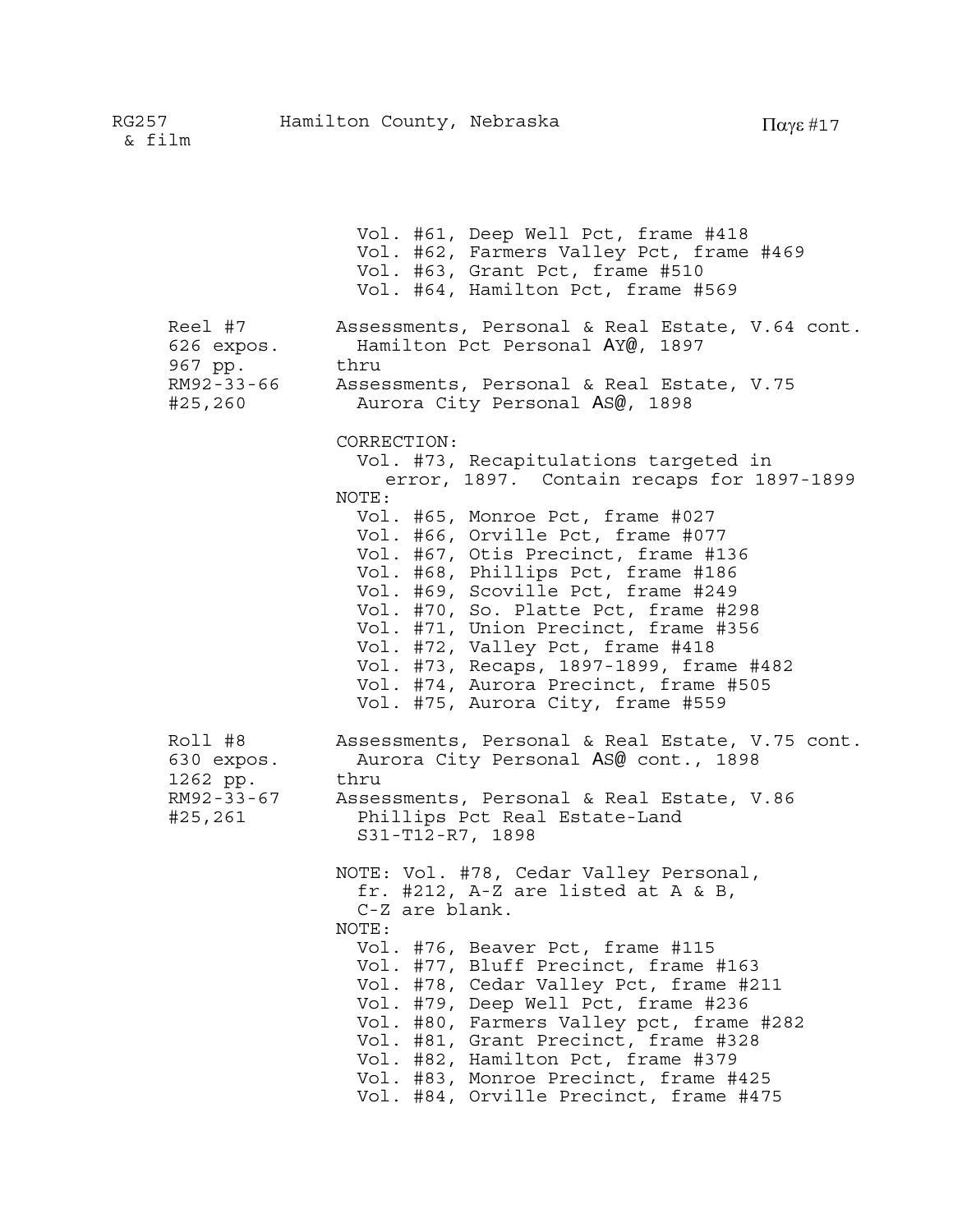Vol. #61, Deep Well Pct, frame #418
Vol. #62, Farmers Valley Pct, frame #469
Vol. #63, Grant Pct, frame #510
Vol. #64, Hamilton Pct, frame #569

| | |
|---|---|
| Reel #7<br>626 expos.<br>967 pp.<br>RM92-33-66<br>#25,260 | Assessments, Personal & Real Estate, V.64 cont.<br>Hamilton Pct Personal AY@, 1897<br>thru<br>Assessments, Personal & Real Estate, V.75<br>Aurora City Personal AS@, 1898<br><br>CORRECTION:<br>Vol. #73, Recapitulations targeted in error, 1897. Contain recaps for 1897-1899<br>NOTE:<br>Vol. #65, Monroe Pct, frame #027<br>Vol. #66, Orville Pct, frame #077<br>Vol. #67, Otis Precinct, frame #136<br>Vol. #68, Phillips Pct, frame #186<br>Vol. #69, Scoville Pct, frame #249<br>Vol. #70, So. Platte Pct, frame #298<br>Vol. #71, Union Precinct, frame #356<br>Vol. #72, Valley Pct, frame #418<br>Vol. #73, Recaps, 1897-1899, frame #482<br>Vol. #74, Aurora Precinct, frame #505<br>Vol. #75, Aurora City, frame #559 |
| Roll #8<br>630 expos.<br>1262 pp.<br>RM92-33-67<br>#25,261 | Assessments, Personal & Real Estate, V.75 cont.<br>Aurora City Personal AS@ cont., 1898<br>thru<br>Assessments, Personal & Real Estate, V.86<br>Phillips Pct Real Estate-Land<br>S31-T12-R7, 1898<br><br>NOTE: Vol. #78, Cedar Valley Personal, fr. #212, A-Z are listed at A & B, C-Z are blank.<br>NOTE:<br>Vol. #76, Beaver Pct, frame #115<br>Vol. #77, Bluff Precinct, frame #163<br>Vol. #78, Cedar Valley Pct, frame #211<br>Vol. #79, Deep Well Pct, frame #236<br>Vol. #80, Farmers Valley pct, frame #282<br>Vol. #81, Grant Precinct, frame #328<br>Vol. #82, Hamilton Pct, frame #379<br>Vol. #83, Monroe Precinct, frame #425<br>Vol. #84, Orville Precinct, frame #475 |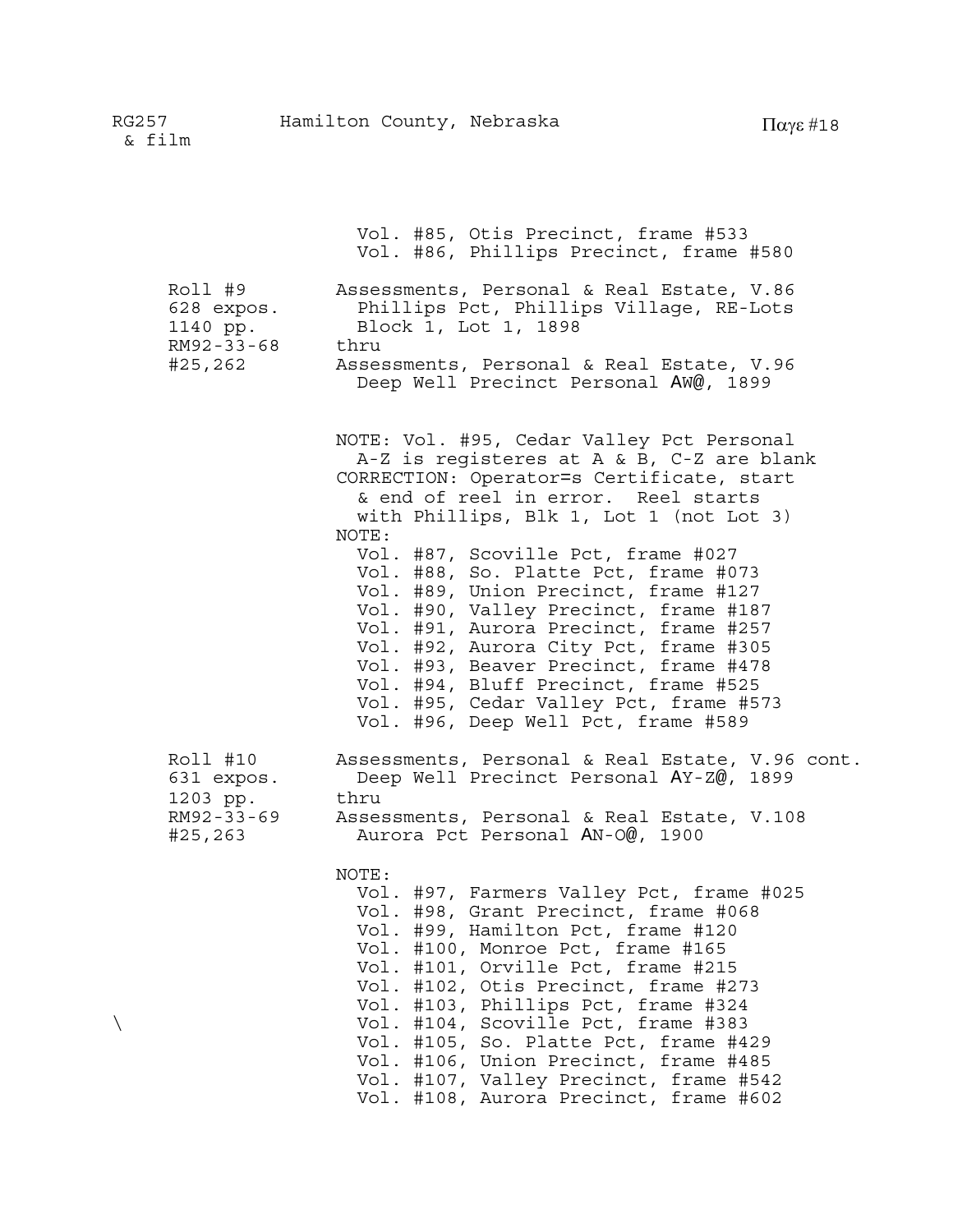Vol. #85, Otis Precinct, frame #533
Vol. #86, Phillips Precinct, frame #580

| | |
|---|---|
| Roll #9<br>628 expos.<br>1140 pp.<br>RM92-33-68<br>#25,262 | Assessments, Personal & Real Estate, V.86<br>Phillips Pct, Phillips Village, RE-Lots<br>Block 1, Lot 1, 1898<br>thru<br>Assessments, Personal & Real Estate, V.96<br>Deep Well Precinct Personal AW@, 1899 |

NOTE: Vol. #95, Cedar Valley Pct Personal A-Z is registeres at A & B, C-Z are blank

CORRECTION: Operator=s Certificate, start & end of reel in error. Reel starts with Phillips, Blk 1, Lot 1 (not Lot 3)

NOTE:
- Vol. #87, Scoville Pct, frame #027
- Vol. #88, So. Platte Pct, frame #073
- Vol. #89, Union Precinct, frame #127
- Vol. #90, Valley Precinct, frame #187
- Vol. #91, Aurora Precinct, frame #257
- Vol. #92, Aurora City Pct, frame #305
- Vol. #93, Beaver Precinct, frame #478
- Vol. #94, Bluff Precinct, frame #525
- Vol. #95, Cedar Valley Pct, frame #573
- Vol. #96, Deep Well Pct, frame #589

| | |
|---|---|
| Roll #10<br>631 expos.<br>1203 pp.<br>RM92-33-69<br>#25,263 | Assessments, Personal & Real Estate, V.96 cont.<br>Deep Well Precinct Personal AY-Z@, 1899<br>thru<br>Assessments, Personal & Real Estate, V.108<br>Aurora Pct Personal AN-O@, 1900 |

NOTE:
- Vol. #97, Farmers Valley Pct, frame #025
- Vol. #98, Grant Precinct, frame #068
- Vol. #99, Hamilton Pct, frame #120
- Vol. #100, Monroe Pct, frame #165
- Vol. #101, Orville Pct, frame #215
- Vol. #102, Otis Precinct, frame #273
- Vol. #103, Phillips Pct, frame #324
- Vol. #104, Scoville Pct, frame #383
- Vol. #105, So. Platte Pct, frame #429
- Vol. #106, Union Precinct, frame #485
- Vol. #107, Valley Precinct, frame #542
- Vol. #108, Aurora Precinct, frame #602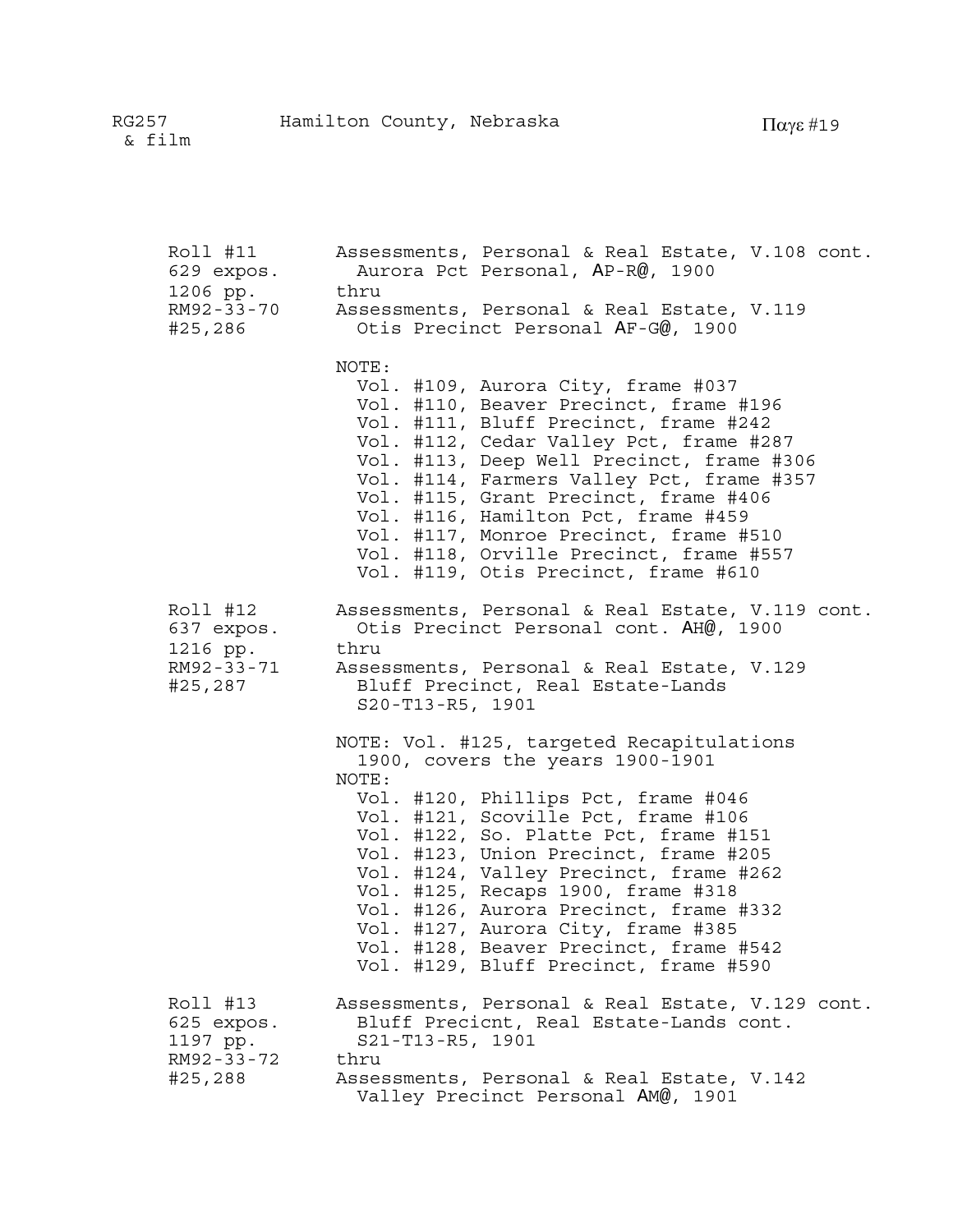| | |
|---|---|
| Roll #11<br>629 expos.<br>1206 pp.<br>RM92-33-70<br>#25,286 | Assessments, Personal & Real Estate, V.108 cont.<br>Aurora Pct Personal, AP-R@, 1900<br>thru<br>Assessments, Personal & Real Estate, V.119<br>Otis Precinct Personal AF-G@, 1900<br><br>NOTE:<br>Vol. #109, Aurora City, frame #037<br>Vol. #110, Beaver Precinct, frame #196<br>Vol. #111, Bluff Precinct, frame #242<br>Vol. #112, Cedar Valley Pct, frame #287<br>Vol. #113, Deep Well Precinct, frame #306<br>Vol. #114, Farmers Valley Pct, frame #357<br>Vol. #115, Grant Precinct, frame #406<br>Vol. #116, Hamilton Pct, frame #459<br>Vol. #117, Monroe Precinct, frame #510<br>Vol. #118, Orville Precinct, frame #557<br>Vol. #119, Otis Precinct, frame #610 |
| Roll #12<br>637 expos.<br>1216 pp.<br>RM92-33-71<br>#25,287 | Assessments, Personal & Real Estate, V.119 cont.<br>Otis Precinct Personal cont. AH@, 1900<br>thru<br>Assessments, Personal & Real Estate, V.129<br>Bluff Precinct, Real Estate-Lands<br>S20-T13-R5, 1901<br><br>NOTE: Vol. #125, targeted Recapitulations 1900, covers the years 1900-1901<br>NOTE:<br>Vol. #120, Phillips Pct, frame #046<br>Vol. #121, Scoville Pct, frame #106<br>Vol. #122, So. Platte Pct, frame #151<br>Vol. #123, Union Precinct, frame #205<br>Vol. #124, Valley Precinct, frame #262<br>Vol. #125, Recaps 1900, frame #318<br>Vol. #126, Aurora Precinct, frame #332<br>Vol. #127, Aurora City, frame #385<br>Vol. #128, Beaver Precinct, frame #542<br>Vol. #129, Bluff Precinct, frame #590 |
| Roll #13<br>625 expos.<br>1197 pp.<br>RM92-33-72<br>#25,288 | Assessments, Personal & Real Estate, V.129 cont.<br>Bluff Precicnt, Real Estate-Lands cont.<br>S21-T13-R5, 1901<br>thru<br>Assessments, Personal & Real Estate, V.142<br>Valley Precinct Personal AM@, 1901 |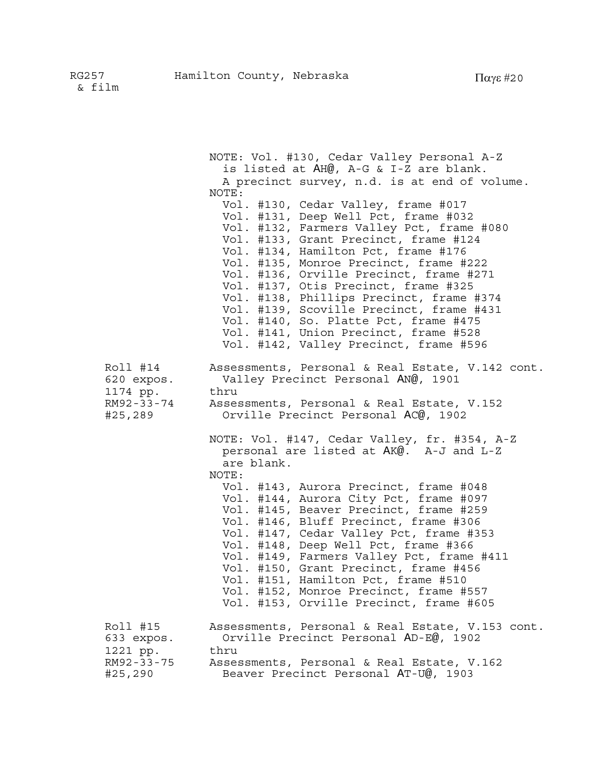NOTE: Vol. #130, Cedar Valley Personal A-Z is listed at AH@, A-G & I-Z are blank. A precinct survey, n.d. is at end of volume.

NOTE:
- Vol. #130, Cedar Valley, frame #017
- Vol. #131, Deep Well Pct, frame #032
- Vol. #132, Farmers Valley Pct, frame #080
- Vol. #133, Grant Precinct, frame #124
- Vol. #134, Hamilton Pct, frame #176
- Vol. #135, Monroe Precinct, frame #222
- Vol. #136, Orville Precinct, frame #271
- Vol. #137, Otis Precinct, frame #325
- Vol. #138, Phillips Precinct, frame #374
- Vol. #139, Scoville Precinct, frame #431
- Vol. #140, So. Platte Pct, frame #475
- Vol. #141, Union Precinct, frame #528
- Vol. #142, Valley Precinct, frame #596

| | |
|---|---|
| Roll #14<br>620 expos.<br>1174 pp.<br>RM92-33-74<br>#25,289 | Assessments, Personal & Real Estate, V.142 cont.<br>Valley Precinct Personal AN@, 1901<br>thru<br>Assessments, Personal & Real Estate, V.152<br>Orville Precinct Personal AC@, 1902 |

NOTE: Vol. #147, Cedar Valley, fr. #354, A-Z personal are listed at AK@. A-J and L-Z are blank.

NOTE:
- Vol. #143, Aurora Precinct, frame #048
- Vol. #144, Aurora City Pct, frame #097
- Vol. #145, Beaver Precinct, frame #259
- Vol. #146, Bluff Precinct, frame #306
- Vol. #147, Cedar Valley Pct, frame #353
- Vol. #148, Deep Well Pct, frame #366
- Vol. #149, Farmers Valley Pct, frame #411
- Vol. #150, Grant Precinct, frame #456
- Vol. #151, Hamilton Pct, frame #510
- Vol. #152, Monroe Precinct, frame #557
- Vol. #153, Orville Precinct, frame #605

| | |
|---|---|
| Roll #15<br>633 expos.<br>1221 pp.<br>RM92-33-75<br>#25,290 | Assessments, Personal & Real Estate, V.153 cont.<br>Orville Precinct Personal AD-E@, 1902<br>thru<br>Assessments, Personal & Real Estate, V.162<br>Beaver Precinct Personal AT-U@, 1903 |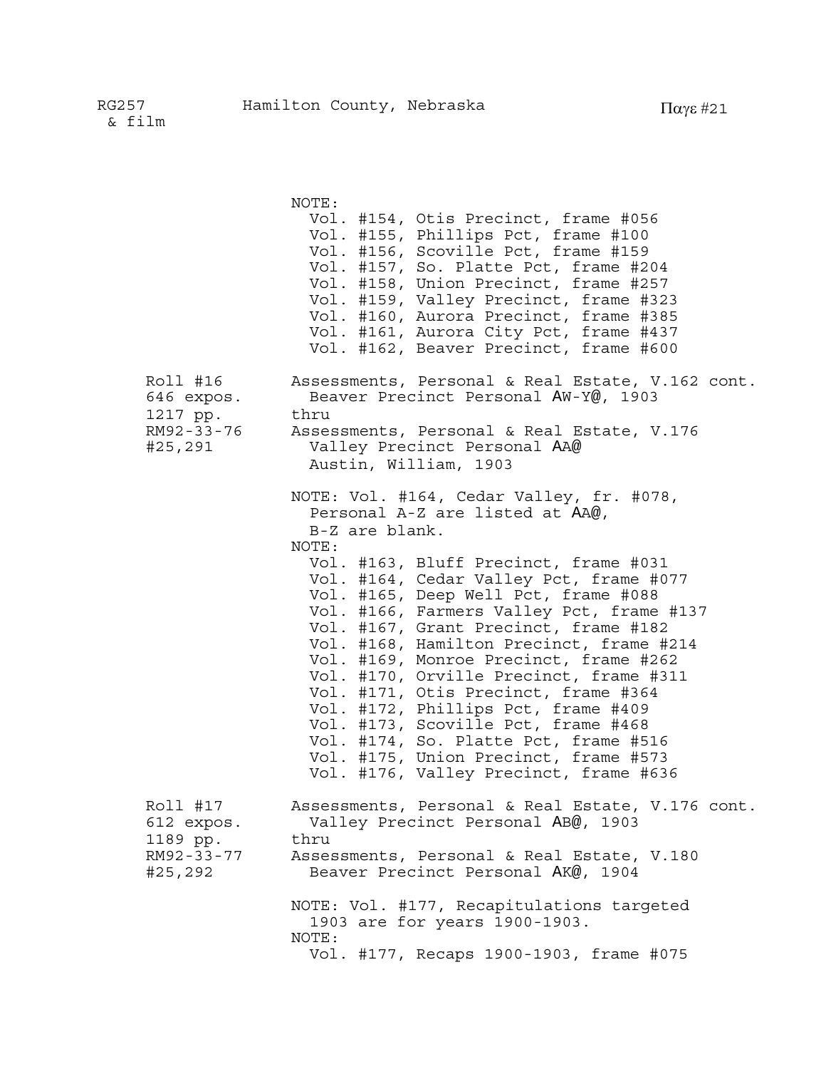NOTE:
- Vol. #154, Otis Precinct, frame #056
- Vol. #155, Phillips Pct, frame #100
- Vol. #156, Scoville Pct, frame #159
- Vol. #157, So. Platte Pct, frame #204
- Vol. #158, Union Precinct, frame #257
- Vol. #159, Valley Precinct, frame #323
- Vol. #160, Aurora Precinct, frame #385
- Vol. #161, Aurora City Pct, frame #437
- Vol. #162, Beaver Precinct, frame #600

| | |
|---|---|
| Roll #16<br>646 expos.<br>1217 pp.<br>RM92-33-76<br>#25,291 | Assessments, Personal & Real Estate, V.162 cont.<br>Beaver Precinct Personal AW-Y@, 1903<br>thru<br>Assessments, Personal & Real Estate, V.176<br>Valley Precinct Personal AA@<br>Austin, William, 1903 |

NOTE: Vol. #164, Cedar Valley, fr. #078, Personal A-Z are listed at AA@, B-Z are blank.

NOTE:
- Vol. #163, Bluff Precinct, frame #031
- Vol. #164, Cedar Valley Pct, frame #077
- Vol. #165, Deep Well Pct, frame #088
- Vol. #166, Farmers Valley Pct, frame #137
- Vol. #167, Grant Precinct, frame #182
- Vol. #168, Hamilton Precinct, frame #214
- Vol. #169, Monroe Precinct, frame #262
- Vol. #170, Orville Precinct, frame #311
- Vol. #171, Otis Precinct, frame #364
- Vol. #172, Phillips Pct, frame #409
- Vol. #173, Scoville Pct, frame #468
- Vol. #174, So. Platte Pct, frame #516
- Vol. #175, Union Precinct, frame #573
- Vol. #176, Valley Precinct, frame #636

| | |
|---|---|
| Roll #17<br>612 expos.<br>1189 pp.<br>RM92-33-77<br>#25,292 | Assessments, Personal & Real Estate, V.176 cont.<br>Valley Precinct Personal AB@, 1903<br>thru<br>Assessments, Personal & Real Estate, V.180<br>Beaver Precinct Personal AK@, 1904 |

NOTE: Vol. #177, Recapitulations targeted 1903 are for years 1900-1903.

NOTE:
- Vol. #177, Recaps 1900-1903, frame #075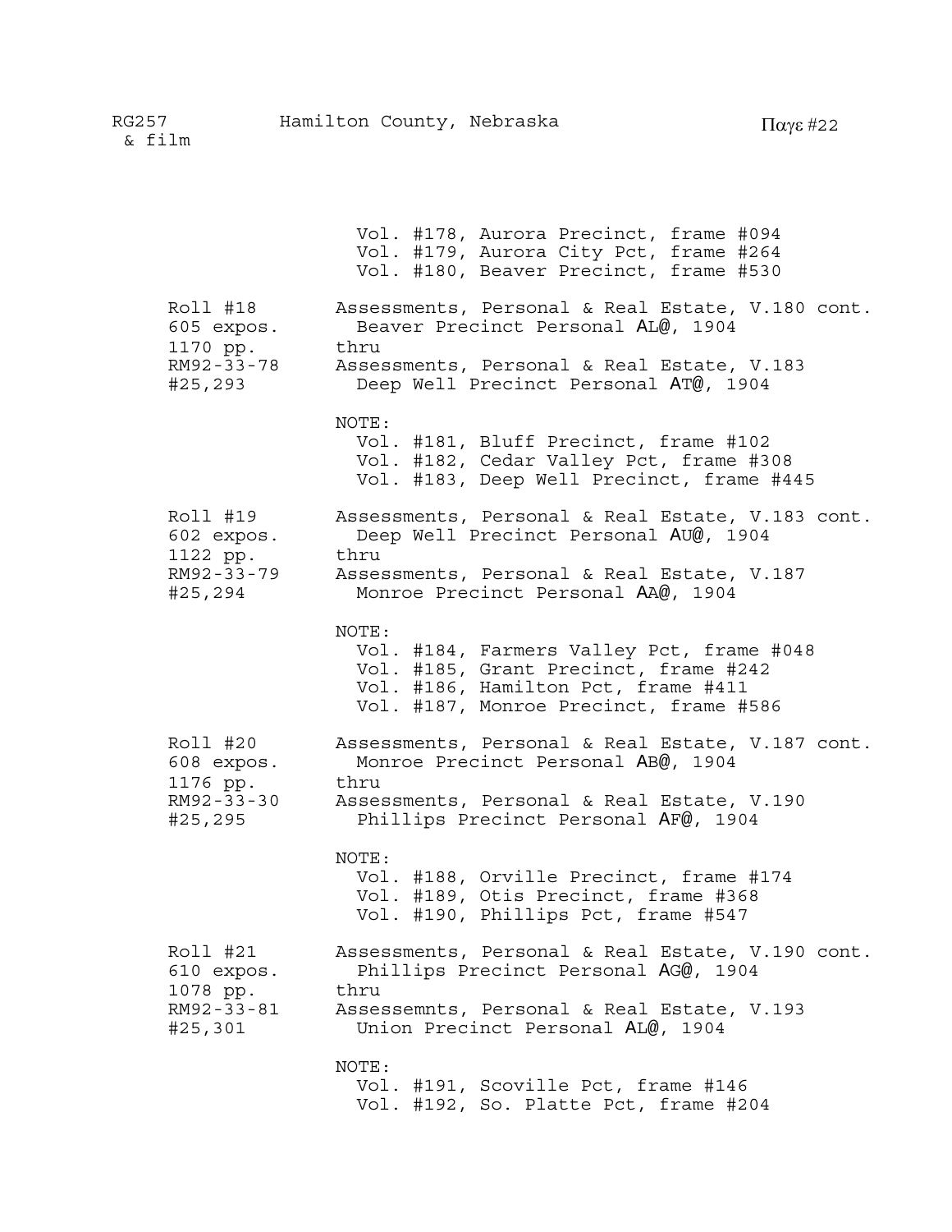Vol. #178, Aurora Precinct, frame #094
Vol. #179, Aurora City Pct, frame #264
Vol. #180, Beaver Precinct, frame #530

| | |
|---|---|
| Roll #18<br>605 expos.<br>1170 pp.<br>RM92-33-78<br>#25,293 | Assessments, Personal & Real Estate, V.180 cont.<br>Beaver Precinct Personal AL@, 1904<br>thru<br>Assessments, Personal & Real Estate, V.183<br>Deep Well Precinct Personal AT@, 1904<br><br>NOTE:<br>Vol. #181, Bluff Precinct, frame #102<br>Vol. #182, Cedar Valley Pct, frame #308<br>Vol. #183, Deep Well Precinct, frame #445 |
| Roll #19<br>602 expos.<br>1122 pp.<br>RM92-33-79<br>#25,294 | Assessments, Personal & Real Estate, V.183 cont.<br>Deep Well Precinct Personal AU@, 1904<br>thru<br>Assessments, Personal & Real Estate, V.187<br>Monroe Precinct Personal AA@, 1904<br><br>NOTE:<br>Vol. #184, Farmers Valley Pct, frame #048<br>Vol. #185, Grant Precinct, frame #242<br>Vol. #186, Hamilton Pct, frame #411<br>Vol. #187, Monroe Precinct, frame #586 |
| Roll #20<br>608 expos.<br>1176 pp.<br>RM92-33-30<br>#25,295 | Assessments, Personal & Real Estate, V.187 cont.<br>Monroe Precinct Personal AB@, 1904<br>thru<br>Assessments, Personal & Real Estate, V.190<br>Phillips Precinct Personal AF@, 1904<br><br>NOTE:<br>Vol. #188, Orville Precinct, frame #174<br>Vol. #189, Otis Precinct, frame #368<br>Vol. #190, Phillips Pct, frame #547 |
| Roll #21<br>610 expos.<br>1078 pp.<br>RM92-33-81<br>#25,301 | Assessments, Personal & Real Estate, V.190 cont.<br>Phillips Precinct Personal AG@, 1904<br>thru<br>Assessemnts, Personal & Real Estate, V.193<br>Union Precinct Personal AL@, 1904<br><br>NOTE:<br>Vol. #191, Scoville Pct, frame #146<br>Vol. #192, So. Platte Pct, frame #204 |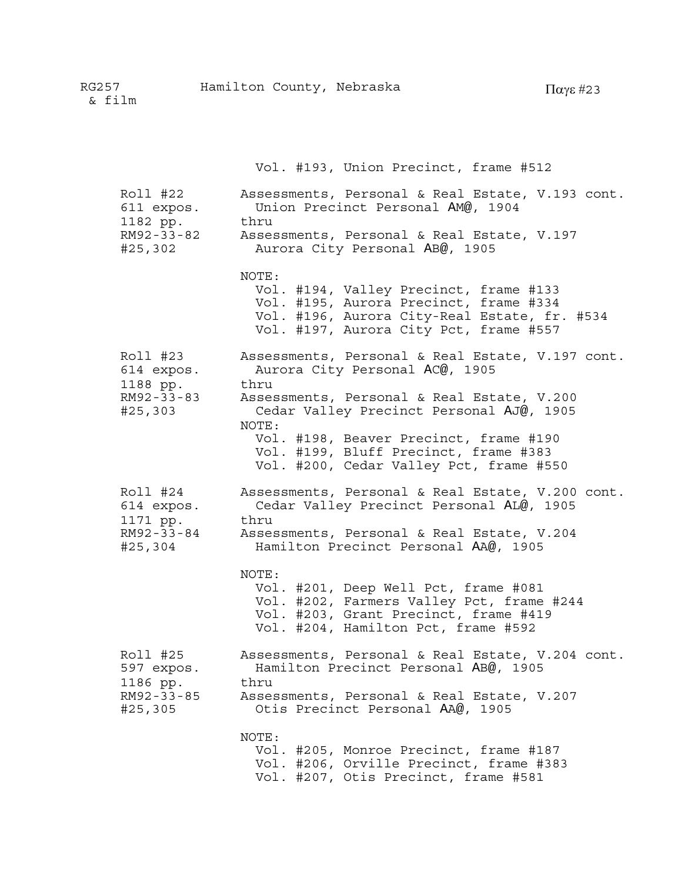Vol. #193, Union Precinct, frame #512

| | |
|---|---|
| Roll #22<br>611 expos.<br>1182 pp.<br>RM92-33-82<br>#25,302 | Assessments, Personal & Real Estate, V.193 cont.<br>Union Precinct Personal AM@, 1904<br>thru<br>Assessments, Personal & Real Estate, V.197<br>Aurora City Personal AB@, 1905<br><br>NOTE:<br>Vol. #194, Valley Precinct, frame #133<br>Vol. #195, Aurora Precinct, frame #334<br>Vol. #196, Aurora City-Real Estate, fr. #534<br>Vol. #197, Aurora City Pct, frame #557 |
| Roll #23<br>614 expos.<br>1188 pp.<br>RM92-33-83<br>#25,303 | Assessments, Personal & Real Estate, V.197 cont.<br>Aurora City Personal AC@, 1905<br>thru<br>Assessments, Personal & Real Estate, V.200<br>Cedar Valley Precinct Personal AJ@, 1905<br>NOTE:<br>Vol. #198, Beaver Precinct, frame #190<br>Vol. #199, Bluff Precinct, frame #383<br>Vol. #200, Cedar Valley Pct, frame #550 |
| Roll #24<br>614 expos.<br>1171 pp.<br>RM92-33-84<br>#25,304 | Assessments, Personal & Real Estate, V.200 cont.<br>Cedar Valley Precinct Personal AL@, 1905<br>thru<br>Assessments, Personal & Real Estate, V.204<br>Hamilton Precinct Personal AA@, 1905<br><br>NOTE:<br>Vol. #201, Deep Well Pct, frame #081<br>Vol. #202, Farmers Valley Pct, frame #244<br>Vol. #203, Grant Precinct, frame #419<br>Vol. #204, Hamilton Pct, frame #592 |
| Roll #25<br>597 expos.<br>1186 pp.<br>RM92-33-85<br>#25,305 | Assessments, Personal & Real Estate, V.204 cont.<br>Hamilton Precinct Personal AB@, 1905<br>thru<br>Assessments, Personal & Real Estate, V.207<br>Otis Precinct Personal AA@, 1905<br><br>NOTE:<br>Vol. #205, Monroe Precinct, frame #187<br>Vol. #206, Orville Precinct, frame #383<br>Vol. #207, Otis Precinct, frame #581 |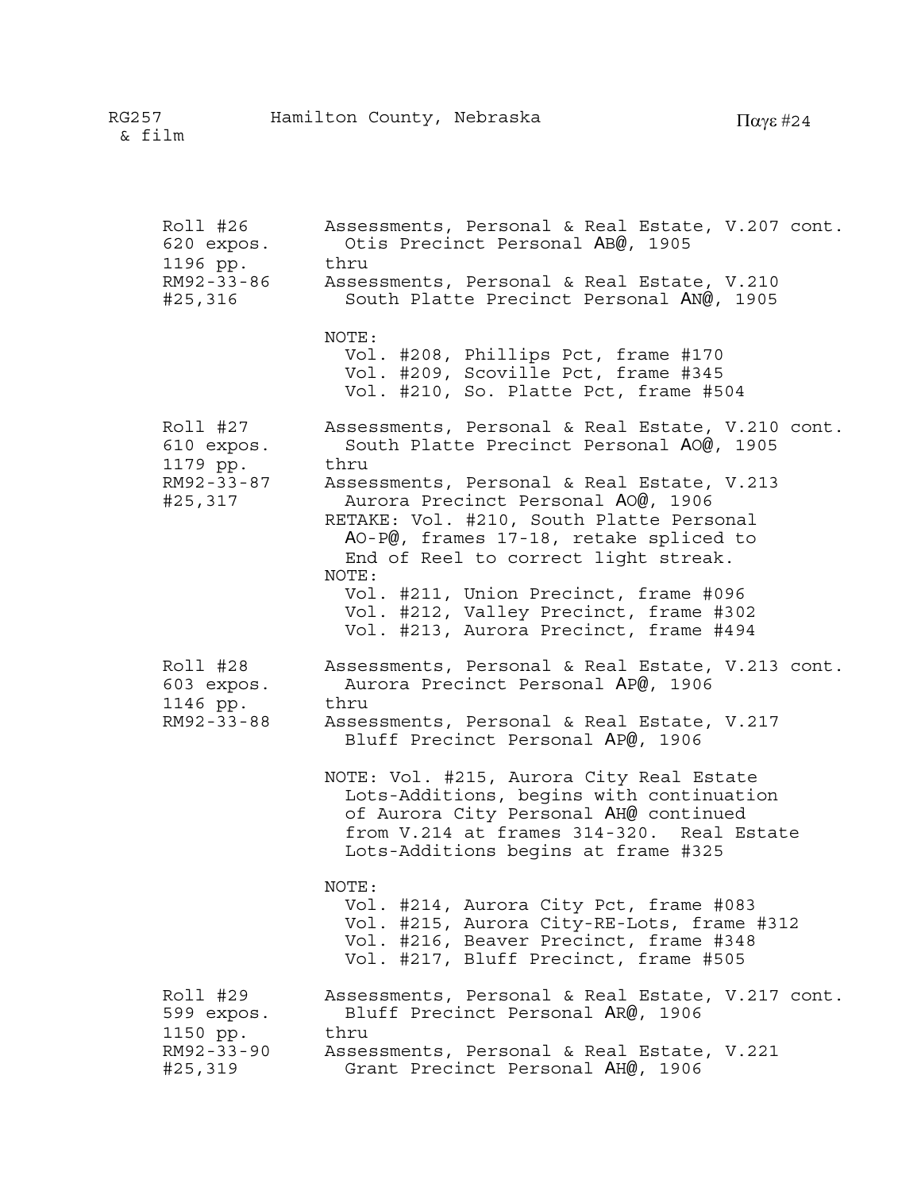| | |
|---|---|
| Roll #26<br>620 expos.<br>1196 pp.<br>RM92-33-86<br>#25,316 | Assessments, Personal & Real Estate, V.207 cont.<br>Otis Precinct Personal AB@, 1905<br>thru<br>Assessments, Personal & Real Estate, V.210<br>South Platte Precinct Personal AN@, 1905<br><br>NOTE:<br>Vol. #208, Phillips Pct, frame #170<br>Vol. #209, Scoville Pct, frame #345<br>Vol. #210, So. Platte Pct, frame #504 |
| Roll #27<br>610 expos.<br>1179 pp.<br>RM92-33-87<br>#25,317 | Assessments, Personal & Real Estate, V.210 cont.<br>South Platte Precinct Personal AO@, 1905<br>thru<br>Assessments, Personal & Real Estate, V.213<br>Aurora Precinct Personal AO@, 1906<br>RETAKE: Vol. #210, South Platte Personal AO-P@, frames 17-18, retake spliced to End of Reel to correct light streak.<br>NOTE:<br>Vol. #211, Union Precinct, frame #096<br>Vol. #212, Valley Precinct, frame #302<br>Vol. #213, Aurora Precinct, frame #494 |
| Roll #28<br>603 expos.<br>1146 pp.<br>RM92-33-88 | Assessments, Personal & Real Estate, V.213 cont.<br>Aurora Precinct Personal AP@, 1906<br>thru<br>Assessments, Personal & Real Estate, V.217<br>Bluff Precinct Personal AP@, 1906<br><br>NOTE: Vol. #215, Aurora City Real Estate Lots-Additions, begins with continuation of Aurora City Personal AH@ continued from V.214 at frames 314-320. Real Estate Lots-Additions begins at frame #325<br><br>NOTE:<br>Vol. #214, Aurora City Pct, frame #083<br>Vol. #215, Aurora City-RE-Lots, frame #312<br>Vol. #216, Beaver Precinct, frame #348<br>Vol. #217, Bluff Precinct, frame #505 |
| Roll #29<br>599 expos.<br>1150 pp.<br>RM92-33-90<br>#25,319 | Assessments, Personal & Real Estate, V.217 cont.<br>Bluff Precinct Personal AR@, 1906<br>thru<br>Assessments, Personal & Real Estate, V.221<br>Grant Precinct Personal AH@, 1906 |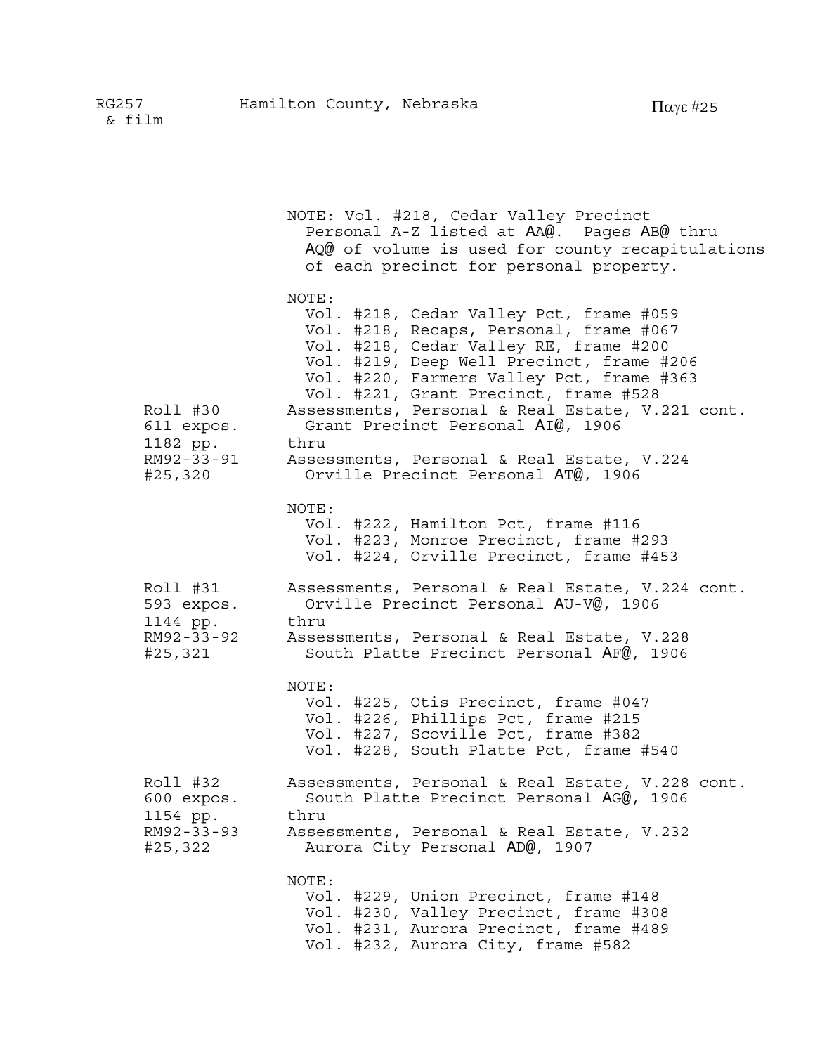NOTE: Vol. #218, Cedar Valley Precinct Personal A-Z listed at AA@. Pages AB@ thru AQ@ of volume is used for county recapitulations of each precinct for personal property.

NOTE:
- Vol. #218, Cedar Valley Pct, frame #059
- Vol. #218, Recaps, Personal, frame #067
- Vol. #218, Cedar Valley RE, frame #200
- Vol. #219, Deep Well Precinct, frame #206
- Vol. #220, Farmers Valley Pct, frame #363
- Vol. #221, Grant Precinct, frame #528

| | |
|---|---|
| Roll #30 | Assessments, Personal & Real Estate, V.221 cont. |
| 611 expos. | Grant Precinct Personal AI@, 1906 |
| 1182 pp. | thru |
| RM92-33-91 | Assessments, Personal & Real Estate, V.224 |
| #25,320 | Orville Precinct Personal AT@, 1906 |

NOTE:
- Vol. #222, Hamilton Pct, frame #116
- Vol. #223, Monroe Precinct, frame #293
- Vol. #224, Orville Precinct, frame #453

| | |
|---|---|
| Roll #31 | Assessments, Personal & Real Estate, V.224 cont. |
| 593 expos. | Orville Precinct Personal AU-V@, 1906 |
| 1144 pp. | thru |
| RM92-33-92 | Assessments, Personal & Real Estate, V.228 |
| #25,321 | South Platte Precinct Personal AF@, 1906 |

NOTE:
- Vol. #225, Otis Precinct, frame #047
- Vol. #226, Phillips Pct, frame #215
- Vol. #227, Scoville Pct, frame #382
- Vol. #228, South Platte Pct, frame #540

| | |
|---|---|
| Roll #32 | Assessments, Personal & Real Estate, V.228 cont. |
| 600 expos. | South Platte Precinct Personal AG@, 1906 |
| 1154 pp. | thru |
| RM92-33-93 | Assessments, Personal & Real Estate, V.232 |
| #25,322 | Aurora City Personal AD@, 1907 |

NOTE:
- Vol. #229, Union Precinct, frame #148
- Vol. #230, Valley Precinct, frame #308
- Vol. #231, Aurora Precinct, frame #489
- Vol. #232, Aurora City, frame #582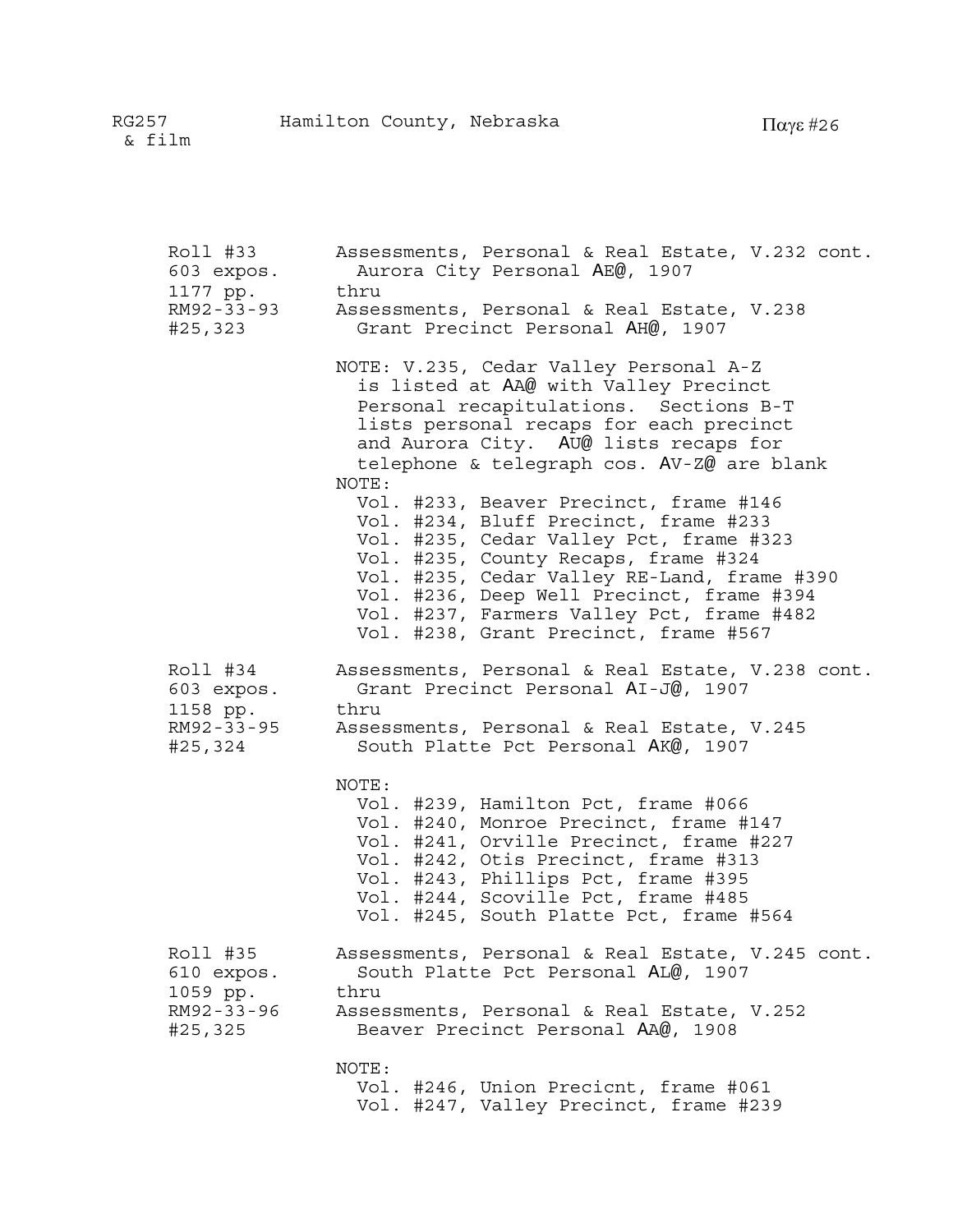| | |
|---|---|
| Roll #33<br>603 expos.<br>1177 pp.<br>RM92-33-93<br>#25,323 | Assessments, Personal & Real Estate, V.232 cont.<br>Aurora City Personal AE@, 1907<br>thru<br>Assessments, Personal & Real Estate, V.238<br>Grant Precinct Personal AH@, 1907<br><br>NOTE: V.235, Cedar Valley Personal A-Z is listed at AA@ with Valley Precinct Personal recapitulations. Sections B-T lists personal recaps for each precinct and Aurora City. AU@ lists recaps for telephone & telegraph cos. AV-Z@ are blank<br>NOTE:<br>Vol. #233, Beaver Precinct, frame #146<br>Vol. #234, Bluff Precinct, frame #233<br>Vol. #235, Cedar Valley Pct, frame #323<br>Vol. #235, County Recaps, frame #324<br>Vol. #235, Cedar Valley RE-Land, frame #390<br>Vol. #236, Deep Well Precinct, frame #394<br>Vol. #237, Farmers Valley Pct, frame #482<br>Vol. #238, Grant Precinct, frame #567 |
| Roll #34<br>603 expos.<br>1158 pp.<br>RM92-33-95<br>#25,324 | Assessments, Personal & Real Estate, V.238 cont.<br>Grant Precinct Personal AI-J@, 1907<br>thru<br>Assessments, Personal & Real Estate, V.245<br>South Platte Pct Personal AK@, 1907<br><br>NOTE:<br>Vol. #239, Hamilton Pct, frame #066<br>Vol. #240, Monroe Precinct, frame #147<br>Vol. #241, Orville Precinct, frame #227<br>Vol. #242, Otis Precinct, frame #313<br>Vol. #243, Phillips Pct, frame #395<br>Vol. #244, Scoville Pct, frame #485<br>Vol. #245, South Platte Pct, frame #564 |
| Roll #35<br>610 expos.<br>1059 pp.<br>RM92-33-96<br>#25,325 | Assessments, Personal & Real Estate, V.245 cont.<br>South Platte Pct Personal AL@, 1907<br>thru<br>Assessments, Personal & Real Estate, V.252<br>Beaver Precinct Personal AA@, 1908<br><br>NOTE:<br>Vol. #246, Union Precicnt, frame #061<br>Vol. #247, Valley Precinct, frame #239 |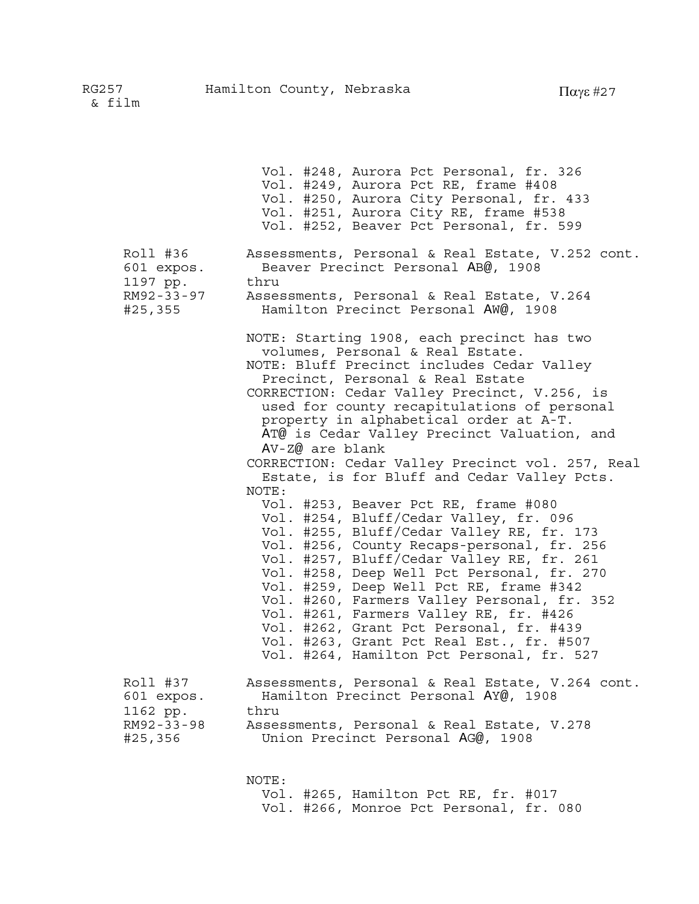Vol. #248, Aurora Pct Personal, fr. 326
Vol. #249, Aurora Pct RE, frame #408
Vol. #250, Aurora City Personal, fr. 433
Vol. #251, Aurora City RE, frame #538
Vol. #252, Beaver Pct Personal, fr. 599

| | |
|---|---|
| Roll #36<br>601 expos.<br>1197 pp.<br>RM92-33-97<br>#25,355 | Assessments, Personal & Real Estate, V.252 cont.<br>Beaver Precinct Personal AB@, 1908<br>thru<br>Assessments, Personal & Real Estate, V.264<br>Hamilton Precinct Personal AW@, 1908 |

NOTE: Starting 1908, each precinct has two volumes, Personal & Real Estate.
NOTE: Bluff Precinct includes Cedar Valley Precinct, Personal & Real Estate
CORRECTION: Cedar Valley Precinct, V.256, is used for county recapitulations of personal property in alphabetical order at A-T. AT@ is Cedar Valley Precinct Valuation, and AV-Z@ are blank
CORRECTION: Cedar Valley Precinct vol. 257, Real Estate, is for Bluff and Cedar Valley Pcts.
NOTE:
Vol. #253, Beaver Pct RE, frame #080
Vol. #254, Bluff/Cedar Valley, fr. 096
Vol. #255, Bluff/Cedar Valley RE, fr. 173
Vol. #256, County Recaps-personal, fr. 256
Vol. #257, Bluff/Cedar Valley RE, fr. 261
Vol. #258, Deep Well Pct Personal, fr. 270
Vol. #259, Deep Well Pct RE, frame #342
Vol. #260, Farmers Valley Personal, fr. 352
Vol. #261, Farmers Valley RE, fr. #426
Vol. #262, Grant Pct Personal, fr. #439
Vol. #263, Grant Pct Real Est., fr. #507
Vol. #264, Hamilton Pct Personal, fr. 527

| | |
|---|---|
| Roll #37<br>601 expos.<br>1162 pp.<br>RM92-33-98<br>#25,356 | Assessments, Personal & Real Estate, V.264 cont.<br>Hamilton Precinct Personal AY@, 1908<br>thru<br>Assessments, Personal & Real Estate, V.278<br>Union Precinct Personal AG@, 1908 |

NOTE:
Vol. #265, Hamilton Pct RE, fr. #017
Vol. #266, Monroe Pct Personal, fr. 080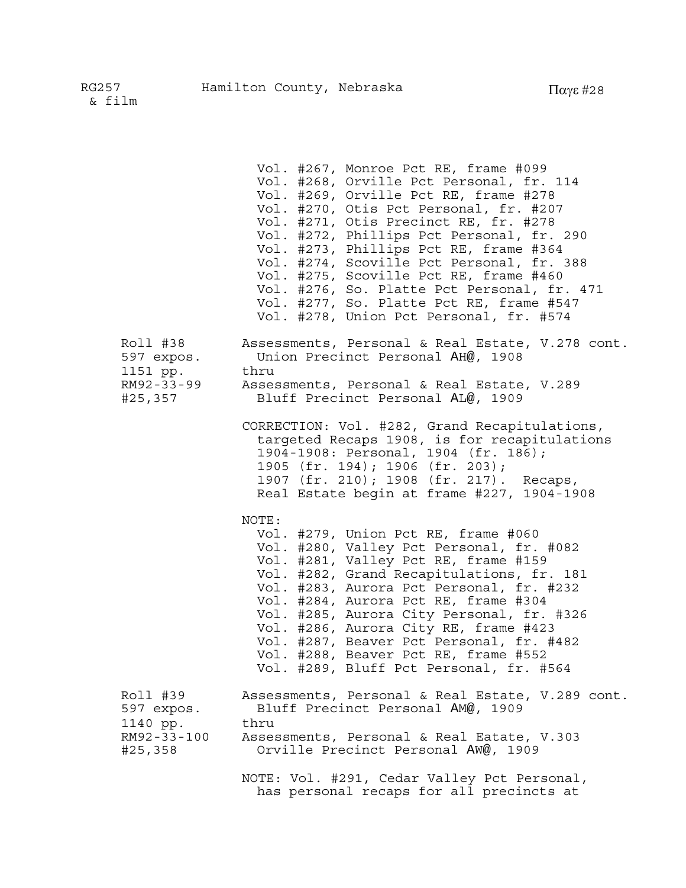Vol. #267, Monroe Pct RE, frame #099
Vol. #268, Orville Pct Personal, fr. 114
Vol. #269, Orville Pct RE, frame #278
Vol. #270, Otis Pct Personal, fr. #207
Vol. #271, Otis Precinct RE, fr. #278
Vol. #272, Phillips Pct Personal, fr. 290
Vol. #273, Phillips Pct RE, frame #364
Vol. #274, Scoville Pct Personal, fr. 388
Vol. #275, Scoville Pct RE, frame #460
Vol. #276, So. Platte Pct Personal, fr. 471
Vol. #277, So. Platte Pct RE, frame #547
Vol. #278, Union Pct Personal, fr. #574

Roll #38
597 expos.
1151 pp.
RM92-33-99
#25,357

Assessments, Personal & Real Estate, V.278 cont.
Union Precinct Personal AH@, 1908
thru
Assessments, Personal & Real Estate, V.289
Bluff Precinct Personal AL@, 1909

CORRECTION: Vol. #282, Grand Recapitulations, targeted Recaps 1908, is for recapitulations 1904-1908: Personal, 1904 (fr. 186); 1905 (fr. 194); 1906 (fr. 203); 1907 (fr. 210); 1908 (fr. 217). Recaps, Real Estate begin at frame #227, 1904-1908

NOTE:
Vol. #279, Union Pct RE, frame #060
Vol. #280, Valley Pct Personal, fr. #082
Vol. #281, Valley Pct RE, frame #159
Vol. #282, Grand Recapitulations, fr. 181
Vol. #283, Aurora Pct Personal, fr. #232
Vol. #284, Aurora Pct RE, frame #304
Vol. #285, Aurora City Personal, fr. #326
Vol. #286, Aurora City RE, frame #423
Vol. #287, Beaver Pct Personal, fr. #482
Vol. #288, Beaver Pct RE, frame #552
Vol. #289, Bluff Pct Personal, fr. #564

Roll #39
597 expos.
1140 pp.
RM92-33-100
#25,358

Assessments, Personal & Real Estate, V.289 cont.
Bluff Precinct Personal AM@, 1909
thru
Assessments, Personal & Real Eatate, V.303
Orville Precinct Personal AW@, 1909

NOTE: Vol. #291, Cedar Valley Pct Personal, has personal recaps for all precincts at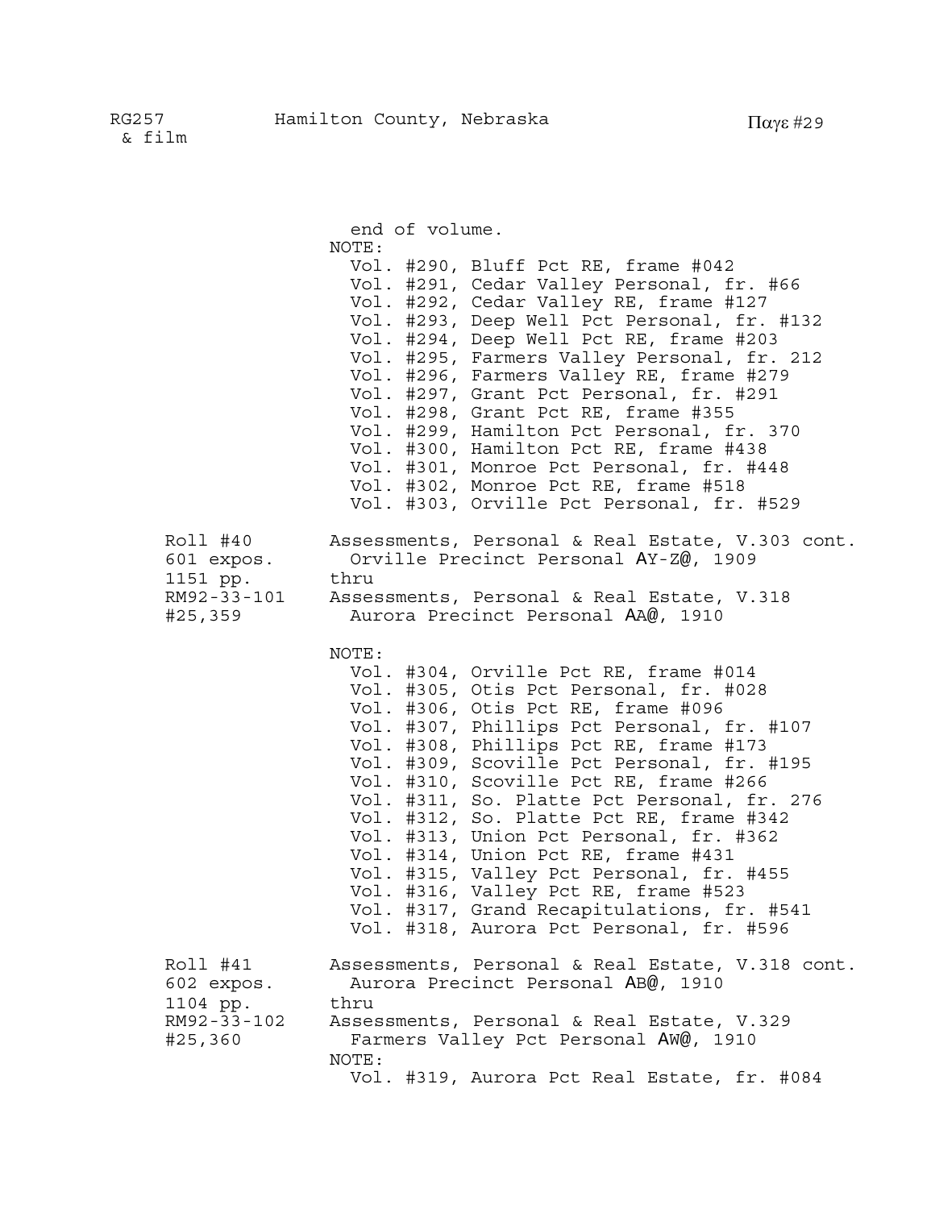end of volume.
NOTE:
Vol. #290, Bluff Pct RE, frame #042
Vol. #291, Cedar Valley Personal, fr. #66
Vol. #292, Cedar Valley RE, frame #127
Vol. #293, Deep Well Pct Personal, fr. #132
Vol. #294, Deep Well Pct RE, frame #203
Vol. #295, Farmers Valley Personal, fr. 212
Vol. #296, Farmers Valley RE, frame #279
Vol. #297, Grant Pct Personal, fr. #291
Vol. #298, Grant Pct RE, frame #355
Vol. #299, Hamilton Pct Personal, fr. 370
Vol. #300, Hamilton Pct RE, frame #438
Vol. #301, Monroe Pct Personal, fr. #448
Vol. #302, Monroe Pct RE, frame #518
Vol. #303, Orville Pct Personal, fr. #529

| | |
|---|---|
| Roll #40<br>601 expos.<br>1151 pp.<br>RM92-33-101<br>#25,359 | Assessments, Personal & Real Estate, V.303 cont.<br>Orville Precinct Personal AY-Z@, 1909<br>thru<br>Assessments, Personal & Real Estate, V.318<br>Aurora Precinct Personal AA@, 1910 |

NOTE:
Vol. #304, Orville Pct RE, frame #014
Vol. #305, Otis Pct Personal, fr. #028
Vol. #306, Otis Pct RE, frame #096
Vol. #307, Phillips Pct Personal, fr. #107
Vol. #308, Phillips Pct RE, frame #173
Vol. #309, Scoville Pct Personal, fr. #195
Vol. #310, Scoville Pct RE, frame #266
Vol. #311, So. Platte Pct Personal, fr. 276
Vol. #312, So. Platte Pct RE, frame #342
Vol. #313, Union Pct Personal, fr. #362
Vol. #314, Union Pct RE, frame #431
Vol. #315, Valley Pct Personal, fr. #455
Vol. #316, Valley Pct RE, frame #523
Vol. #317, Grand Recapitulations, fr. #541
Vol. #318, Aurora Pct Personal, fr. #596

| | |
|---|---|
| Roll #41<br>602 expos.<br>1104 pp.<br>RM92-33-102<br>#25,360 | Assessments, Personal & Real Estate, V.318 cont.<br>Aurora Precinct Personal AB@, 1910<br>thru<br>Assessments, Personal & Real Estate, V.329<br>Farmers Valley Pct Personal AW@, 1910 |

NOTE:
Vol. #319, Aurora Pct Real Estate, fr. #084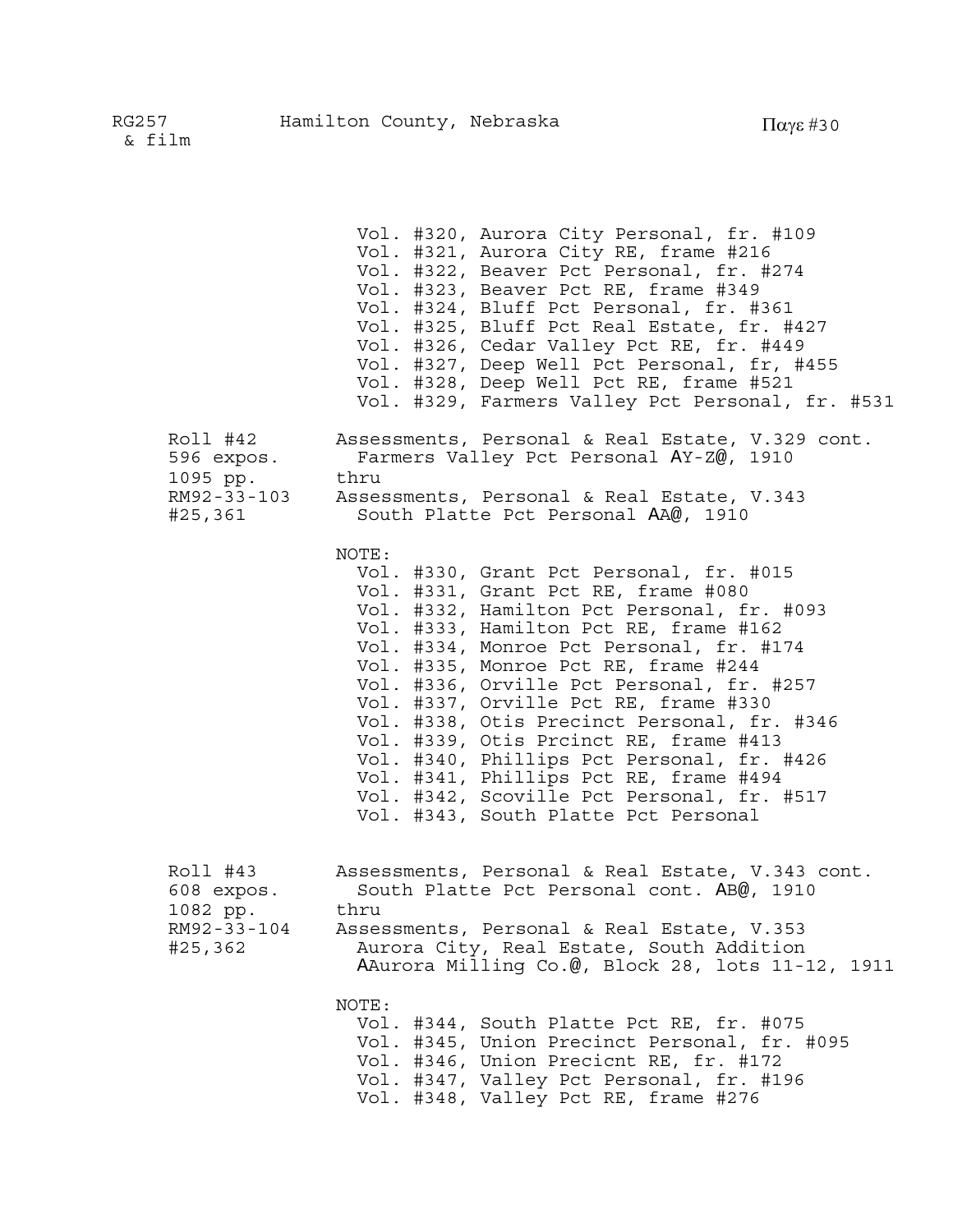Vol. #320, Aurora City Personal, fr. #109
Vol. #321, Aurora City RE, frame #216
Vol. #322, Beaver Pct Personal, fr. #274
Vol. #323, Beaver Pct RE, frame #349
Vol. #324, Bluff Pct Personal, fr. #361
Vol. #325, Bluff Pct Real Estate, fr. #427
Vol. #326, Cedar Valley Pct RE, fr. #449
Vol. #327, Deep Well Pct Personal, fr, #455
Vol. #328, Deep Well Pct RE, frame #521
Vol. #329, Farmers Valley Pct Personal, fr. #531

Roll #42
596 expos.
1095 pp.
RM92-33-103
#25,361

Assessments, Personal & Real Estate, V.329 cont.
Farmers Valley Pct Personal AY-Z@, 1910
thru
Assessments, Personal & Real Estate, V.343
South Platte Pct Personal AA@, 1910

NOTE:
Vol. #330, Grant Pct Personal, fr. #015
Vol. #331, Grant Pct RE, frame #080
Vol. #332, Hamilton Pct Personal, fr. #093
Vol. #333, Hamilton Pct RE, frame #162
Vol. #334, Monroe Pct Personal, fr. #174
Vol. #335, Monroe Pct RE, frame #244
Vol. #336, Orville Pct Personal, fr. #257
Vol. #337, Orville Pct RE, frame #330
Vol. #338, Otis Precinct Personal, fr. #346
Vol. #339, Otis Prcinct RE, frame #413
Vol. #340, Phillips Pct Personal, fr. #426
Vol. #341, Phillips Pct RE, frame #494
Vol. #342, Scoville Pct Personal, fr. #517
Vol. #343, South Platte Pct Personal

Roll #43
608 expos.
1082 pp.
RM92-33-104
#25,362

Assessments, Personal & Real Estate, V.343 cont.
South Platte Pct Personal cont. AB@, 1910
thru
Assessments, Personal & Real Estate, V.353
Aurora City, Real Estate, South Addition
AAurora Milling Co.@, Block 28, lots 11-12, 1911

NOTE:
Vol. #344, South Platte Pct RE, fr. #075
Vol. #345, Union Precinct Personal, fr. #095
Vol. #346, Union Precicnt RE, fr. #172
Vol. #347, Valley Pct Personal, fr. #196
Vol. #348, Valley Pct RE, frame #276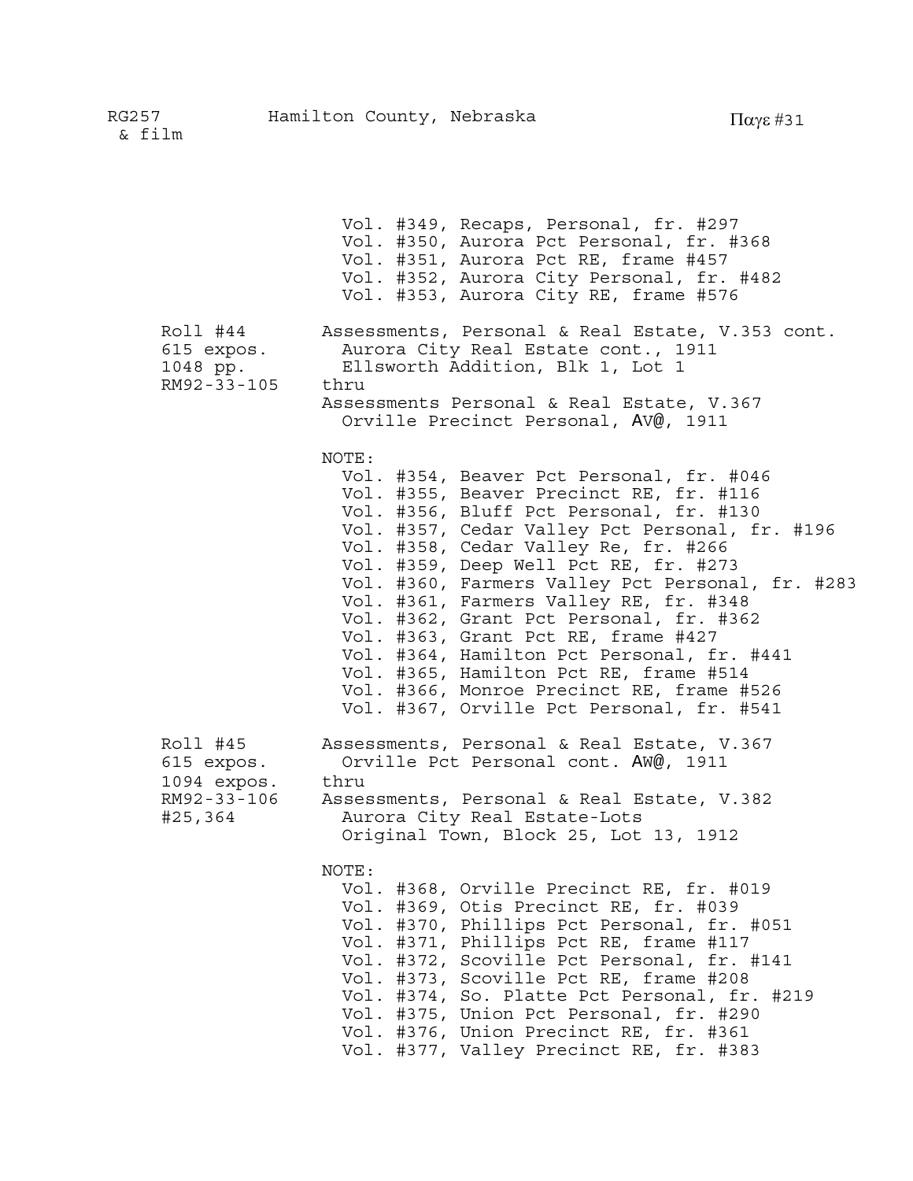Vol. #349, Recaps, Personal, fr. #297
Vol. #350, Aurora Pct Personal, fr. #368
Vol. #351, Aurora Pct RE, frame #457
Vol. #352, Aurora City Personal, fr. #482
Vol. #353, Aurora City RE, frame #576

| | |
|---|---|
| Roll #44<br>615 expos.<br>1048 pp.<br>RM92-33-105 | Assessments, Personal & Real Estate, V.353 cont.<br>Aurora City Real Estate cont., 1911<br>Ellsworth Addition, Blk 1, Lot 1<br>thru<br>Assessments Personal & Real Estate, V.367<br>Orville Precinct Personal, AV@, 1911 |

NOTE:
Vol. #354, Beaver Pct Personal, fr. #046
Vol. #355, Beaver Precinct RE, fr. #116
Vol. #356, Bluff Pct Personal, fr. #130
Vol. #357, Cedar Valley Pct Personal, fr. #196
Vol. #358, Cedar Valley Re, fr. #266
Vol. #359, Deep Well Pct RE, fr. #273
Vol. #360, Farmers Valley Pct Personal, fr. #283
Vol. #361, Farmers Valley RE, fr. #348
Vol. #362, Grant Pct Personal, fr. #362
Vol. #363, Grant Pct RE, frame #427
Vol. #364, Hamilton Pct Personal, fr. #441
Vol. #365, Hamilton Pct RE, frame #514
Vol. #366, Monroe Precinct RE, frame #526
Vol. #367, Orville Pct Personal, fr. #541

| | |
|---|---|
| Roll #45<br>615 expos.<br>1094 expos.<br>RM92-33-106<br>#25,364 | Assessments, Personal & Real Estate, V.367<br>Orville Pct Personal cont. AW@, 1911<br>thru<br>Assessments, Personal & Real Estate, V.382<br>Aurora City Real Estate-Lots<br>Original Town, Block 25, Lot 13, 1912 |

NOTE:
Vol. #368, Orville Precinct RE, fr. #019
Vol. #369, Otis Precinct RE, fr. #039
Vol. #370, Phillips Pct Personal, fr. #051
Vol. #371, Phillips Pct RE, frame #117
Vol. #372, Scoville Pct Personal, fr. #141
Vol. #373, Scoville Pct RE, frame #208
Vol. #374, So. Platte Pct Personal, fr. #219
Vol. #375, Union Pct Personal, fr. #290
Vol. #376, Union Precinct RE, fr. #361
Vol. #377, Valley Precinct RE, fr. #383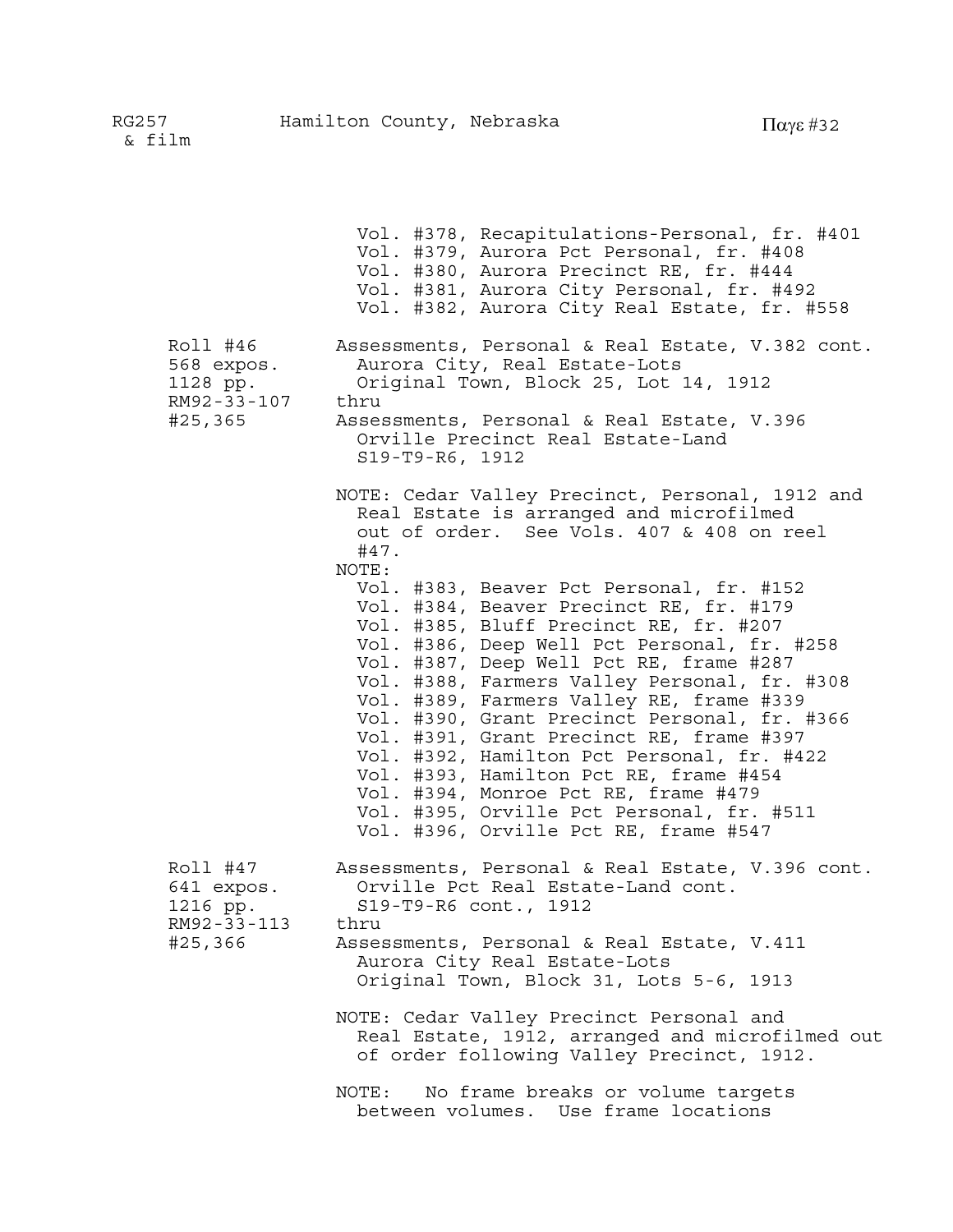Vol. #378, Recapitulations-Personal, fr. #401
Vol. #379, Aurora Pct Personal, fr. #408
Vol. #380, Aurora Precinct RE, fr. #444
Vol. #381, Aurora City Personal, fr. #492
Vol. #382, Aurora City Real Estate, fr. #558

| | |
|---|---|
| Roll #46<br>568 expos.<br>1128 pp.<br>RM92-33-107<br>#25,365 | Assessments, Personal & Real Estate, V.382 cont.<br>Aurora City, Real Estate-Lots<br>Original Town, Block 25, Lot 14, 1912<br>thru<br>Assessments, Personal & Real Estate, V.396<br>Orville Precinct Real Estate-Land<br>S19-T9-R6, 1912<br><br>NOTE: Cedar Valley Precinct, Personal, 1912 and Real Estate is arranged and microfilmed out of order. See Vols. 407 & 408 on reel #47.<br>NOTE:<br>Vol. #383, Beaver Pct Personal, fr. #152<br>Vol. #384, Beaver Precinct RE, fr. #179<br>Vol. #385, Bluff Precinct RE, fr. #207<br>Vol. #386, Deep Well Pct Personal, fr. #258<br>Vol. #387, Deep Well Pct RE, frame #287<br>Vol. #388, Farmers Valley Personal, fr. #308<br>Vol. #389, Farmers Valley RE, frame #339<br>Vol. #390, Grant Precinct Personal, fr. #366<br>Vol. #391, Grant Precinct RE, frame #397<br>Vol. #392, Hamilton Pct Personal, fr. #422<br>Vol. #393, Hamilton Pct RE, frame #454<br>Vol. #394, Monroe Pct RE, frame #479<br>Vol. #395, Orville Pct Personal, fr. #511<br>Vol. #396, Orville Pct RE, frame #547 |
| Roll #47<br>641 expos.<br>1216 pp.<br>RM92-33-113<br>#25,366 | Assessments, Personal & Real Estate, V.396 cont.<br>Orville Pct Real Estate-Land cont.<br>S19-T9-R6 cont., 1912<br>thru<br>Assessments, Personal & Real Estate, V.411<br>Aurora City Real Estate-Lots<br>Original Town, Block 31, Lots 5-6, 1913<br><br>NOTE: Cedar Valley Precinct Personal and Real Estate, 1912, arranged and microfilmed out of order following Valley Precinct, 1912.<br><br>NOTE: No frame breaks or volume targets between volumes. Use frame locations |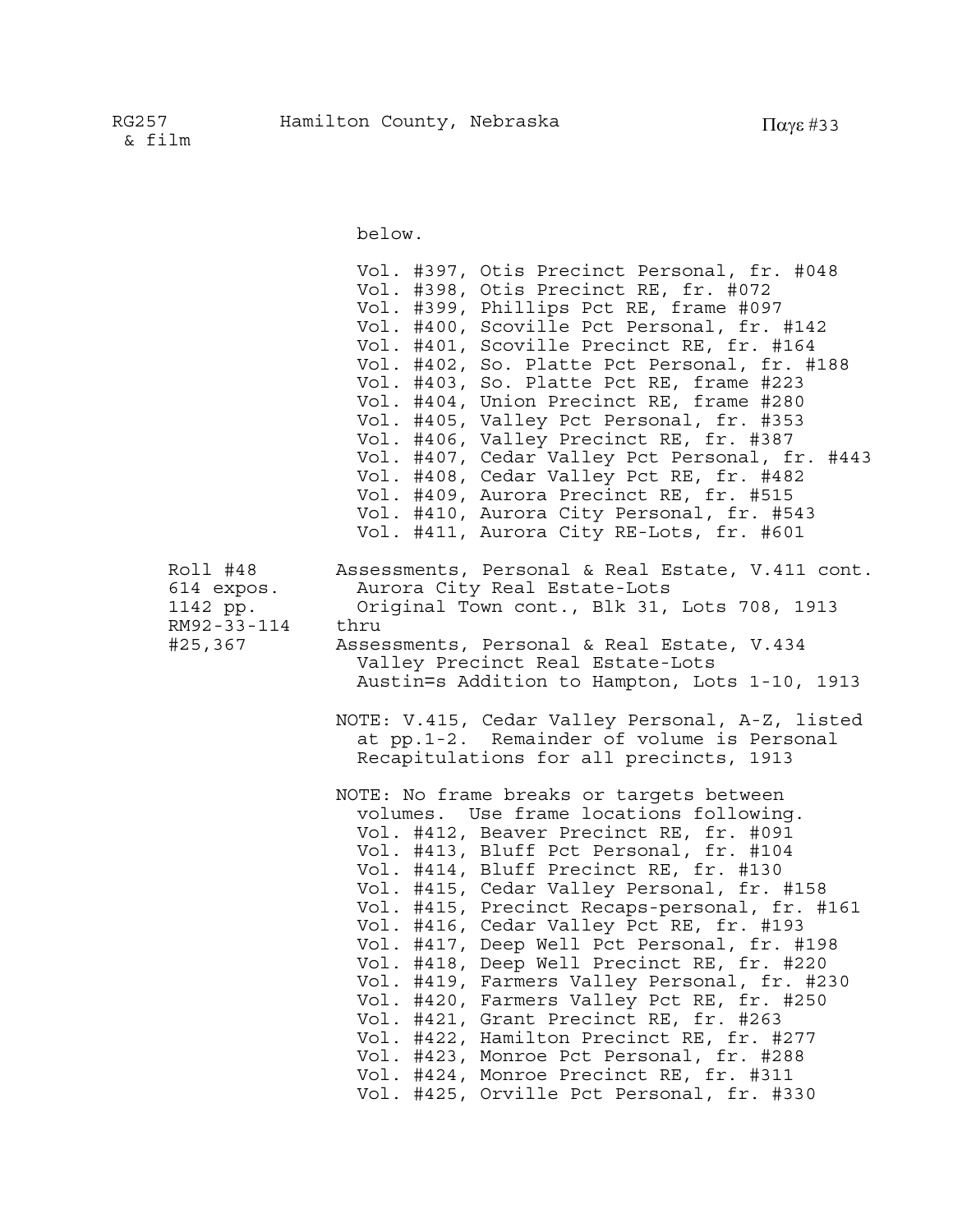below.

Vol. #397, Otis Precinct Personal, fr. #048
Vol. #398, Otis Precinct RE, fr. #072
Vol. #399, Phillips Pct RE, frame #097
Vol. #400, Scoville Pct Personal, fr. #142
Vol. #401, Scoville Precinct RE, fr. #164
Vol. #402, So. Platte Pct Personal, fr. #188
Vol. #403, So. Platte Pct RE, frame #223
Vol. #404, Union Precinct RE, frame #280
Vol. #405, Valley Pct Personal, fr. #353
Vol. #406, Valley Precinct RE, fr. #387
Vol. #407, Cedar Valley Pct Personal, fr. #443
Vol. #408, Cedar Valley Pct RE, fr. #482
Vol. #409, Aurora Precinct RE, fr. #515
Vol. #410, Aurora City Personal, fr. #543
Vol. #411, Aurora City RE-Lots, fr. #601

Roll #48
614 expos.
1142 pp.
RM92-33-114
#25,367

Assessments, Personal & Real Estate, V.411 cont.
Aurora City Real Estate-Lots
Original Town cont., Blk 31, Lots 708, 1913
thru
Assessments, Personal & Real Estate, V.434
Valley Precinct Real Estate-Lots
Austin=s Addition to Hampton, Lots 1-10, 1913

NOTE: V.415, Cedar Valley Personal, A-Z, listed at pp.1-2. Remainder of volume is Personal Recapitulations for all precincts, 1913

NOTE: No frame breaks or targets between volumes. Use frame locations following.
Vol. #412, Beaver Precinct RE, fr. #091
Vol. #413, Bluff Pct Personal, fr. #104
Vol. #414, Bluff Precinct RE, fr. #130
Vol. #415, Cedar Valley Personal, fr. #158
Vol. #415, Precinct Recaps-personal, fr. #161
Vol. #416, Cedar Valley Pct RE, fr. #193
Vol. #417, Deep Well Pct Personal, fr. #198
Vol. #418, Deep Well Precinct RE, fr. #220
Vol. #419, Farmers Valley Personal, fr. #230
Vol. #420, Farmers Valley Pct RE, fr. #250
Vol. #421, Grant Precinct RE, fr. #263
Vol. #422, Hamilton Precinct RE, fr. #277
Vol. #423, Monroe Pct Personal, fr. #288
Vol. #424, Monroe Precinct RE, fr. #311
Vol. #425, Orville Pct Personal, fr. #330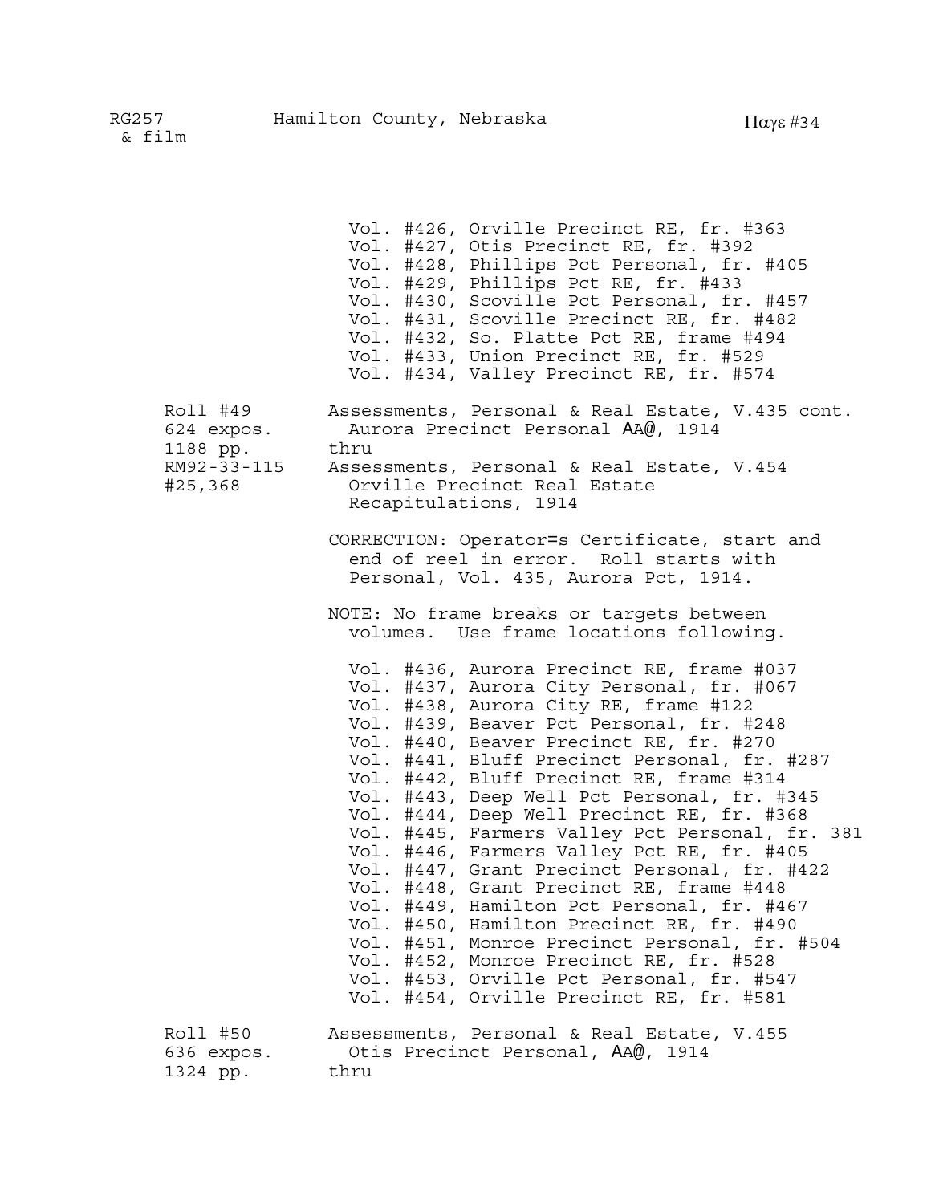Vol. #426, Orville Precinct RE, fr. #363
Vol. #427, Otis Precinct RE, fr. #392
Vol. #428, Phillips Pct Personal, fr. #405
Vol. #429, Phillips Pct RE, fr. #433
Vol. #430, Scoville Pct Personal, fr. #457
Vol. #431, Scoville Precinct RE, fr. #482
Vol. #432, So. Platte Pct RE, frame #494
Vol. #433, Union Precinct RE, fr. #529
Vol. #434, Valley Precinct RE, fr. #574

Roll #49
624 expos.
1188 pp.
RM92-33-115
#25,368

Assessments, Personal & Real Estate, V.435 cont.
Aurora Precinct Personal AA@, 1914
thru
Assessments, Personal & Real Estate, V.454
Orville Precinct Real Estate
Recapitulations, 1914

CORRECTION: Operator=s Certificate, start and end of reel in error. Roll starts with Personal, Vol. 435, Aurora Pct, 1914.

NOTE: No frame breaks or targets between volumes. Use frame locations following.

Vol. #436, Aurora Precinct RE, frame #037
Vol. #437, Aurora City Personal, fr. #067
Vol. #438, Aurora City RE, frame #122
Vol. #439, Beaver Pct Personal, fr. #248
Vol. #440, Beaver Precinct RE, fr. #270
Vol. #441, Bluff Precinct Personal, fr. #287
Vol. #442, Bluff Precinct RE, frame #314
Vol. #443, Deep Well Pct Personal, fr. #345
Vol. #444, Deep Well Precinct RE, fr. #368
Vol. #445, Farmers Valley Pct Personal, fr. 381
Vol. #446, Farmers Valley Pct RE, fr. #405
Vol. #447, Grant Precinct Personal, fr. #422
Vol. #448, Grant Precinct RE, frame #448
Vol. #449, Hamilton Pct Personal, fr. #467
Vol. #450, Hamilton Precinct RE, fr. #490
Vol. #451, Monroe Precinct Personal, fr. #504
Vol. #452, Monroe Precinct RE, fr. #528
Vol. #453, Orville Pct Personal, fr. #547
Vol. #454, Orville Precinct RE, fr. #581

Roll #50
636 expos.
1324 pp.

Assessments, Personal & Real Estate, V.455
Otis Precinct Personal, AA@, 1914
thru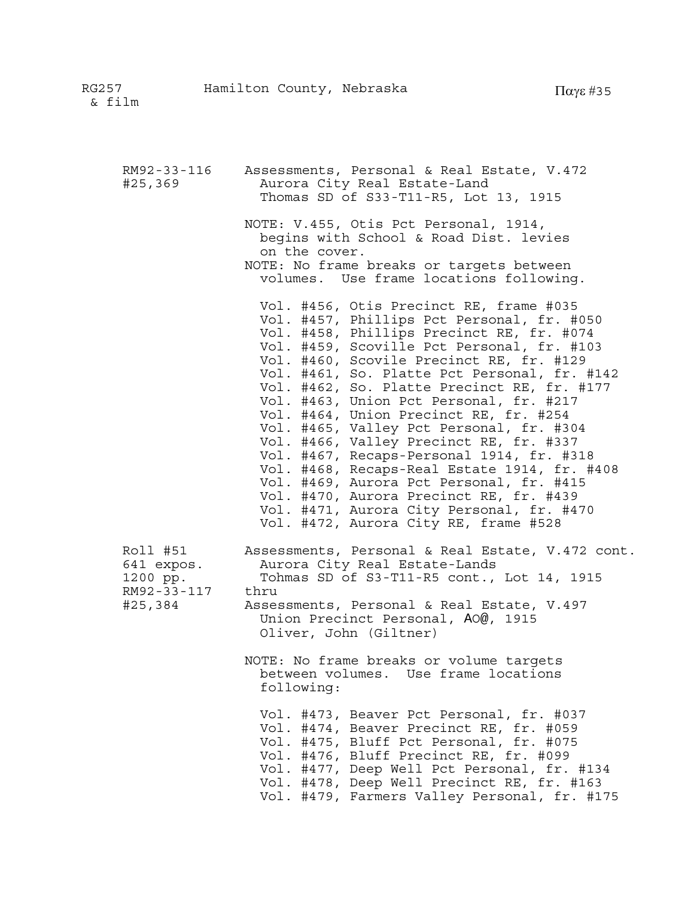RM92-33-116 #25,369

Assessments, Personal & Real Estate, V.472
Aurora City Real Estate-Land
Thomas SD of S33-T11-R5, Lot 13, 1915

NOTE: V.455, Otis Pct Personal, 1914, begins with School & Road Dist. levies on the cover.
NOTE: No frame breaks or targets between volumes. Use frame locations following.

- Vol. #456, Otis Precinct RE, frame #035
- Vol. #457, Phillips Pct Personal, fr. #050
- Vol. #458, Phillips Precinct RE, fr. #074
- Vol. #459, Scoville Pct Personal, fr. #103
- Vol. #460, Scovile Precinct RE, fr. #129
- Vol. #461, So. Platte Pct Personal, fr. #142
- Vol. #462, So. Platte Precinct RE, fr. #177
- Vol. #463, Union Pct Personal, fr. #217
- Vol. #464, Union Precinct RE, fr. #254
- Vol. #465, Valley Pct Personal, fr. #304
- Vol. #466, Valley Precinct RE, fr. #337
- Vol. #467, Recaps-Personal 1914, fr. #318
- Vol. #468, Recaps-Real Estate 1914, fr. #408
- Vol. #469, Aurora Pct Personal, fr. #415
- Vol. #470, Aurora Precinct RE, fr. #439
- Vol. #471, Aurora City Personal, fr. #470
- Vol. #472, Aurora City RE, frame #528

Roll #51
641 expos.
1200 pp.
RM92-33-117
#25,384

Assessments, Personal & Real Estate, V.472 cont.
Aurora City Real Estate-Lands
Tohmas SD of S3-T11-R5 cont., Lot 14, 1915
thru
Assessments, Personal & Real Estate, V.497
Union Precinct Personal, AO@, 1915
Oliver, John (Giltner)

NOTE: No frame breaks or volume targets between volumes. Use frame locations following:

- Vol. #473, Beaver Pct Personal, fr. #037
- Vol. #474, Beaver Precinct RE, fr. #059
- Vol. #475, Bluff Pct Personal, fr. #075
- Vol. #476, Bluff Precinct RE, fr. #099
- Vol. #477, Deep Well Pct Personal, fr. #134
- Vol. #478, Deep Well Precinct RE, fr. #163
- Vol. #479, Farmers Valley Personal, fr. #175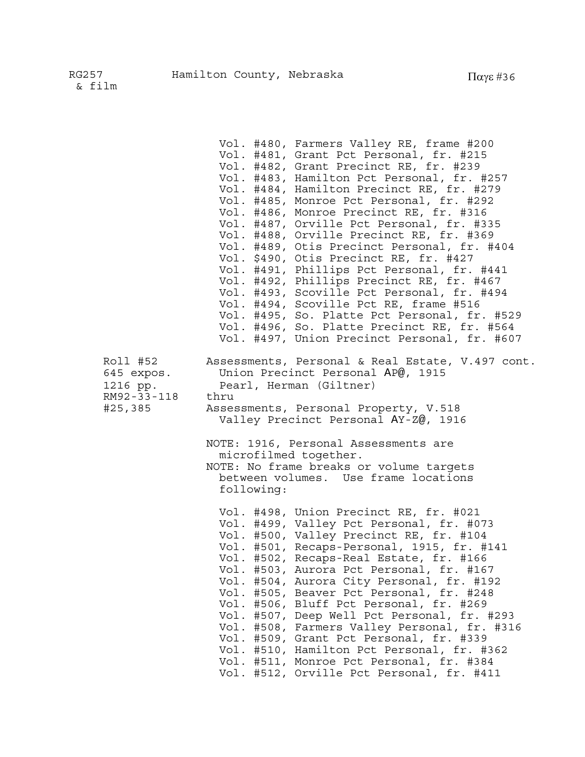Vol. #480, Farmers Valley RE, frame #200
Vol. #481, Grant Pct Personal, fr. #215
Vol. #482, Grant Precinct RE, fr. #239
Vol. #483, Hamilton Pct Personal, fr. #257
Vol. #484, Hamilton Precinct RE, fr. #279
Vol. #485, Monroe Pct Personal, fr. #292
Vol. #486, Monroe Precinct RE, fr. #316
Vol. #487, Orville Pct Personal, fr. #335
Vol. #488, Orville Precinct RE, fr. #369
Vol. #489, Otis Precinct Personal, fr. #404
Vol. $490, Otis Precinct RE, fr. #427
Vol. #491, Phillips Pct Personal, fr. #441
Vol. #492, Phillips Precinct RE, fr. #467
Vol. #493, Scoville Pct Personal, fr. #494
Vol. #494, Scoville Pct RE, frame #516
Vol. #495, So. Platte Pct Personal, fr. #529
Vol. #496, So. Platte Precinct RE, fr. #564
Vol. #497, Union Precinct Personal, fr. #607

Roll #52
645 expos.
1216 pp.
RM92-33-118
#25,385

Assessments, Personal & Real Estate, V.497 cont.
Union Precinct Personal AP@, 1915
Pearl, Herman (Giltner)
thru
Assessments, Personal Property, V.518
Valley Precinct Personal AY-Z@, 1916

NOTE: 1916, Personal Assessments are microfilmed together.
NOTE: No frame breaks or volume targets between volumes. Use frame locations following:

Vol. #498, Union Precinct RE, fr. #021
Vol. #499, Valley Pct Personal, fr. #073
Vol. #500, Valley Precinct RE, fr. #104
Vol. #501, Recaps-Personal, 1915, fr. #141
Vol. #502, Recaps-Real Estate, fr. #166
Vol. #503, Aurora Pct Personal, fr. #167
Vol. #504, Aurora City Personal, fr. #192
Vol. #505, Beaver Pct Personal, fr. #248
Vol. #506, Bluff Pct Personal, fr. #269
Vol. #507, Deep Well Pct Personal, fr. #293
Vol. #508, Farmers Valley Personal, fr. #316
Vol. #509, Grant Pct Personal, fr. #339
Vol. #510, Hamilton Pct Personal, fr. #362
Vol. #511, Monroe Pct Personal, fr. #384
Vol. #512, Orville Pct Personal, fr. #411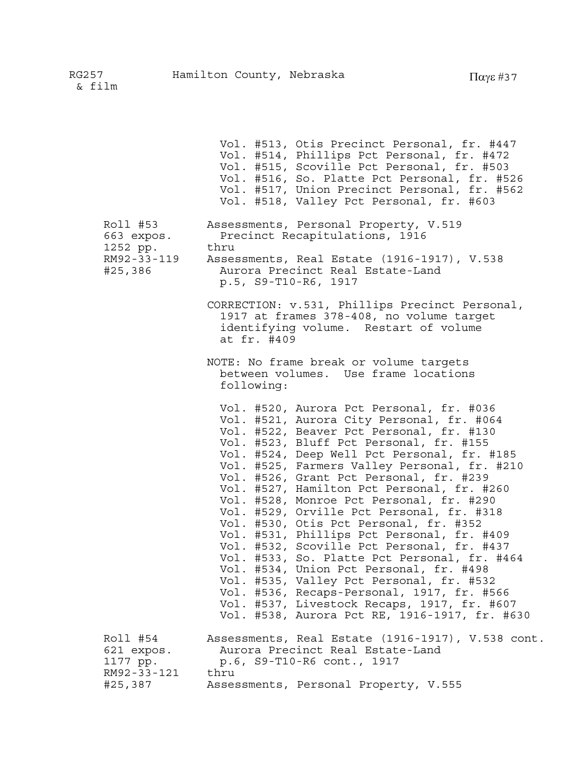Vol. #513, Otis Precinct Personal, fr. #447
Vol. #514, Phillips Pct Personal, fr. #472
Vol. #515, Scoville Pct Personal, fr. #503
Vol. #516, So. Platte Pct Personal, fr. #526
Vol. #517, Union Precinct Personal, fr. #562
Vol. #518, Valley Pct Personal, fr. #603

| | |
|---|---|
| Roll #53<br>663 expos.<br>1252 pp.<br>RM92-33-119<br>#25,386 | Assessments, Personal Property, V.519<br>Precinct Recapitulations, 1916<br>thru<br>Assessments, Real Estate (1916-1917), V.538<br>Aurora Precinct Real Estate-Land<br>p.5, S9-T10-R6, 1917 |

CORRECTION: v.531, Phillips Precinct Personal, 1917 at frames 378-408, no volume target identifying volume. Restart of volume at fr. #409

NOTE: No frame break or volume targets between volumes. Use frame locations following:

Vol. #520, Aurora Pct Personal, fr. #036
Vol. #521, Aurora City Personal, fr. #064
Vol. #522, Beaver Pct Personal, fr. #130
Vol. #523, Bluff Pct Personal, fr. #155
Vol. #524, Deep Well Pct Personal, fr. #185
Vol. #525, Farmers Valley Personal, fr. #210
Vol. #526, Grant Pct Personal, fr. #239
Vol. #527, Hamilton Pct Personal, fr. #260
Vol. #528, Monroe Pct Personal, fr. #290
Vol. #529, Orville Pct Personal, fr. #318
Vol. #530, Otis Pct Personal, fr. #352
Vol. #531, Phillips Pct Personal, fr. #409
Vol. #532, Scoville Pct Personal, fr. #437
Vol. #533, So. Platte Pct Personal, fr. #464
Vol. #534, Union Pct Personal, fr. #498
Vol. #535, Valley Pct Personal, fr. #532
Vol. #536, Recaps-Personal, 1917, fr. #566
Vol. #537, Livestock Recaps, 1917, fr. #607
Vol. #538, Aurora Pct RE, 1916-1917, fr. #630

| | |
|---|---|
| Roll #54<br>621 expos.<br>1177 pp.<br>RM92-33-121<br>#25,387 | Assessments, Real Estate (1916-1917), V.538 cont.<br>Aurora Precinct Real Estate-Land<br>p.6, S9-T10-R6 cont., 1917<br>thru<br>Assessments, Personal Property, V.555 |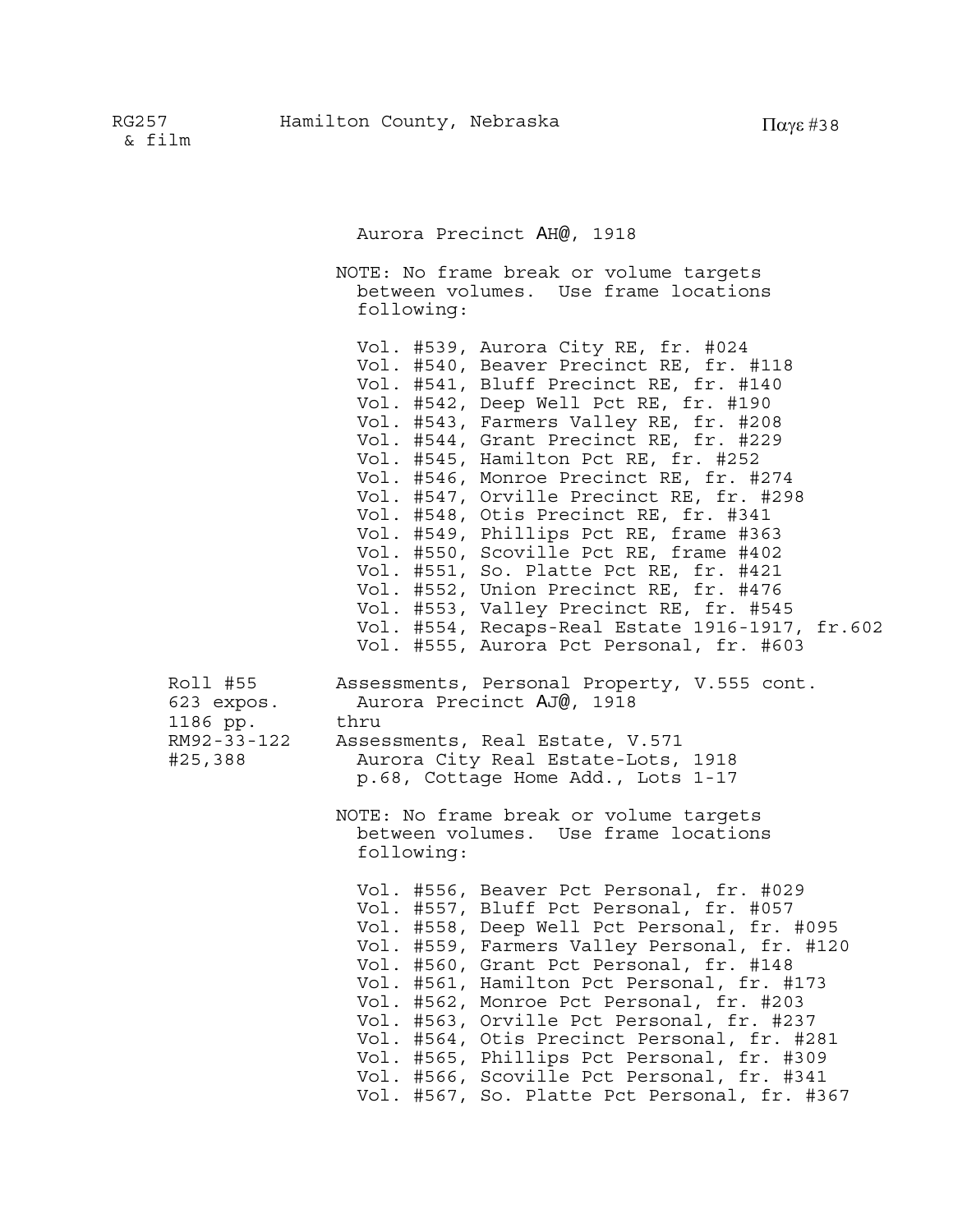Aurora Precinct AH@, 1918

NOTE: No frame break or volume targets between volumes. Use frame locations following:

Vol. #539, Aurora City RE, fr. #024
Vol. #540, Beaver Precinct RE, fr. #118
Vol. #541, Bluff Precinct RE, fr. #140
Vol. #542, Deep Well Pct RE, fr. #190
Vol. #543, Farmers Valley RE, fr. #208
Vol. #544, Grant Precinct RE, fr. #229
Vol. #545, Hamilton Pct RE, fr. #252
Vol. #546, Monroe Precinct RE, fr. #274
Vol. #547, Orville Precinct RE, fr. #298
Vol. #548, Otis Precinct RE, fr. #341
Vol. #549, Phillips Pct RE, frame #363
Vol. #550, Scoville Pct RE, frame #402
Vol. #551, So. Platte Pct RE, fr. #421
Vol. #552, Union Precinct RE, fr. #476
Vol. #553, Valley Precinct RE, fr. #545
Vol. #554, Recaps-Real Estate 1916-1917, fr.602
Vol. #555, Aurora Pct Personal, fr. #603

Roll #55
623 expos.
1186 pp.
RM92-33-122
#25,388

Assessments, Personal Property, V.555 cont.
Aurora Precinct AJ@, 1918
thru
Assessments, Real Estate, V.571
Aurora City Real Estate-Lots, 1918
p.68, Cottage Home Add., Lots 1-17

NOTE: No frame break or volume targets between volumes. Use frame locations following:

Vol. #556, Beaver Pct Personal, fr. #029
Vol. #557, Bluff Pct Personal, fr. #057
Vol. #558, Deep Well Pct Personal, fr. #095
Vol. #559, Farmers Valley Personal, fr. #120
Vol. #560, Grant Pct Personal, fr. #148
Vol. #561, Hamilton Pct Personal, fr. #173
Vol. #562, Monroe Pct Personal, fr. #203
Vol. #563, Orville Pct Personal, fr. #237
Vol. #564, Otis Precinct Personal, fr. #281
Vol. #565, Phillips Pct Personal, fr. #309
Vol. #566, Scoville Pct Personal, fr. #341
Vol. #567, So. Platte Pct Personal, fr. #367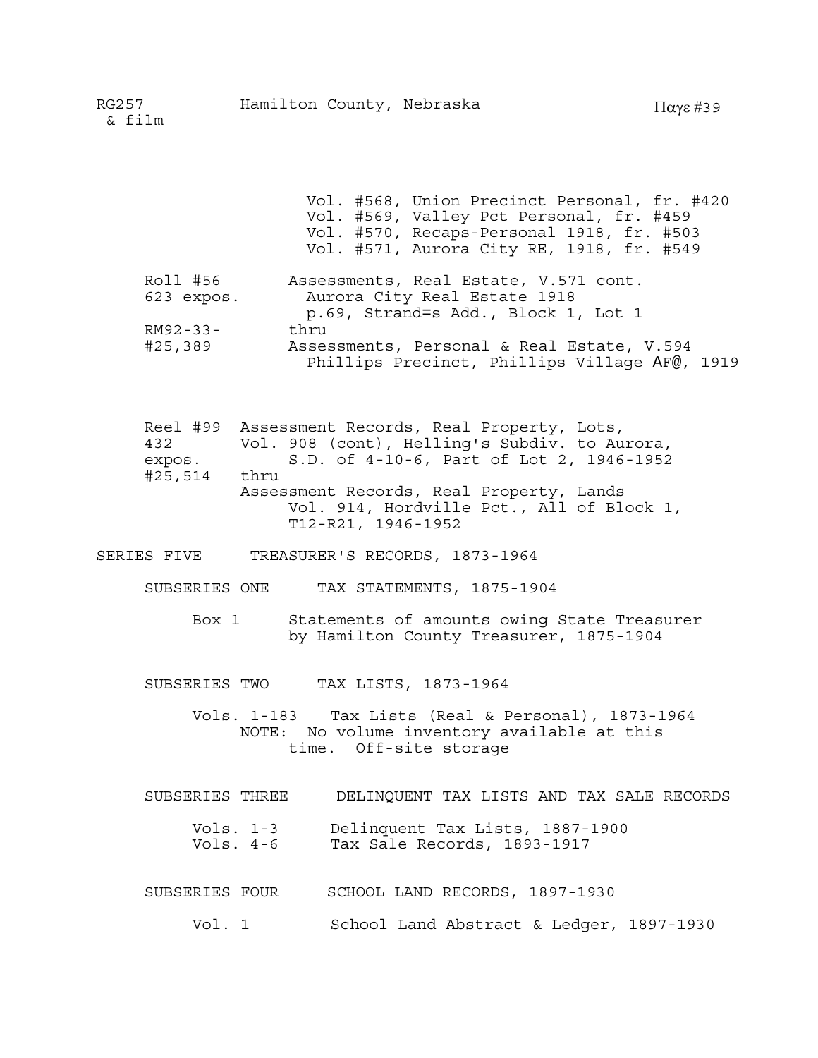Vol. #568, Union Precinct Personal, fr. #420
Vol. #569, Valley Pct Personal, fr. #459
Vol. #570, Recaps-Personal 1918, fr. #503
Vol. #571, Aurora City RE, 1918, fr. #549

Roll #56 623 expos. RM92-33- #25,389
Assessments, Real Estate, V.571 cont.
Aurora City Real Estate 1918
p.69, Strand=s Add., Block 1, Lot 1
thru
Assessments, Personal & Real Estate, V.594
Phillips Precinct, Phillips Village AF@, 1919

Reel #99 432 expos. #25,514
Assessment Records, Real Property, Lots,
Vol. 908 (cont), Helling's Subdiv. to Aurora,
S.D. of 4-10-6, Part of Lot 2, 1946-1952
thru
Assessment Records, Real Property, Lands
Vol. 914, Hordville Pct., All of Block 1,
T12-R21, 1946-1952

# SERIES FIVE TREASURER'S RECORDS, 1873-1964

## SUBSERIES ONE TAX STATEMENTS, 1875-1904

Box 1 Statements of amounts owing State Treasurer by Hamilton County Treasurer, 1875-1904

## SUBSERIES TWO TAX LISTS, 1873-1964

Vols. 1-183 Tax Lists (Real & Personal), 1873-1964
NOTE: No volume inventory available at this time. Off-site storage

## SUBSERIES THREE DELINQUENT TAX LISTS AND TAX SALE RECORDS

Vols. 1-3 Delinquent Tax Lists, 1887-1900
Vols. 4-6 Tax Sale Records, 1893-1917

## SUBSERIES FOUR SCHOOL LAND RECORDS, 1897-1930

Vol. 1 School Land Abstract & Ledger, 1897-1930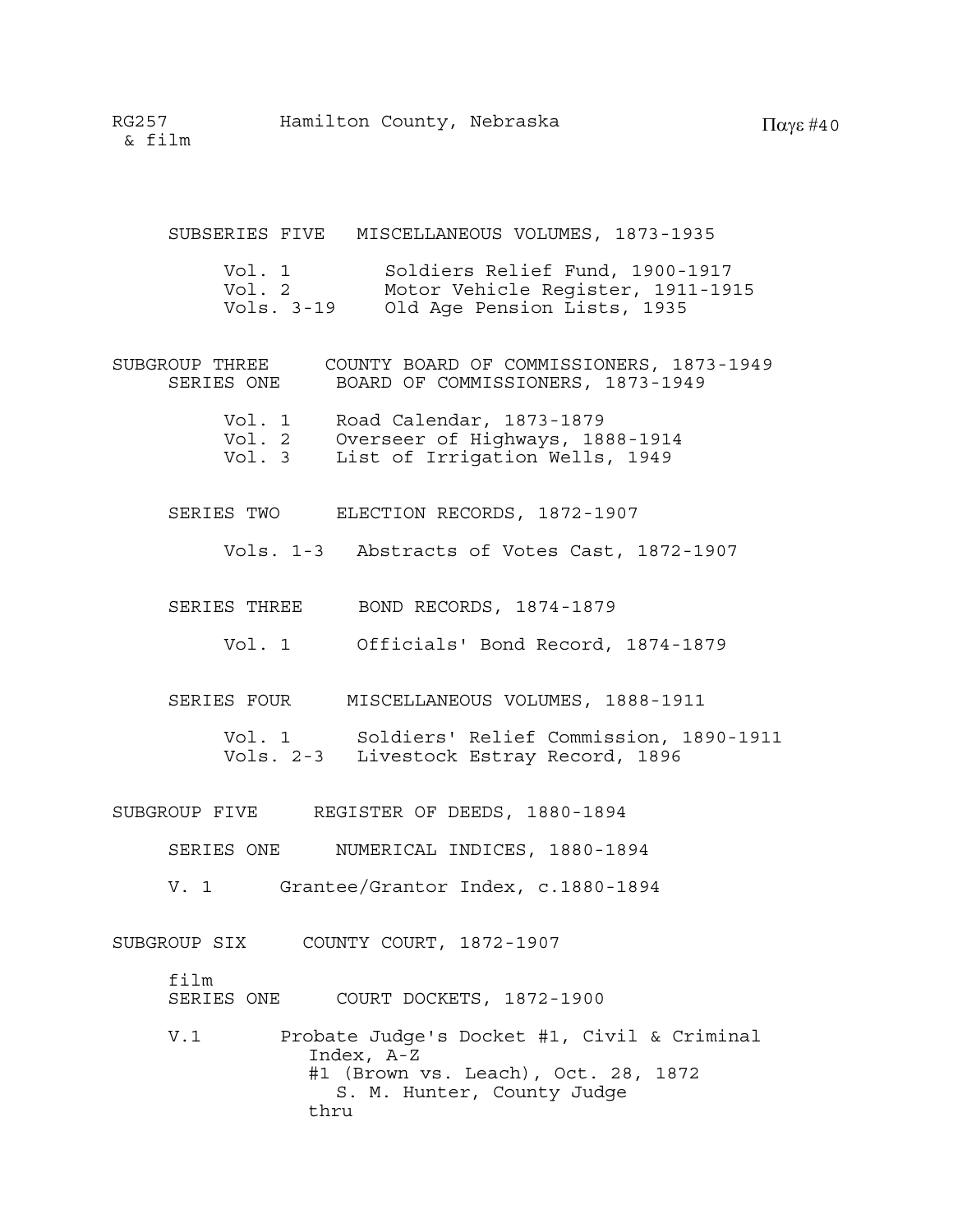SUBSERIES FIVE MISCELLANEOUS VOLUMES, 1873-1935

- Vol. 1 Soldiers Relief Fund, 1900-1917
- Vol. 2 Motor Vehicle Register, 1911-1915
- Vols. 3-19 Old Age Pension Lists, 1935

## SUBGROUP THREE COUNTY BOARD OF COMMISSIONERS, 1873-1949

### SERIES ONE BOARD OF COMMISSIONERS, 1873-1949

- Vol. 1 Road Calendar, 1873-1879
- Vol. 2 Overseer of Highways, 1888-1914
- Vol. 3 List of Irrigation Wells, 1949

### SERIES TWO ELECTION RECORDS, 1872-1907

- Vols. 1-3 Abstracts of Votes Cast, 1872-1907

### SERIES THREE BOND RECORDS, 1874-1879

- Vol. 1 Officials' Bond Record, 1874-1879

### SERIES FOUR MISCELLANEOUS VOLUMES, 1888-1911

- Vol. 1 Soldiers' Relief Commission, 1890-1911
- Vols. 2-3 Livestock Estray Record, 1896

## SUBGROUP FIVE REGISTER OF DEEDS, 1880-1894

### SERIES ONE NUMERICAL INDICES, 1880-1894

- V. 1 Grantee/Grantor Index, c.1880-1894

## SUBGROUP SIX COUNTY COURT, 1872-1907

film

### SERIES ONE COURT DOCKETS, 1872-1900

V.1 Probate Judge's Docket #1, Civil & Criminal
Index, A-Z
#1 (Brown vs. Leach), Oct. 28, 1872
S. M. Hunter, County Judge
thru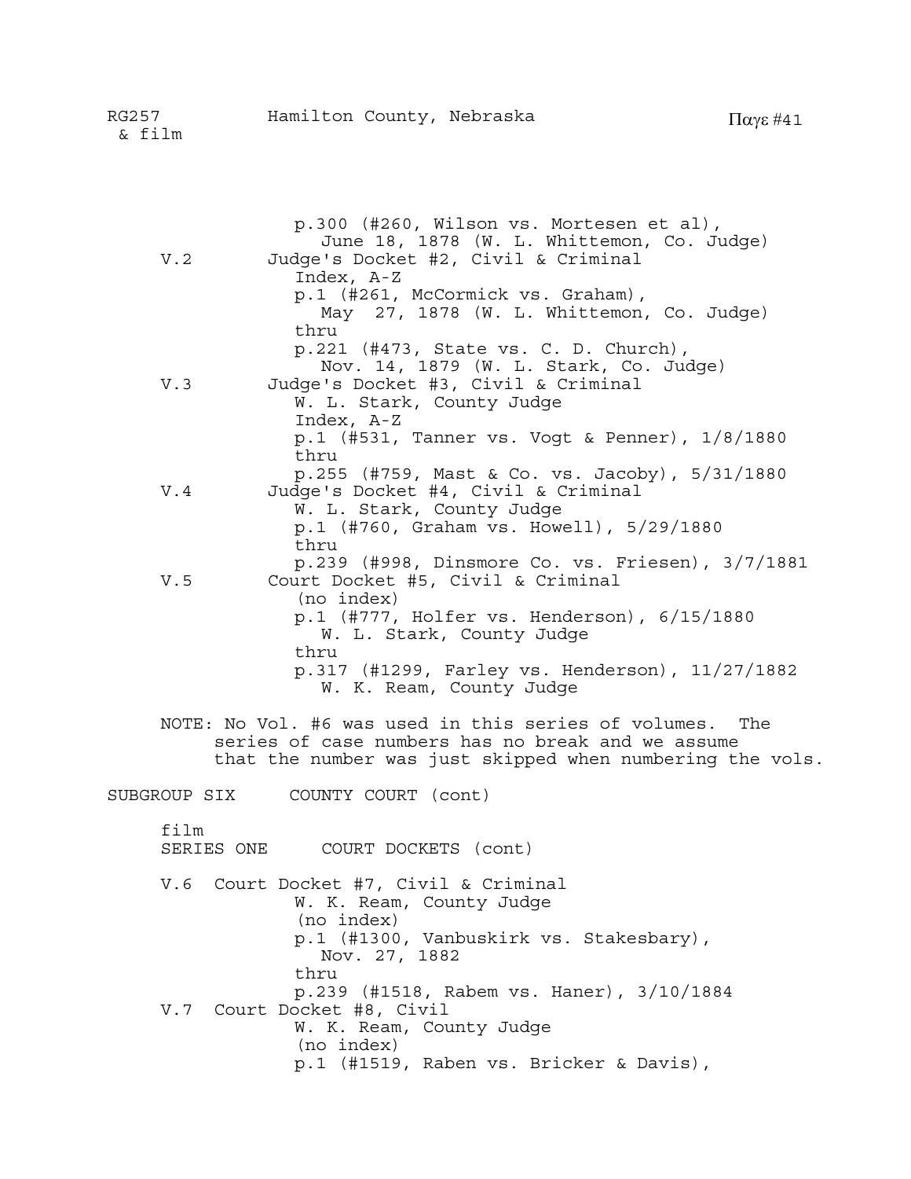p.300 (#260, Wilson vs. Mortesen et al),
June 18, 1878 (W. L. Whittemon, Co. Judge)

V.2 Judge's Docket #2, Civil & Criminal
Index, A-Z
p.1 (#261, McCormick vs. Graham),
May 27, 1878 (W. L. Whittemon, Co. Judge)
thru
p.221 (#473, State vs. C. D. Church),
Nov. 14, 1879 (W. L. Stark, Co. Judge)

V.3 Judge's Docket #3, Civil & Criminal
W. L. Stark, County Judge
Index, A-Z
p.1 (#531, Tanner vs. Vogt & Penner), 1/8/1880
thru
p.255 (#759, Mast & Co. vs. Jacoby), 5/31/1880

V.4 Judge's Docket #4, Civil & Criminal
W. L. Stark, County Judge
p.1 (#760, Graham vs. Howell), 5/29/1880
thru
p.239 (#998, Dinsmore Co. vs. Friesen), 3/7/1881

V.5 Court Docket #5, Civil & Criminal
(no index)
p.1 (#777, Holfer vs. Henderson), 6/15/1880
W. L. Stark, County Judge
thru
p.317 (#1299, Farley vs. Henderson), 11/27/1882
W. K. Ream, County Judge

NOTE: No Vol. #6 was used in this series of volumes. The series of case numbers has no break and we assume that the number was just skipped when numbering the vols.

## SUBGROUP SIX COUNTY COURT (cont)

film
### SERIES ONE COURT DOCKETS (cont)

V.6 Court Docket #7, Civil & Criminal
W. K. Ream, County Judge
(no index)
p.1 (#1300, Vanbuskirk vs. Stakesbary),
Nov. 27, 1882
thru
p.239 (#1518, Rabem vs. Haner), 3/10/1884

V.7 Court Docket #8, Civil
W. K. Ream, County Judge
(no index)
p.1 (#1519, Raben vs. Bricker & Davis),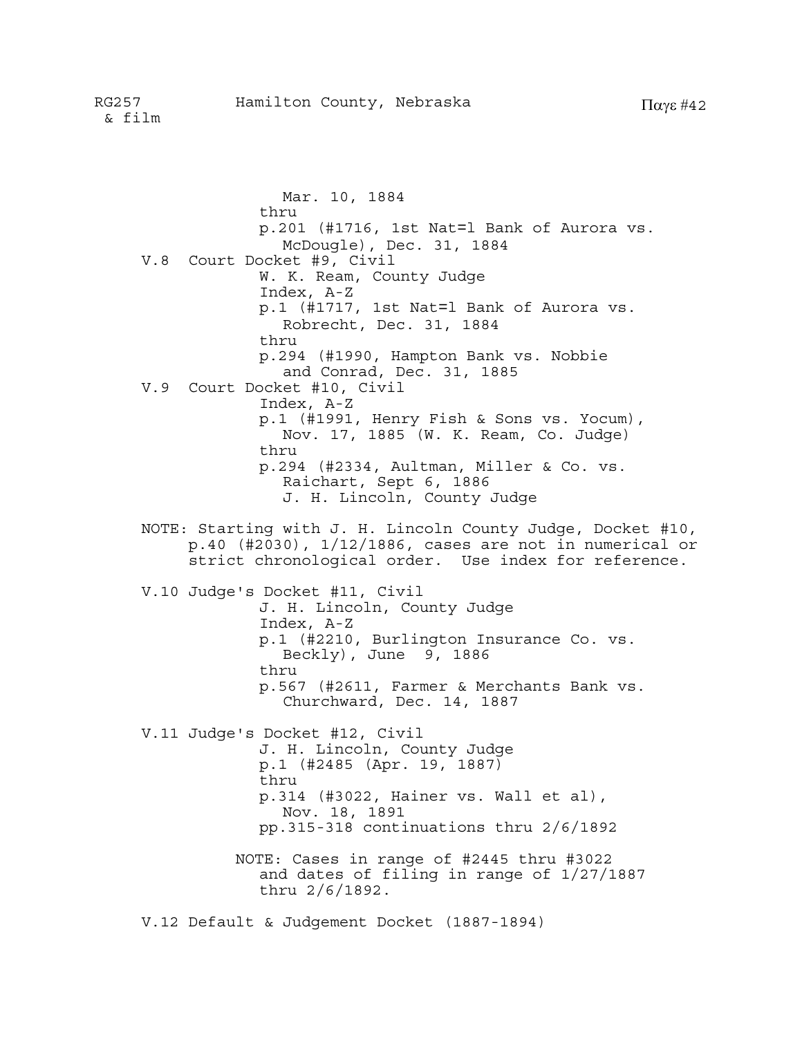Mar. 10, 1884
thru
p.201 (#1716, 1st Nat=l Bank of Aurora vs. McDougle), Dec. 31, 1884

V.8 Court Docket #9, Civil
W. K. Ream, County Judge
Index, A-Z
p.1 (#1717, 1st Nat=l Bank of Aurora vs. Robrecht, Dec. 31, 1884
thru
p.294 (#1990, Hampton Bank vs. Nobbie and Conrad, Dec. 31, 1885

V.9 Court Docket #10, Civil
Index, A-Z
p.1 (#1991, Henry Fish & Sons vs. Yocum), Nov. 17, 1885 (W. K. Ream, Co. Judge)
thru
p.294 (#2334, Aultman, Miller & Co. vs. Raichart, Sept 6, 1886
J. H. Lincoln, County Judge

NOTE: Starting with J. H. Lincoln County Judge, Docket #10, p.40 (#2030), 1/12/1886, cases are not in numerical or strict chronological order. Use index for reference.

V.10 Judge's Docket #11, Civil
J. H. Lincoln, County Judge
Index, A-Z
p.1 (#2210, Burlington Insurance Co. vs. Beckly), June 9, 1886
thru
p.567 (#2611, Farmer & Merchants Bank vs. Churchward, Dec. 14, 1887

V.11 Judge's Docket #12, Civil
J. H. Lincoln, County Judge
p.1 (#2485 (Apr. 19, 1887)
thru
p.314 (#3022, Hainer vs. Wall et al), Nov. 18, 1891
pp.315-318 continuations thru 2/6/1892

NOTE: Cases in range of #2445 thru #3022 and dates of filing in range of 1/27/1887 thru 2/6/1892.

V.12 Default & Judgement Docket (1887-1894)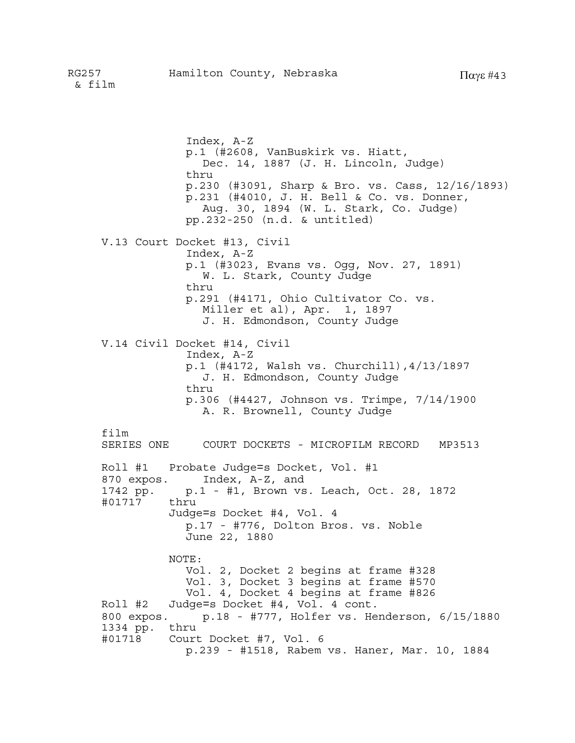Index, A-Z
p.1 (#2608, VanBuskirk vs. Hiatt, Dec. 14, 1887 (J. H. Lincoln, Judge)
thru
p.230 (#3091, Sharp & Bro. vs. Cass, 12/16/1893)
p.231 (#4010, J. H. Bell & Co. vs. Donner, Aug. 30, 1894 (W. L. Stark, Co. Judge)
pp.232-250 (n.d. & untitled)

V.13 Court Docket #13, Civil
Index, A-Z
p.1 (#3023, Evans vs. Ogg, Nov. 27, 1891) W. L. Stark, County Judge
thru
p.291 (#4171, Ohio Cultivator Co. vs. Miller et al), Apr. 1, 1897 J. H. Edmondson, County Judge

V.14 Civil Docket #14, Civil
Index, A-Z
p.1 (#4172, Walsh vs. Churchill),4/13/1897 J. H. Edmondson, County Judge
thru
p.306 (#4427, Johnson vs. Trimpe, 7/14/1900 A. R. Brownell, County Judge

film
SERIES ONE COURT DOCKETS - MICROFILM RECORD MP3513

Roll #1 Probate Judge=s Docket, Vol. #1
870 expos. Index, A-Z, and
1742 pp. p.1 - #1, Brown vs. Leach, Oct. 28, 1872
#01717 thru
Judge=s Docket #4, Vol. 4
p.17 - #776, Dolton Bros. vs. Noble June 22, 1880

NOTE:
Vol. 2, Docket 2 begins at frame #328
Vol. 3, Docket 3 begins at frame #570
Vol. 4, Docket 4 begins at frame #826

Roll #2 Judge=s Docket #4, Vol. 4 cont.
800 expos. p.18 - #777, Holfer vs. Henderson, 6/15/1880
1334 pp. thru
#01718 Court Docket #7, Vol. 6
p.239 - #1518, Rabem vs. Haner, Mar. 10, 1884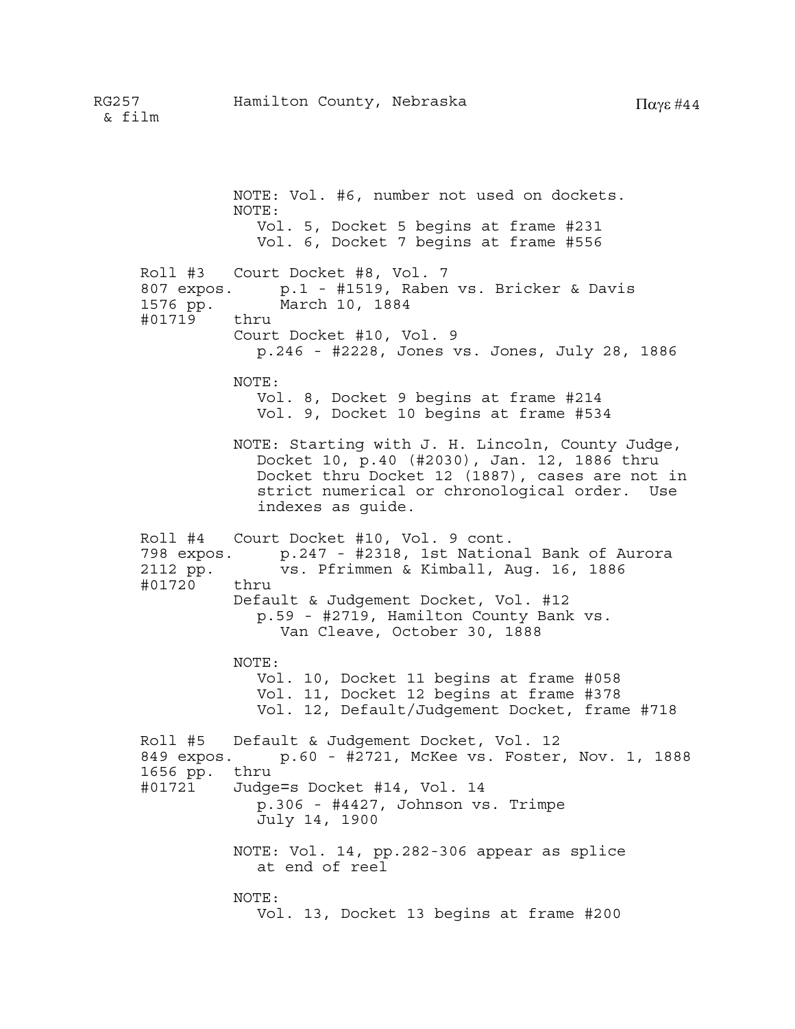NOTE: Vol. #6, number not used on dockets.

NOTE:
Vol. 5, Docket 5 begins at frame #231
Vol. 6, Docket 7 begins at frame #556

Roll #3 Court Docket #8, Vol. 7
807 expos. p.1 - #1519, Raben vs. Bricker & Davis
1576 pp. March 10, 1884
#01719 thru
Court Docket #10, Vol. 9
p.246 - #2228, Jones vs. Jones, July 28, 1886

NOTE:
Vol. 8, Docket 9 begins at frame #214
Vol. 9, Docket 10 begins at frame #534

NOTE: Starting with J. H. Lincoln, County Judge, Docket 10, p.40 (#2030), Jan. 12, 1886 thru Docket thru Docket 12 (1887), cases are not in strict numerical or chronological order. Use indexes as guide.

Roll #4 Court Docket #10, Vol. 9 cont.
798 expos. p.247 - #2318, 1st National Bank of Aurora
2112 pp. vs. Pfrimmen & Kimball, Aug. 16, 1886
#01720 thru
Default & Judgement Docket, Vol. #12
p.59 - #2719, Hamilton County Bank vs. Van Cleave, October 30, 1888

NOTE:
Vol. 10, Docket 11 begins at frame #058
Vol. 11, Docket 12 begins at frame #378
Vol. 12, Default/Judgement Docket, frame #718

Roll #5 Default & Judgement Docket, Vol. 12
849 expos. p.60 - #2721, McKee vs. Foster, Nov. 1, 1888
1656 pp. thru
#01721 Judge=s Docket #14, Vol. 14
p.306 - #4427, Johnson vs. Trimpe
July 14, 1900

NOTE: Vol. 14, pp.282-306 appear as splice at end of reel

NOTE:
Vol. 13, Docket 13 begins at frame #200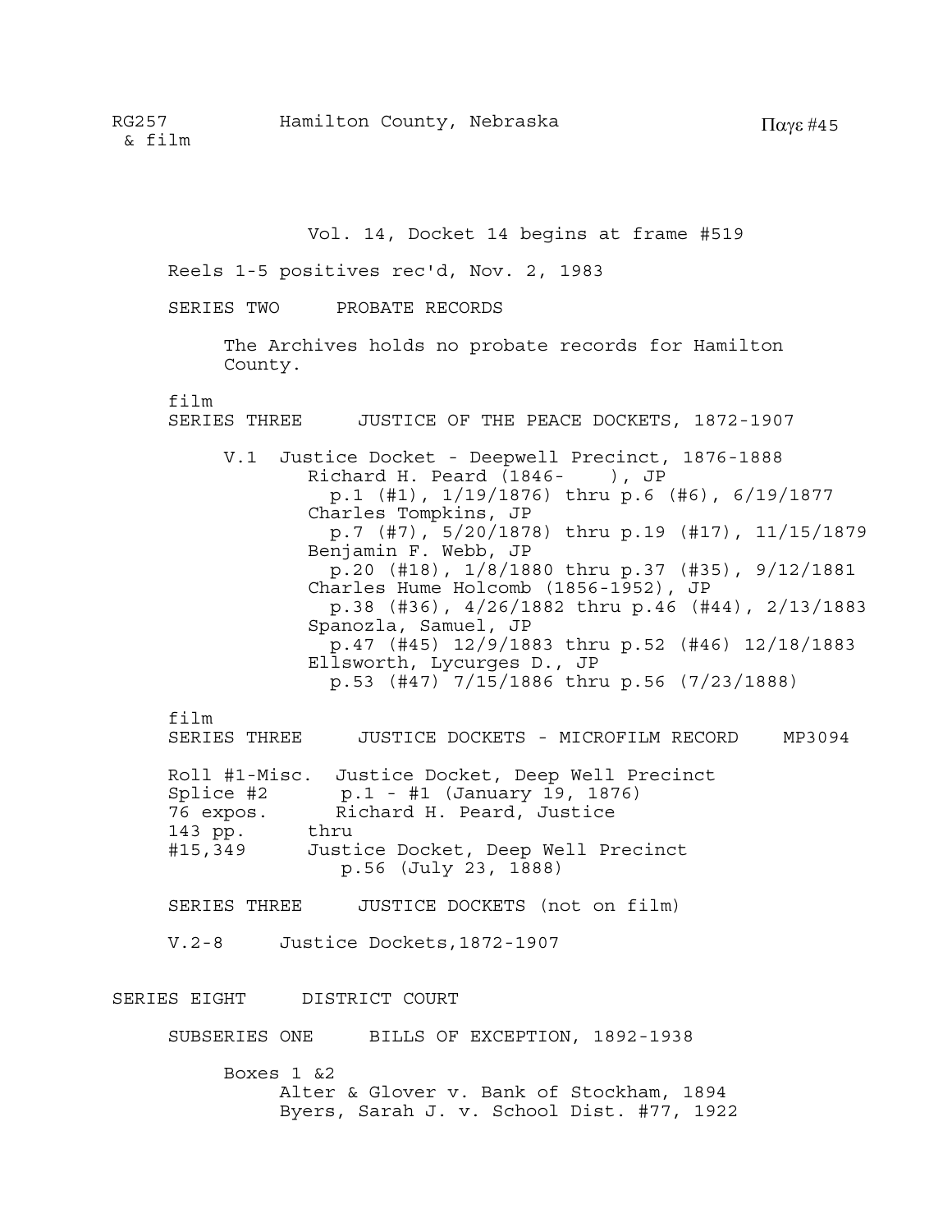Vol. 14, Docket 14 begins at frame #519

Reels 1-5 positives rec'd, Nov. 2, 1983

SERIES TWO PROBATE RECORDS

The Archives holds no probate records for Hamilton County.

film
SERIES THREE JUSTICE OF THE PEACE DOCKETS, 1872-1907

V.1 Justice Docket - Deepwell Precinct, 1876-1888
- Richard H. Peard (1846- ), JP
  - p.1 (#1), 1/19/1876) thru p.6 (#6), 6/19/1877
- Charles Tompkins, JP
  - p.7 (#7), 5/20/1878) thru p.19 (#17), 11/15/1879
- Benjamin F. Webb, JP
  - p.20 (#18), 1/8/1880 thru p.37 (#35), 9/12/1881
- Charles Hume Holcomb (1856-1952), JP
  - p.38 (#36), 4/26/1882 thru p.46 (#44), 2/13/1883
- Spanozla, Samuel, JP
  - p.47 (#45) 12/9/1883 thru p.52 (#46) 12/18/1883
- Ellsworth, Lycurges D., JP
  - p.53 (#47) 7/15/1886 thru p.56 (7/23/1888)

film
SERIES THREE JUSTICE DOCKETS - MICROFILM RECORD MP3094

Roll #1-Misc. Justice Docket, Deep Well Precinct
Splice #2 p.1 - #1 (January 19, 1876)
76 expos. Richard H. Peard, Justice
143 pp. thru
#15,349 Justice Docket, Deep Well Precinct
p.56 (July 23, 1888)

SERIES THREE JUSTICE DOCKETS (not on film)

V.2-8 Justice Dockets,1872-1907

SERIES EIGHT DISTRICT COURT

SUBSERIES ONE BILLS OF EXCEPTION, 1892-1938

Boxes 1 &2
- Alter & Glover v. Bank of Stockham, 1894
- Byers, Sarah J. v. School Dist. #77, 1922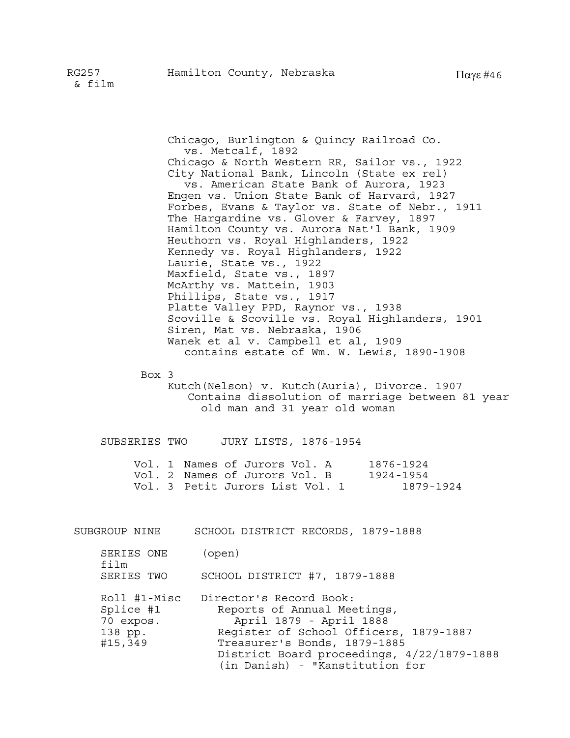Chicago, Burlington & Quincy Railroad Co. vs. Metcalf, 1892
Chicago & North Western RR, Sailor vs., 1922
City National Bank, Lincoln (State ex rel) vs. American State Bank of Aurora, 1923
Engen vs. Union State Bank of Harvard, 1927
Forbes, Evans & Taylor vs. State of Nebr., 1911
The Hargardine vs. Glover & Farvey, 1897
Hamilton County vs. Aurora Nat'l Bank, 1909
Heuthorn vs. Royal Highlanders, 1922
Kennedy vs. Royal Highlanders, 1922
Laurie, State vs., 1922
Maxfield, State vs., 1897
McArthy vs. Mattein, 1903
Phillips, State vs., 1917
Platte Valley PPD, Raynor vs., 1938
Scoville & Scoville vs. Royal Highlanders, 1901
Siren, Mat vs. Nebraska, 1906
Wanek et al v. Campbell et al, 1909
contains estate of Wm. W. Lewis, 1890-1908

Box 3

Kutch(Nelson) v. Kutch(Auria), Divorce. 1907
Contains dissolution of marriage between 81 year old man and 31 year old woman

SUBSERIES TWO JURY LISTS, 1876-1954

| | | |
|---|---|---|
| Vol. 1 | Names of Jurors Vol. A | 1876-1924 |
| Vol. 2 | Names of Jurors Vol. B | 1924-1954 |
| Vol. 3 | Petit Jurors List Vol. 1 | 1879-1924 |

## SUBGROUP NINE SCHOOL DISTRICT RECORDS, 1879-1888

SERIES ONE (open)

film

SERIES TWO SCHOOL DISTRICT #7, 1879-1888

| | |
|---|---|
| Roll #1-Misc | Director's Record Book: |
| Splice #1 | Reports of Annual Meetings, |
| 70 expos. | April 1879 - April 1888 |
| 138 pp. | Register of School Officers, 1879-1887 |
| #15,349 | Treasurer's Bonds, 1879-1885 |
| | District Board proceedings, 4/22/1879-1888 |
| | (in Danish) - "Kanstitution for |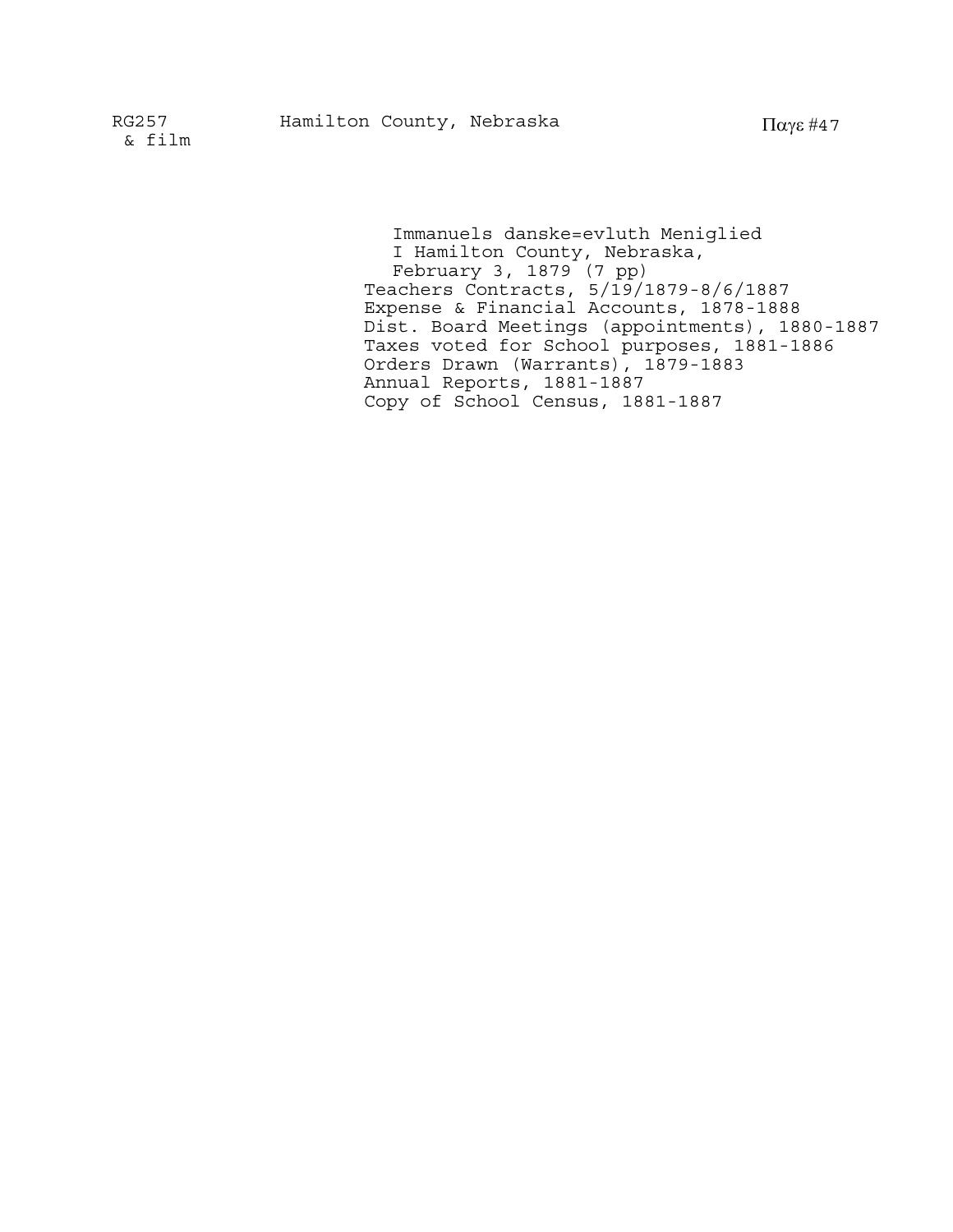Immanuels danske=evluth Meniglied
I Hamilton County, Nebraska,
February 3, 1879 (7 pp)

Teachers Contracts, 5/19/1879-8/6/1887
Expense & Financial Accounts, 1878-1888
Dist. Board Meetings (appointments), 1880-1887
Taxes voted for School purposes, 1881-1886
Orders Drawn (Warrants), 1879-1883
Annual Reports, 1881-1887
Copy of School Census, 1881-1887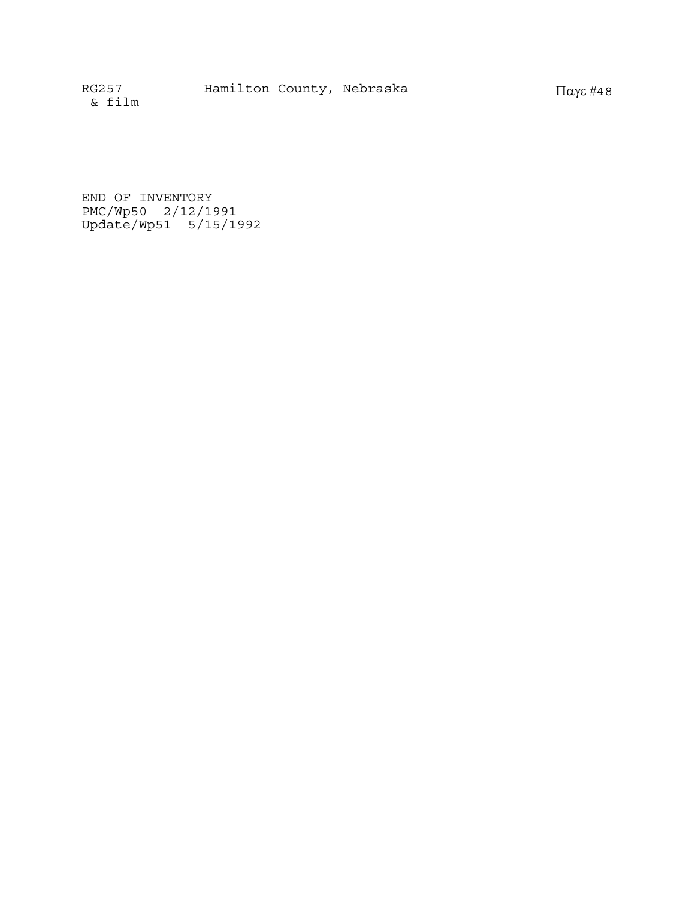END OF INVENTORY
PMC/Wp50 2/12/1991
Update/Wp51 5/15/1992